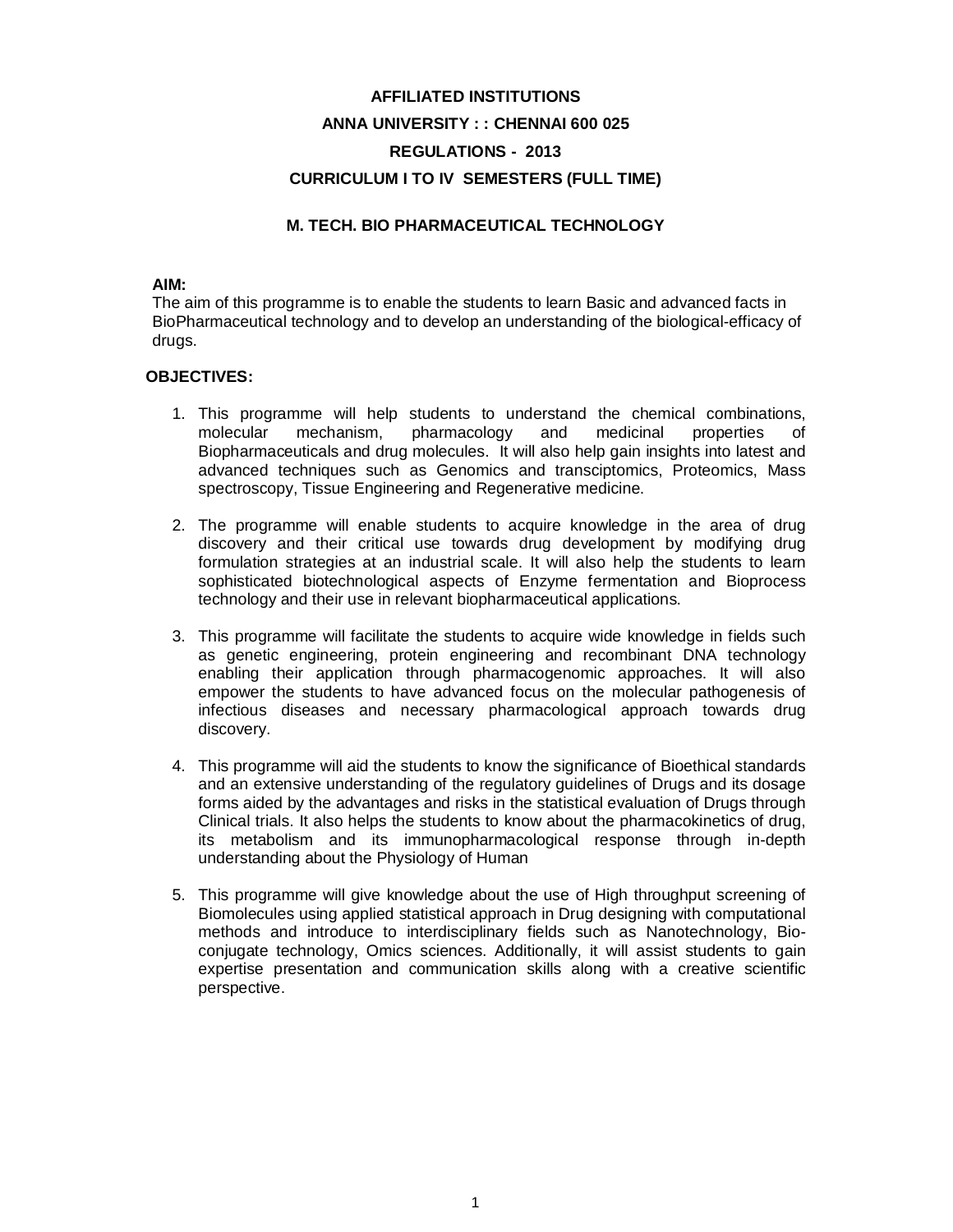# AFFILIATED INSTITUTIONS

## ANNA UNIVERSITY : : CHENNAI 600 025

## REGULATIONS - 2013

## CURRICULUM I TO IV SEMESTERS (FULL TIME)

## M. TECH. BIO PHARMACEUTICAL TECHNOLOGY

**AIM:**

The aim of this programme is to enable the students to learn Basic and advanced facts in BioPharmaceutical technology and to develop an understanding of the biological-efficacy of drugs.

**OBJECTIVES:**

1. This programme will help students to understand the chemical combinations, molecular mechanism, pharmacology and medicinal properties of Biopharmaceuticals and drug molecules. It will also help gain insights into latest and advanced techniques such as Genomics and transciptomics, Proteomics, Mass spectroscopy, Tissue Engineering and Regenerative medicine.

2. The programme will enable students to acquire knowledge in the area of drug discovery and their critical use towards drug development by modifying drug formulation strategies at an industrial scale. It will also help the students to learn sophisticated biotechnological aspects of Enzyme fermentation and Bioprocess technology and their use in relevant biopharmaceutical applications.

3. This programme will facilitate the students to acquire wide knowledge in fields such as genetic engineering, protein engineering and recombinant DNA technology enabling their application through pharmacogenomic approaches. It will also empower the students to have advanced focus on the molecular pathogenesis of infectious diseases and necessary pharmacological approach towards drug discovery.

4. This programme will aid the students to know the significance of Bioethical standards and an extensive understanding of the regulatory guidelines of Drugs and its dosage forms aided by the advantages and risks in the statistical evaluation of Drugs through Clinical trials. It also helps the students to know about the pharmacokinetics of drug, its metabolism and its immunopharmacological response through in-depth understanding about the Physiology of Human

5. This programme will give knowledge about the use of High throughput screening of Biomolecules using applied statistical approach in Drug designing with computational methods and introduce to interdisciplinary fields such as Nanotechnology, Bio-conjugate technology, Omics sciences. Additionally, it will assist students to gain expertise presentation and communication skills along with a creative scientific perspective.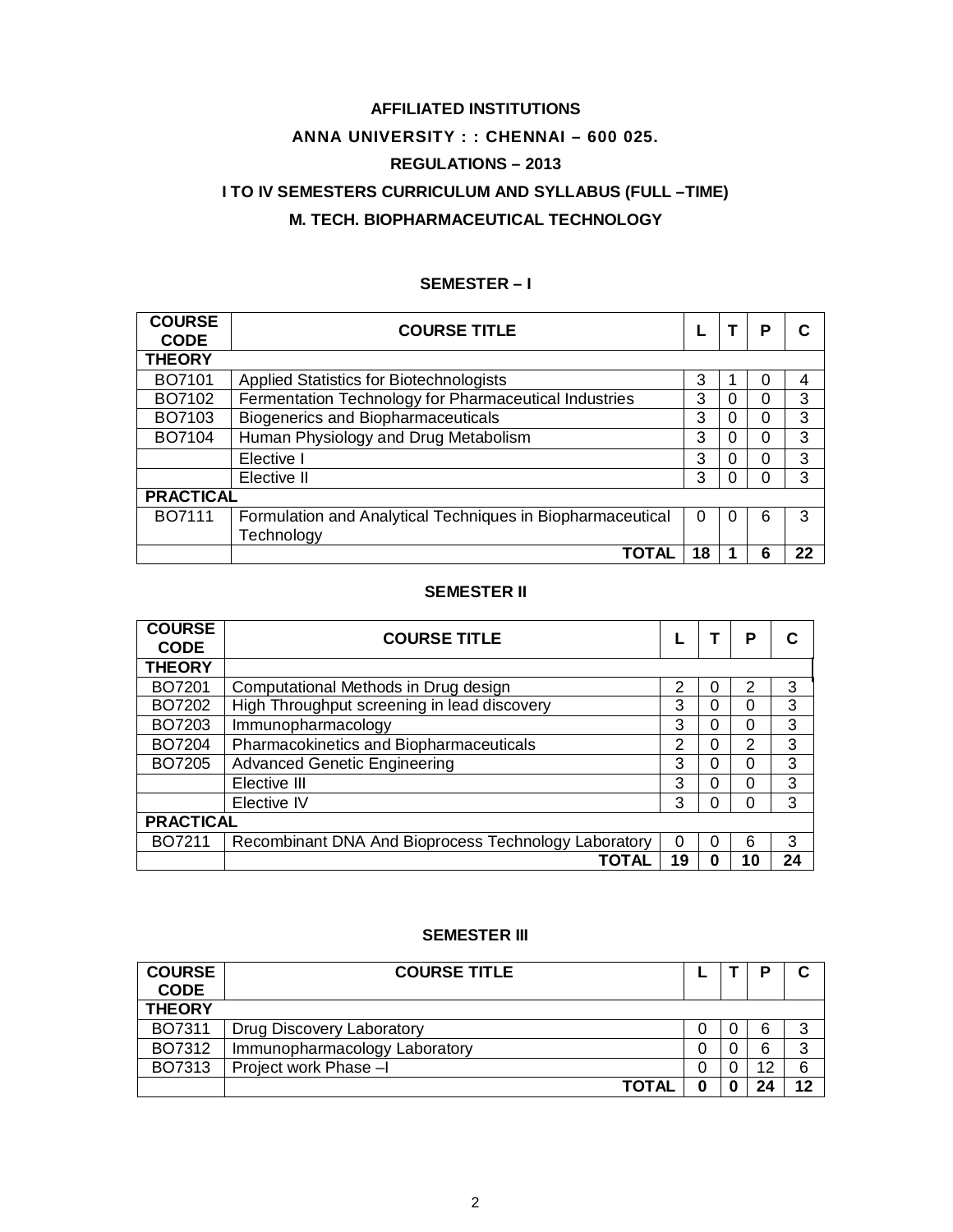**AFFILIATED INSTITUTIONS**

**ANNA UNIVERSITY : : CHENNAI – 600 025.**

**REGULATIONS – 2013**

**I TO IV SEMESTERS CURRICULUM AND SYLLABUS (FULL –TIME)**

**M. TECH. BIOPHARMACEUTICAL TECHNOLOGY**

## SEMESTER – I

| COURSE CODE | COURSE TITLE | L | T | P | C |
|---|---|---|---|---|---|
| **THEORY** | | | | | |
| BO7101 | Applied Statistics for Biotechnologists | 3 | 1 | 0 | 4 |
| BO7102 | Fermentation Technology for Pharmaceutical Industries | 3 | 0 | 0 | 3 |
| BO7103 | Biogenerics and Biopharmaceuticals | 3 | 0 | 0 | 3 |
| BO7104 | Human Physiology and Drug Metabolism | 3 | 0 | 0 | 3 |
| | Elective I | 3 | 0 | 0 | 3 |
| | Elective II | 3 | 0 | 0 | 3 |
| **PRACTICAL** | | | | | |
| BO7111 | Formulation and Analytical Techniques in Biopharmaceutical Technology | 0 | 0 | 6 | 3 |
| | **TOTAL** | **18** | **1** | **6** | **22** |

## SEMESTER II

| COURSE CODE | COURSE TITLE | L | T | P | C |
|---|---|---|---|---|---|
| **THEORY** | | | | | |
| BO7201 | Computational Methods in Drug design | 2 | 0 | 2 | 3 |
| BO7202 | High Throughput screening in lead discovery | 3 | 0 | 0 | 3 |
| BO7203 | Immunopharmacology | 3 | 0 | 0 | 3 |
| BO7204 | Pharmacokinetics and Biopharmaceuticals | 2 | 0 | 2 | 3 |
| BO7205 | Advanced Genetic Engineering | 3 | 0 | 0 | 3 |
| | Elective III | 3 | 0 | 0 | 3 |
| | Elective IV | 3 | 0 | 0 | 3 |
| **PRACTICAL** | | | | | |
| BO7211 | Recombinant DNA And Bioprocess Technology Laboratory | 0 | 0 | 6 | 3 |
| | **TOTAL** | **19** | **0** | **10** | **24** |

## SEMESTER III

| COURSE CODE | COURSE TITLE | L | T | P | C |
|---|---|---|---|---|---|
| **THEORY** | | | | | |
| BO7311 | Drug Discovery Laboratory | 0 | 0 | 6 | 3 |
| BO7312 | Immunopharmacology Laboratory | 0 | 0 | 6 | 3 |
| BO7313 | Project work Phase –I | 0 | 0 | 12 | 6 |
| | **TOTAL** | **0** | **0** | **24** | **12** |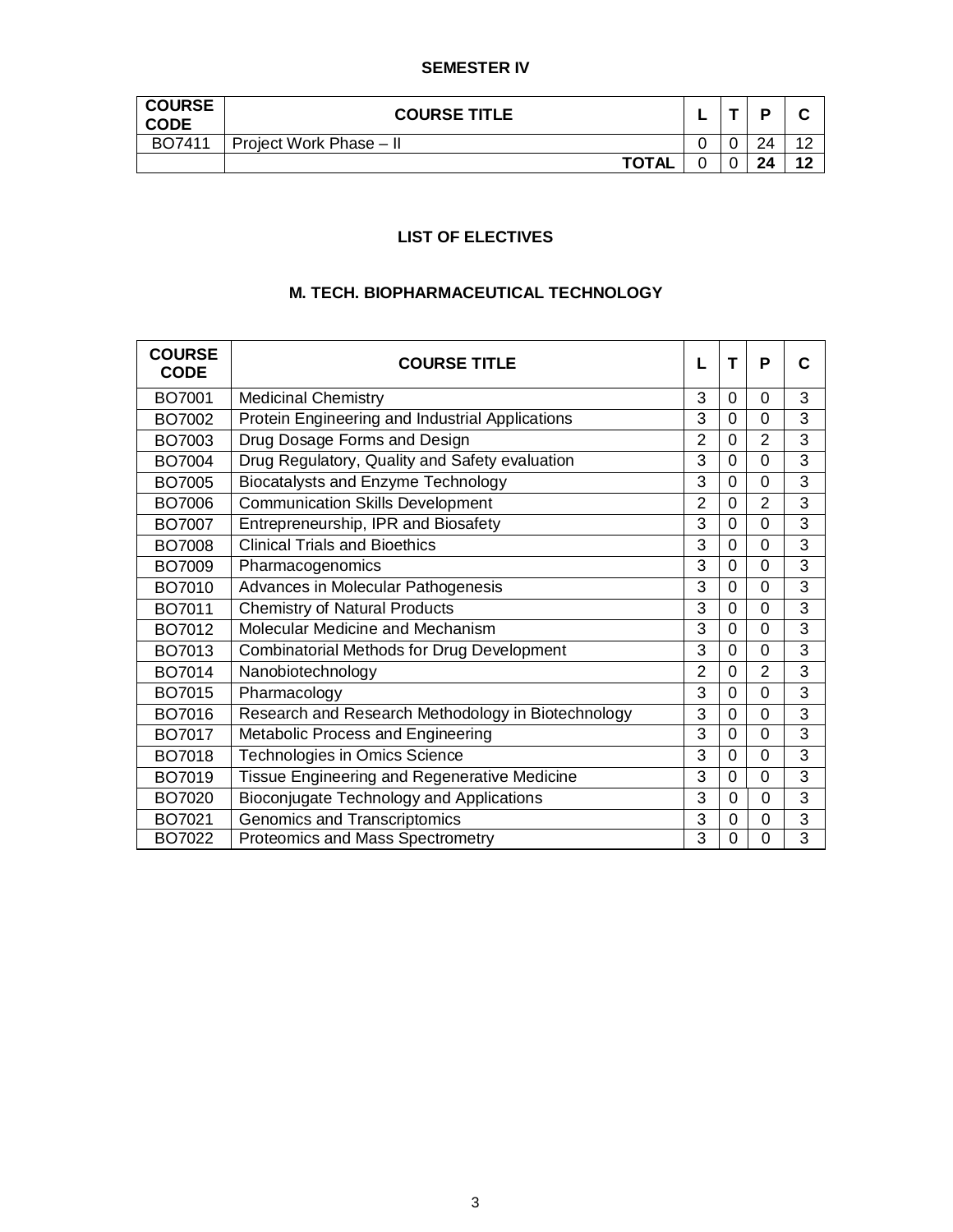## SEMESTER IV

| COURSE CODE | COURSE TITLE | L | T | P | C |
|---|---|---|---|---|---|
| BO7411 | Project Work Phase – II | 0 | 0 | 24 | 12 |
| | **TOTAL** | 0 | 0 | **24** | **12** |

## LIST OF ELECTIVES

## M. TECH. BIOPHARMACEUTICAL TECHNOLOGY

| COURSE CODE | COURSE TITLE | L | T | P | C |
|---|---|---|---|---|---|
| BO7001 | Medicinal Chemistry | 3 | 0 | 0 | 3 |
| BO7002 | Protein Engineering and Industrial Applications | 3 | 0 | 0 | 3 |
| BO7003 | Drug Dosage Forms and Design | 2 | 0 | 2 | 3 |
| BO7004 | Drug Regulatory, Quality and Safety evaluation | 3 | 0 | 0 | 3 |
| BO7005 | Biocatalysts and Enzyme Technology | 3 | 0 | 0 | 3 |
| BO7006 | Communication Skills Development | 2 | 0 | 2 | 3 |
| BO7007 | Entrepreneurship, IPR and Biosafety | 3 | 0 | 0 | 3 |
| BO7008 | Clinical Trials and Bioethics | 3 | 0 | 0 | 3 |
| BO7009 | Pharmacogenomics | 3 | 0 | 0 | 3 |
| BO7010 | Advances in Molecular Pathogenesis | 3 | 0 | 0 | 3 |
| BO7011 | Chemistry of Natural Products | 3 | 0 | 0 | 3 |
| BO7012 | Molecular Medicine and Mechanism | 3 | 0 | 0 | 3 |
| BO7013 | Combinatorial Methods for Drug Development | 3 | 0 | 0 | 3 |
| BO7014 | Nanobiotechnology | 2 | 0 | 2 | 3 |
| BO7015 | Pharmacology | 3 | 0 | 0 | 3 |
| BO7016 | Research and Research Methodology in Biotechnology | 3 | 0 | 0 | 3 |
| BO7017 | Metabolic Process and Engineering | 3 | 0 | 0 | 3 |
| BO7018 | Technologies in Omics Science | 3 | 0 | 0 | 3 |
| BO7019 | Tissue Engineering and Regenerative Medicine | 3 | 0 | 0 | 3 |
| BO7020 | Bioconjugate Technology and Applications | 3 | 0 | 0 | 3 |
| BO7021 | Genomics and Transcriptomics | 3 | 0 | 0 | 3 |
| BO7022 | Proteomics and Mass Spectrometry | 3 | 0 | 0 | 3 |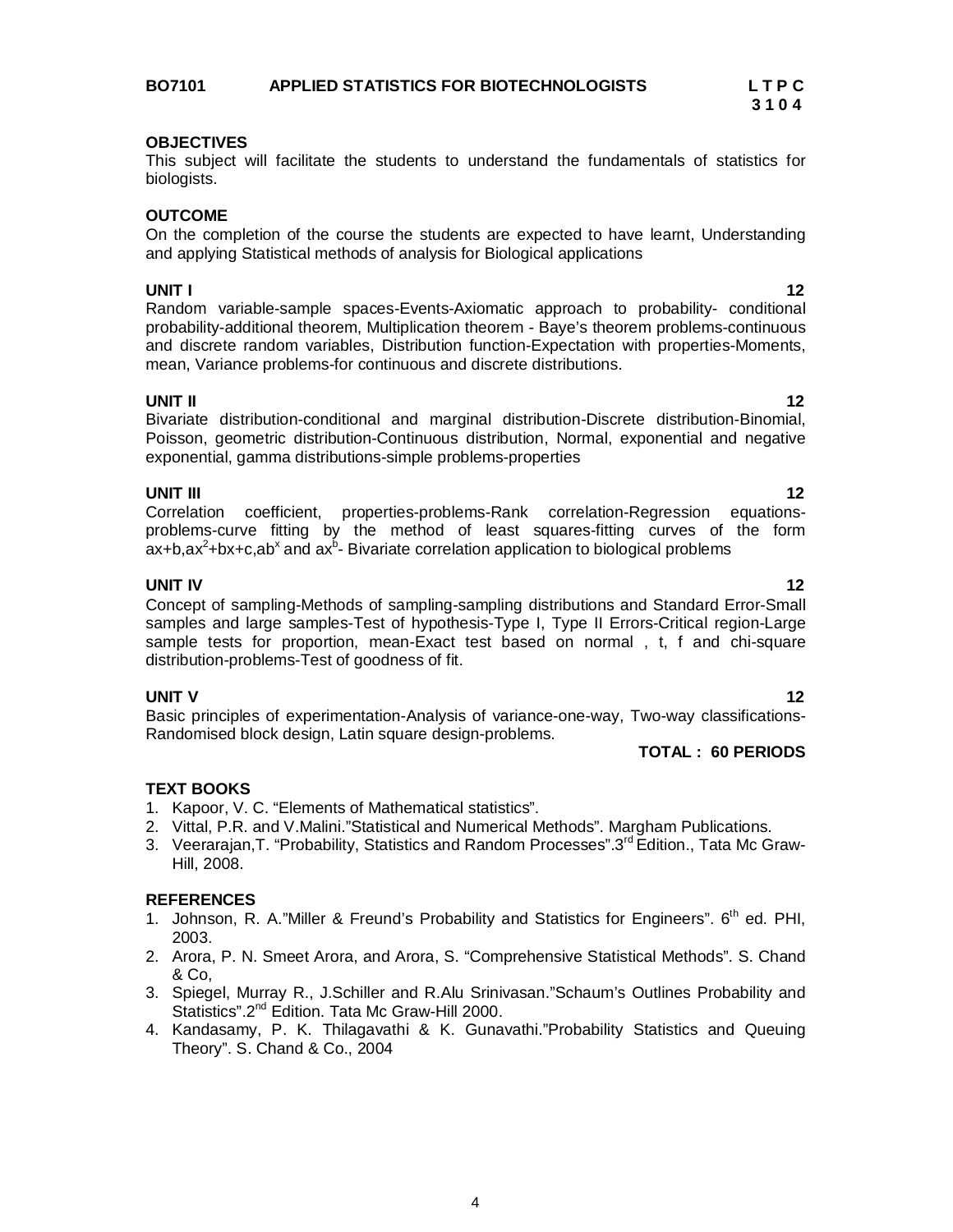**BO7101 APPLIED STATISTICS FOR BIOTECHNOLOGISTS**

| L | T | P | C |
|---|---|---|---|
| 3 | 1 | 0 | 4 |

**OBJECTIVES**

This subject will facilitate the students to understand the fundamentals of statistics for biologists.

**OUTCOME**

On the completion of the course the students are expected to have learnt, Understanding and applying Statistical methods of analysis for Biological applications

**UNIT I** **12**

Random variable-sample spaces-Events-Axiomatic approach to probability- conditional probability-additional theorem, Multiplication theorem - Baye's theorem problems-continuous and discrete random variables, Distribution function-Expectation with properties-Moments, mean, Variance problems-for continuous and discrete distributions.

**UNIT II** **12**

Bivariate distribution-conditional and marginal distribution-Discrete distribution-Binomial, Poisson, geometric distribution-Continuous distribution, Normal, exponential and negative exponential, gamma distributions-simple problems-properties

**UNIT III** **12**

Correlation coefficient, properties-problems-Rank correlation-Regression equations-problems-curve fitting by the method of least squares-fitting curves of the form $ax+b$, $ax^2+bx+c$, $ab^x$ and $ax^b$- Bivariate correlation application to biological problems

**UNIT IV** **12**

Concept of sampling-Methods of sampling-sampling distributions and Standard Error-Small samples and large samples-Test of hypothesis-Type I, Type II Errors-Critical region-Large sample tests for proportion, mean-Exact test based on normal , t, f and chi-square distribution-problems-Test of goodness of fit.

**UNIT V** **12**

Basic principles of experimentation-Analysis of variance-one-way, Two-way classifications-Randomised block design, Latin square design-problems.

**TOTAL : 60 PERIODS**

**TEXT BOOKS**

1. Kapoor, V. C. "Elements of Mathematical statistics".
2. Vittal, P.R. and V.Malini."Statistical and Numerical Methods". Margham Publications.
3. Veerarajan,T. "Probability, Statistics and Random Processes".3rd Edition., Tata Mc Graw-Hill, 2008.

**REFERENCES**

1. Johnson, R. A."Miller & Freund's Probability and Statistics for Engineers". 6th ed. PHI, 2003.
2. Arora, P. N. Smeet Arora, and Arora, S. "Comprehensive Statistical Methods". S. Chand & Co,
3. Spiegel, Murray R., J.Schiller and R.Alu Srinivasan."Schaum's Outlines Probability and Statistics".2nd Edition. Tata Mc Graw-Hill 2000.
4. Kandasamy, P. K. Thilagavathi & K. Gunavathi."Probability Statistics and Queuing Theory". S. Chand & Co., 2004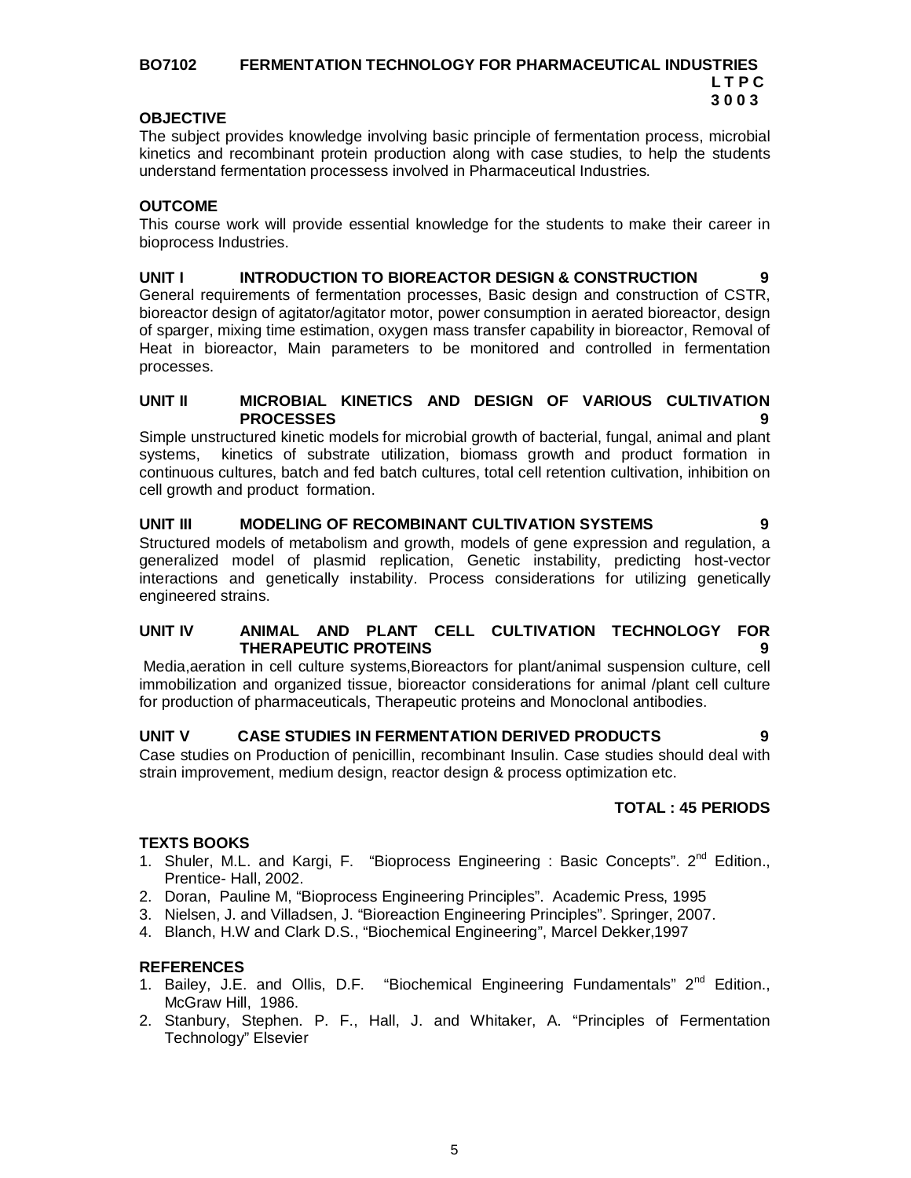## BO7102 FERMENTATION TECHNOLOGY FOR PHARMACEUTICAL INDUSTRIES

**L T P C**
**3 0 0 3**

### OBJECTIVE

The subject provides knowledge involving basic principle of fermentation process, microbial kinetics and recombinant protein production along with case studies, to help the students understand fermentation processess involved in Pharmaceutical Industries.

### OUTCOME

This course work will provide essential knowledge for the students to make their career in bioprocess Industries.

### UNIT I INTRODUCTION TO BIOREACTOR DESIGN & CONSTRUCTION 9

General requirements of fermentation processes, Basic design and construction of CSTR, bioreactor design of agitator/agitator motor, power consumption in aerated bioreactor, design of sparger, mixing time estimation, oxygen mass transfer capability in bioreactor, Removal of Heat in bioreactor, Main parameters to be monitored and controlled in fermentation processes.

### UNIT II MICROBIAL KINETICS AND DESIGN OF VARIOUS CULTIVATION PROCESSES 9

Simple unstructured kinetic models for microbial growth of bacterial, fungal, animal and plant systems, kinetics of substrate utilization, biomass growth and product formation in continuous cultures, batch and fed batch cultures, total cell retention cultivation, inhibition on cell growth and product formation.

### UNIT III MODELING OF RECOMBINANT CULTIVATION SYSTEMS 9

Structured models of metabolism and growth, models of gene expression and regulation, a generalized model of plasmid replication, Genetic instability, predicting host-vector interactions and genetically instability. Process considerations for utilizing genetically engineered strains.

### UNIT IV ANIMAL AND PLANT CELL CULTIVATION TECHNOLOGY FOR THERAPEUTIC PROTEINS 9

Media,aeration in cell culture systems,Bioreactors for plant/animal suspension culture, cell immobilization and organized tissue, bioreactor considerations for animal /plant cell culture for production of pharmaceuticals, Therapeutic proteins and Monoclonal antibodies.

### UNIT V CASE STUDIES IN FERMENTATION DERIVED PRODUCTS 9

Case studies on Production of penicillin, recombinant Insulin. Case studies should deal with strain improvement, medium design, reactor design & process optimization etc.

**TOTAL : 45 PERIODS**

### TEXTS BOOKS

1. Shuler, M.L. and Kargi, F. "Bioprocess Engineering : Basic Concepts". 2nd Edition., Prentice- Hall, 2002.
2. Doran, Pauline M, "Bioprocess Engineering Principles". Academic Press, 1995
3. Nielsen, J. and Villadsen, J. "Bioreaction Engineering Principles". Springer, 2007.
4. Blanch, H.W and Clark D.S., "Biochemical Engineering", Marcel Dekker,1997

### REFERENCES

1. Bailey, J.E. and Ollis, D.F. "Biochemical Engineering Fundamentals" 2nd Edition., McGraw Hill, 1986.
2. Stanbury, Stephen. P. F., Hall, J. and Whitaker, A. "Principles of Fermentation Technology" Elsevier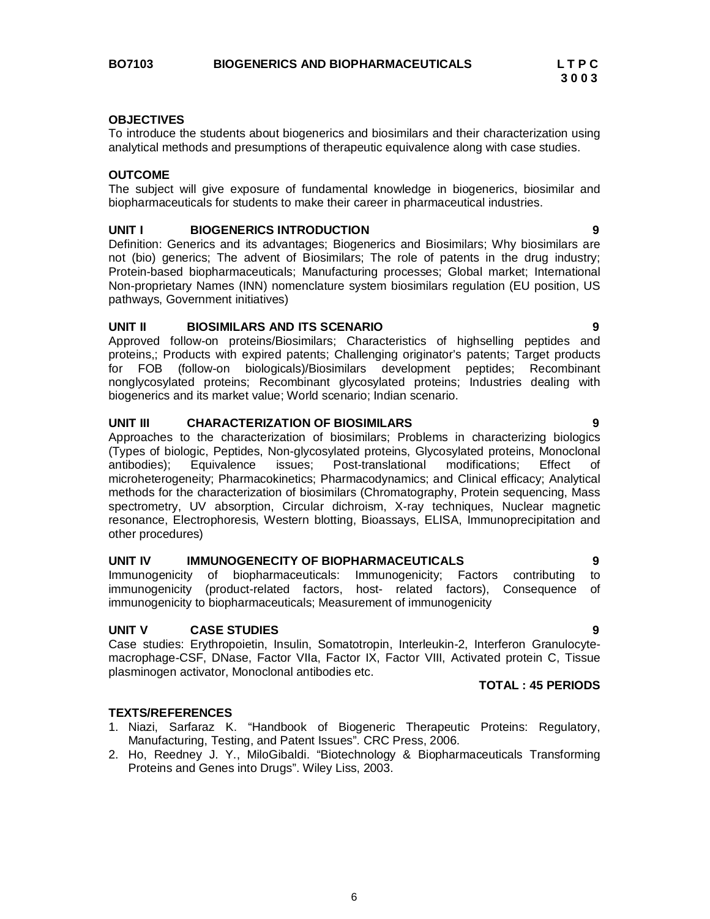**BO7103 BIOGENERICS AND BIOPHARMACEUTICALS L T P C 3 0 0 3**

**OBJECTIVES**

To introduce the students about biogenerics and biosimilars and their characterization using analytical methods and presumptions of therapeutic equivalence along with case studies.

**OUTCOME**

The subject will give exposure of fundamental knowledge in biogenerics, biosimilar and biopharmaceuticals for students to make their career in pharmaceutical industries.

**UNIT I BIOGENERICS INTRODUCTION 9**

Definition: Generics and its advantages; Biogenerics and Biosimilars; Why biosimilars are not (bio) generics; The advent of Biosimilars; The role of patents in the drug industry; Protein-based biopharmaceuticals; Manufacturing processes; Global market; International Non-proprietary Names (INN) nomenclature system biosimilars regulation (EU position, US pathways, Government initiatives)

**UNIT II BIOSIMILARS AND ITS SCENARIO 9**

Approved follow-on proteins/Biosimilars; Characteristics of highselling peptides and proteins,; Products with expired patents; Challenging originator's patents; Target products for FOB (follow-on biologicals)/Biosimilars development peptides; Recombinant nonglycosylated proteins; Recombinant glycosylated proteins; Industries dealing with biogenerics and its market value; World scenario; Indian scenario.

**UNIT III CHARACTERIZATION OF BIOSIMILARS 9**

Approaches to the characterization of biosimilars; Problems in characterizing biologics (Types of biologic, Peptides, Non-glycosylated proteins, Glycosylated proteins, Monoclonal antibodies); Equivalence issues; Post-translational modifications; Effect of microheterogeneity; Pharmacokinetics; Pharmacodynamics; and Clinical efficacy; Analytical methods for the characterization of biosimilars (Chromatography, Protein sequencing, Mass spectrometry, UV absorption, Circular dichroism, X-ray techniques, Nuclear magnetic resonance, Electrophoresis, Western blotting, Bioassays, ELISA, Immunoprecipitation and other procedures)

**UNIT IV IMMUNOGENECITY OF BIOPHARMACEUTICALS 9**

Immunogenicity of biopharmaceuticals: Immunogenicity; Factors contributing to immunogenicity (product-related factors, host- related factors), Consequence of immunogenicity to biopharmaceuticals; Measurement of immunogenicity

**UNIT V CASE STUDIES 9**

Case studies: Erythropoietin, Insulin, Somatotropin, Interleukin-2, Interferon Granulocyte-macrophage-CSF, DNase, Factor VIIa, Factor IX, Factor VIII, Activated protein C, Tissue plasminogen activator, Monoclonal antibodies etc.

**TOTAL : 45 PERIODS**

**TEXTS/REFERENCES**

1. Niazi, Sarfaraz K. "Handbook of Biogeneric Therapeutic Proteins: Regulatory, Manufacturing, Testing, and Patent Issues". CRC Press, 2006.
2. Ho, Reedney J. Y., MiloGibaldi. "Biotechnology & Biopharmaceuticals Transforming Proteins and Genes into Drugs". Wiley Liss, 2003.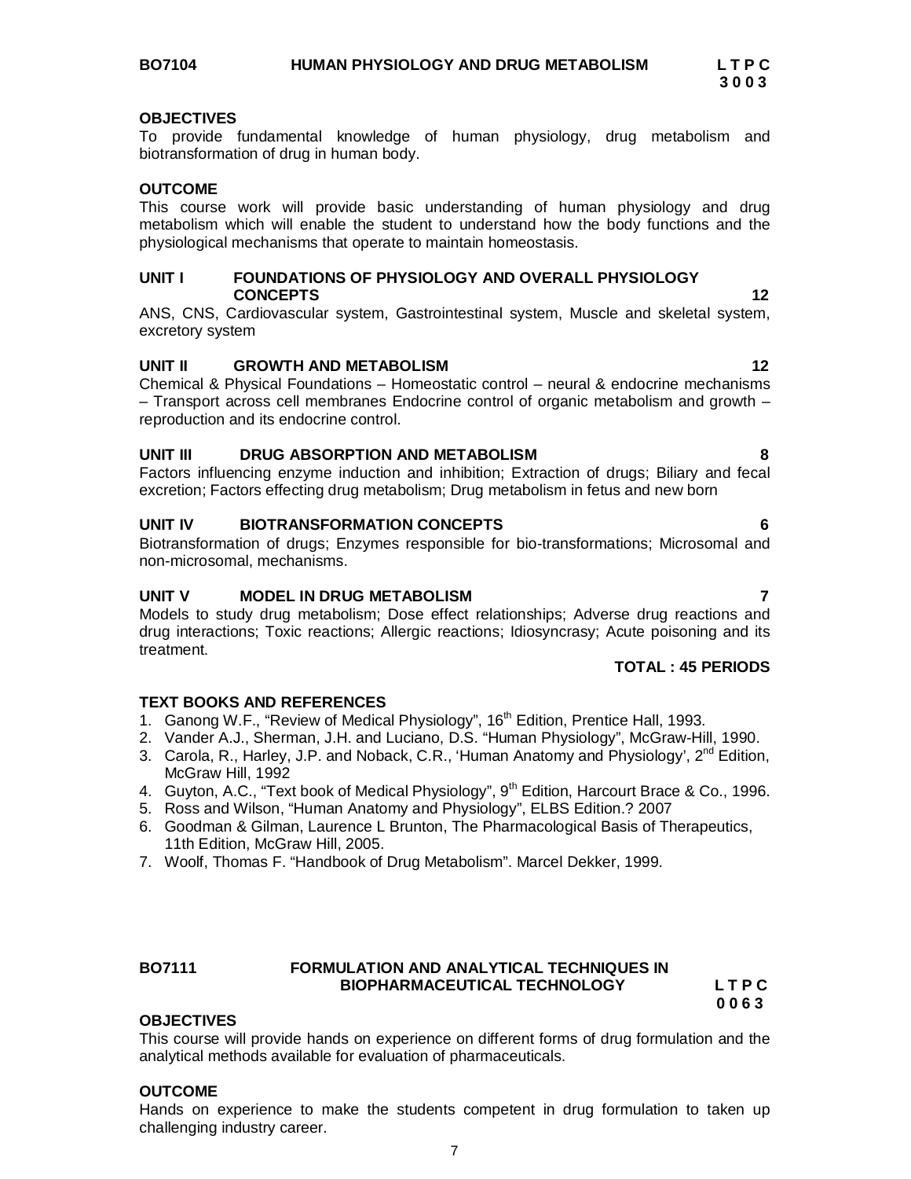## BO7104 HUMAN PHYSIOLOGY AND DRUG METABOLISM

**L T P C**
**3 0 0 3**

**OBJECTIVES**

To provide fundamental knowledge of human physiology, drug metabolism and biotransformation of drug in human body.

**OUTCOME**

This course work will provide basic understanding of human physiology and drug metabolism which will enable the student to understand how the body functions and the physiological mechanisms that operate to maintain homeostasis.

**UNIT I FOUNDATIONS OF PHYSIOLOGY AND OVERALL PHYSIOLOGY CONCEPTS 12**

ANS, CNS, Cardiovascular system, Gastrointestinal system, Muscle and skeletal system, excretory system

**UNIT II GROWTH AND METABOLISM 12**

Chemical & Physical Foundations – Homeostatic control – neural & endocrine mechanisms – Transport across cell membranes Endocrine control of organic metabolism and growth – reproduction and its endocrine control.

**UNIT III DRUG ABSORPTION AND METABOLISM 8**

Factors influencing enzyme induction and inhibition; Extraction of drugs; Biliary and fecal excretion; Factors effecting drug metabolism; Drug metabolism in fetus and new born

**UNIT IV BIOTRANSFORMATION CONCEPTS 6**

Biotransformation of drugs; Enzymes responsible for bio-transformations; Microsomal and non-microsomal, mechanisms.

**UNIT V MODEL IN DRUG METABOLISM 7**

Models to study drug metabolism; Dose effect relationships; Adverse drug reactions and drug interactions; Toxic reactions; Allergic reactions; Idiosyncrasy; Acute poisoning and its treatment.

**TOTAL : 45 PERIODS**

**TEXT BOOKS AND REFERENCES**

1. Ganong W.F., "Review of Medical Physiology", 16th Edition, Prentice Hall, 1993.
2. Vander A.J., Sherman, J.H. and Luciano, D.S. "Human Physiology", McGraw-Hill, 1990.
3. Carola, R., Harley, J.P. and Noback, C.R., 'Human Anatomy and Physiology', 2nd Edition, McGraw Hill, 1992
4. Guyton, A.C., "Text book of Medical Physiology", 9th Edition, Harcourt Brace & Co., 1996.
5. Ross and Wilson, "Human Anatomy and Physiology", ELBS Edition.? 2007
6. Goodman & Gilman, Laurence L Brunton, The Pharmacological Basis of Therapeutics, 11th Edition, McGraw Hill, 2005.
7. Woolf, Thomas F. "Handbook of Drug Metabolism". Marcel Dekker, 1999.

## BO7111 FORMULATION AND ANALYTICAL TECHNIQUES IN BIOPHARMACEUTICAL TECHNOLOGY

**L T P C**
**0 0 6 3**

**OBJECTIVES**

This course will provide hands on experience on different forms of drug formulation and the analytical methods available for evaluation of pharmaceuticals.

**OUTCOME**

Hands on experience to make the students competent in drug formulation to taken up challenging industry career.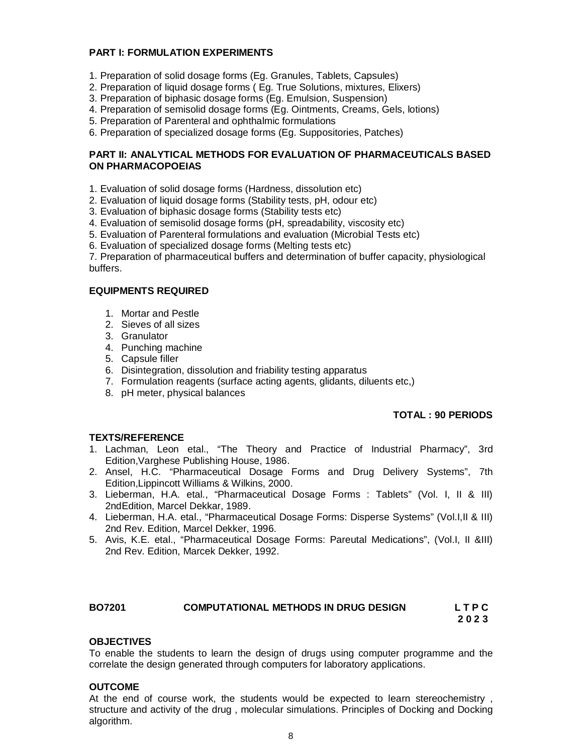**PART I: FORMULATION EXPERIMENTS**

1. Preparation of solid dosage forms (Eg. Granules, Tablets, Capsules)
2. Preparation of liquid dosage forms ( Eg. True Solutions, mixtures, Elixers)
3. Preparation of biphasic dosage forms (Eg. Emulsion, Suspension)
4. Preparation of semisolid dosage forms (Eg. Ointments, Creams, Gels, lotions)
5. Preparation of Parenteral and ophthalmic formulations
6. Preparation of specialized dosage forms (Eg. Suppositories, Patches)

**PART II: ANALYTICAL METHODS FOR EVALUATION OF PHARMACEUTICALS BASED ON PHARMACOPOEIAS**

1. Evaluation of solid dosage forms (Hardness, dissolution etc)
2. Evaluation of liquid dosage forms (Stability tests, pH, odour etc)
3. Evaluation of biphasic dosage forms (Stability tests etc)
4. Evaluation of semisolid dosage forms (pH, spreadability, viscosity etc)
5. Evaluation of Parenteral formulations and evaluation (Microbial Tests etc)
6. Evaluation of specialized dosage forms (Melting tests etc)
7. Preparation of pharmaceutical buffers and determination of buffer capacity, physiological buffers.

**EQUIPMENTS REQUIRED**

1. Mortar and Pestle
2. Sieves of all sizes
3. Granulator
4. Punching machine
5. Capsule filler
6. Disintegration, dissolution and friability testing apparatus
7. Formulation reagents (surface acting agents, glidants, diluents etc,)
8. pH meter, physical balances

**TOTAL : 90 PERIODS**

**TEXTS/REFERENCE**

1. Lachman, Leon etal., "The Theory and Practice of Industrial Pharmacy", 3rd Edition,Varghese Publishing House, 1986.
2. Ansel, H.C. "Pharmaceutical Dosage Forms and Drug Delivery Systems", 7th Edition,Lippincott Williams & Wilkins, 2000.
3. Lieberman, H.A. etal., "Pharmaceutical Dosage Forms : Tablets" (Vol. I, II & III) 2ndEdition, Marcel Dekkar, 1989.
4. Lieberman, H.A. etal., "Pharmaceutical Dosage Forms: Disperse Systems" (Vol.I,II & III) 2nd Rev. Edition, Marcel Dekker, 1996.
5. Avis, K.E. etal., "Pharmaceutical Dosage Forms: Pareutal Medications", (Vol.I, II &III) 2nd Rev. Edition, Marcek Dekker, 1992.

**BO7201 COMPUTATIONAL METHODS IN DRUG DESIGN** **L T P C**
**2 0 2 3**

**OBJECTIVES**

To enable the students to learn the design of drugs using computer programme and the correlate the design generated through computers for laboratory applications.

**OUTCOME**

At the end of course work, the students would be expected to learn stereochemistry , structure and activity of the drug , molecular simulations. Principles of Docking and Docking algorithm.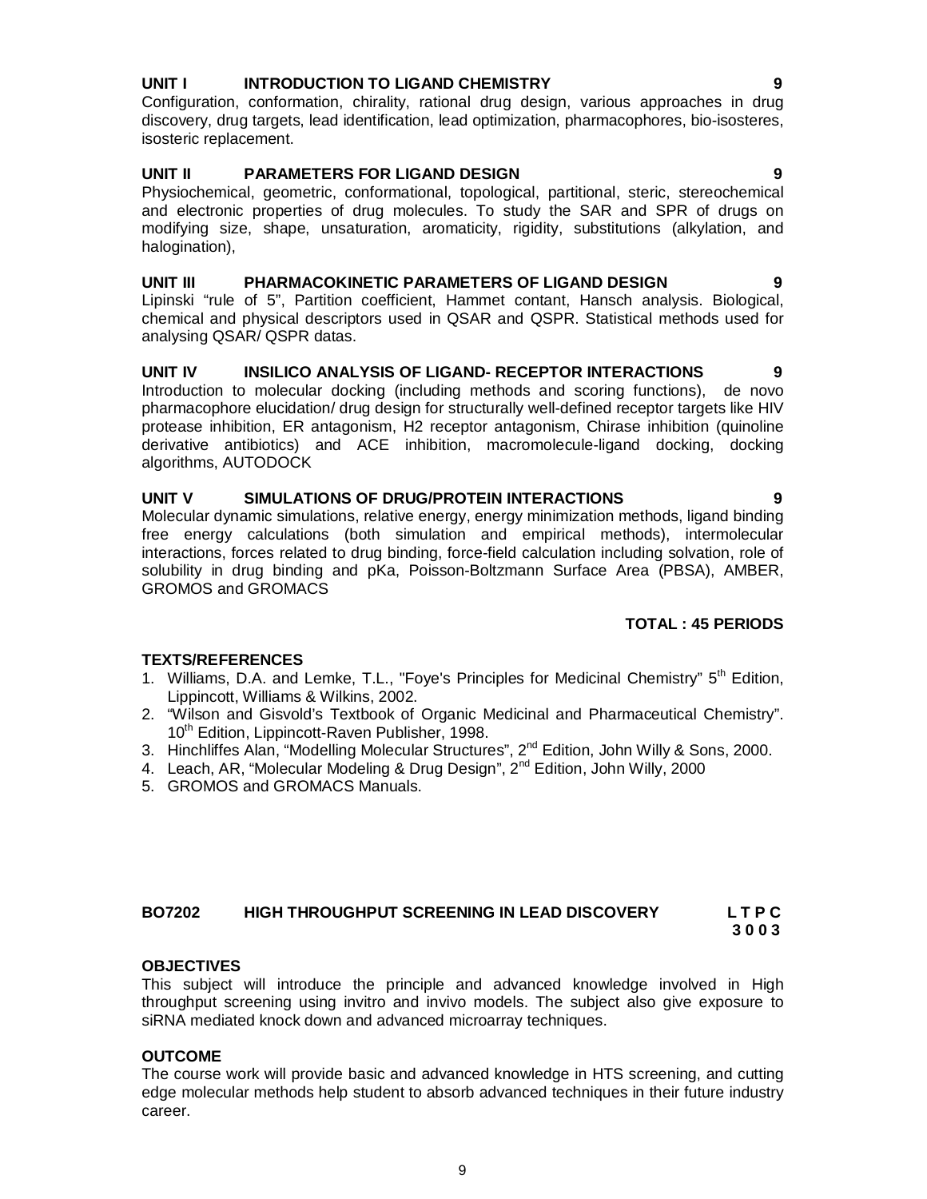### UNIT I INTRODUCTION TO LIGAND CHEMISTRY 9

Configuration, conformation, chirality, rational drug design, various approaches in drug discovery, drug targets, lead identification, lead optimization, pharmacophores, bio-isosteres, isosteric replacement.

### UNIT II PARAMETERS FOR LIGAND DESIGN 9

Physiochemical, geometric, conformational, topological, partitional, steric, stereochemical and electronic properties of drug molecules. To study the SAR and SPR of drugs on modifying size, shape, unsaturation, aromaticity, rigidity, substitutions (alkylation, and halogination),

### UNIT III PHARMACOKINETIC PARAMETERS OF LIGAND DESIGN 9

Lipinski "rule of 5", Partition coefficient, Hammet contant, Hansch analysis. Biological, chemical and physical descriptors used in QSAR and QSPR. Statistical methods used for analysing QSAR/ QSPR datas.

### UNIT IV INSILICO ANALYSIS OF LIGAND- RECEPTOR INTERACTIONS 9

Introduction to molecular docking (including methods and scoring functions), de novo pharmacophore elucidation/ drug design for structurally well-defined receptor targets like HIV protease inhibition, ER antagonism, H2 receptor antagonism, Chirase inhibition (quinoline derivative antibiotics) and ACE inhibition, macromolecule-ligand docking, docking algorithms, AUTODOCK

### UNIT V SIMULATIONS OF DRUG/PROTEIN INTERACTIONS 9

Molecular dynamic simulations, relative energy, energy minimization methods, ligand binding free energy calculations (both simulation and empirical methods), intermolecular interactions, forces related to drug binding, force-field calculation including solvation, role of solubility in drug binding and pKa, Poisson-Boltzmann Surface Area (PBSA), AMBER, GROMOS and GROMACS

**TOTAL : 45 PERIODS**

**TEXTS/REFERENCES**

1. Williams, D.A. and Lemke, T.L., "Foye's Principles for Medicinal Chemistry" 5th Edition, Lippincott, Williams & Wilkins, 2002.
2. "Wilson and Gisvold's Textbook of Organic Medicinal and Pharmaceutical Chemistry". 10th Edition, Lippincott-Raven Publisher, 1998.
3. Hinchliffes Alan, "Modelling Molecular Structures", 2nd Edition, John Willy & Sons, 2000.
4. Leach, AR, "Molecular Modeling & Drug Design", 2nd Edition, John Willy, 2000
5. GROMOS and GROMACS Manuals.

## BO7202 HIGH THROUGHPUT SCREENING IN LEAD DISCOVERY

| L | T | P | C |
|---|---|---|---|
| 3 | 0 | 0 | 3 |

**OBJECTIVES**

This subject will introduce the principle and advanced knowledge involved in High throughput screening using invitro and invivo models. The subject also give exposure to siRNA mediated knock down and advanced microarray techniques.

**OUTCOME**

The course work will provide basic and advanced knowledge in HTS screening, and cutting edge molecular methods help student to absorb advanced techniques in their future industry career.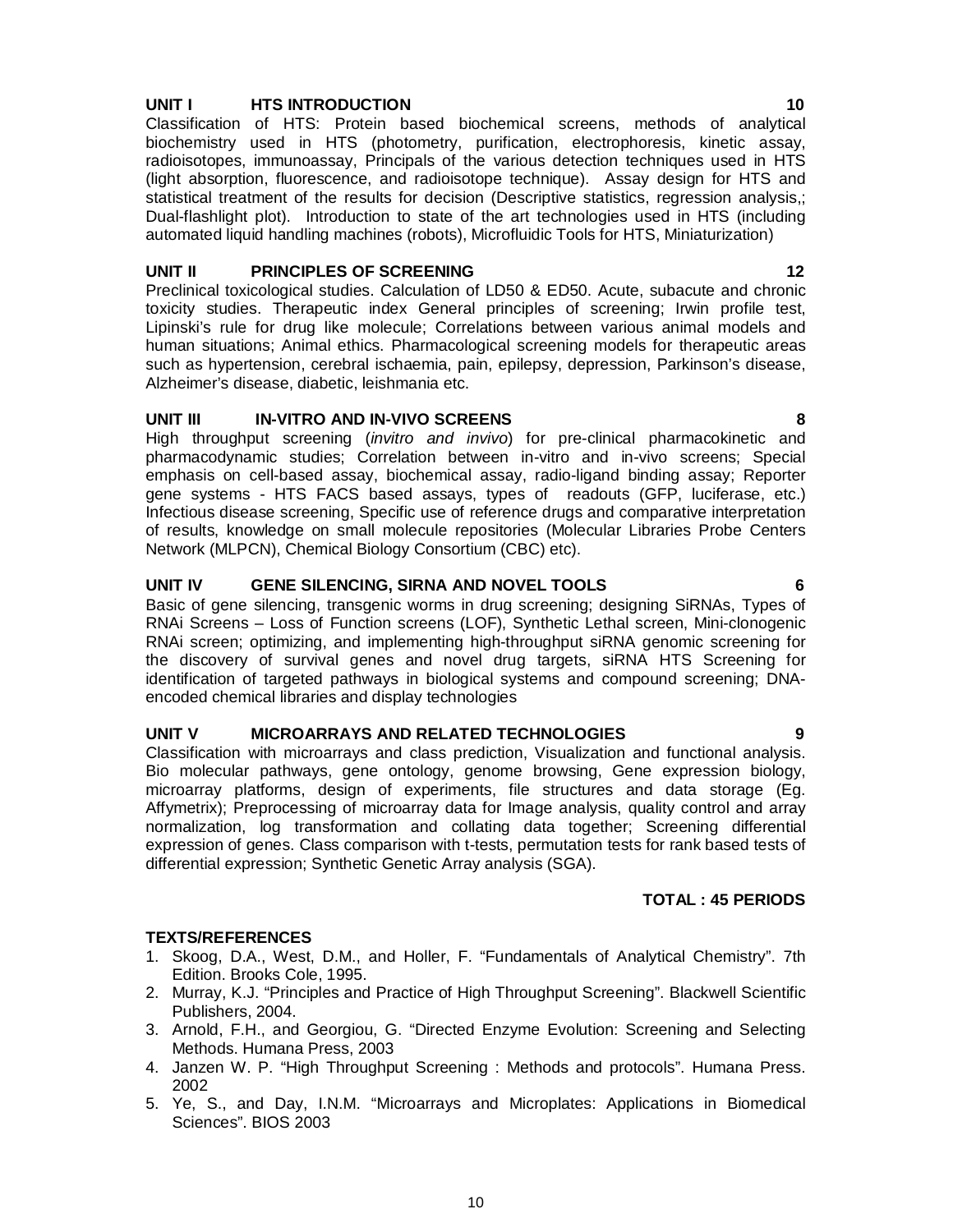**UNIT I HTS INTRODUCTION 10**

Classification of HTS: Protein based biochemical screens, methods of analytical biochemistry used in HTS (photometry, purification, electrophoresis, kinetic assay, radioisotopes, immunoassay, Principals of the various detection techniques used in HTS (light absorption, fluorescence, and radioisotope technique). Assay design for HTS and statistical treatment of the results for decision (Descriptive statistics, regression analysis,; Dual-flashlight plot). Introduction to state of the art technologies used in HTS (including automated liquid handling machines (robots), Microfluidic Tools for HTS, Miniaturization)

**UNIT II PRINCIPLES OF SCREENING 12**

Preclinical toxicological studies. Calculation of LD50 & ED50. Acute, subacute and chronic toxicity studies. Therapeutic index General principles of screening; Irwin profile test, Lipinski's rule for drug like molecule; Correlations between various animal models and human situations; Animal ethics. Pharmacological screening models for therapeutic areas such as hypertension, cerebral ischaemia, pain, epilepsy, depression, Parkinson's disease, Alzheimer's disease, diabetic, leishmania etc.

**UNIT III IN-VITRO AND IN-VIVO SCREENS 8**

High throughput screening (*invitro and invivo*) for pre-clinical pharmacokinetic and pharmacodynamic studies; Correlation between in-vitro and in-vivo screens; Special emphasis on cell-based assay, biochemical assay, radio-ligand binding assay; Reporter gene systems - HTS FACS based assays, types of readouts (GFP, luciferase, etc.) Infectious disease screening, Specific use of reference drugs and comparative interpretation of results, knowledge on small molecule repositories (Molecular Libraries Probe Centers Network (MLPCN), Chemical Biology Consortium (CBC) etc).

**UNIT IV GENE SILENCING, SIRNA AND NOVEL TOOLS 6**

Basic of gene silencing, transgenic worms in drug screening; designing SiRNAs, Types of RNAi Screens – Loss of Function screens (LOF), Synthetic Lethal screen, Mini-clonogenic RNAi screen; optimizing, and implementing high-throughput siRNA genomic screening for the discovery of survival genes and novel drug targets, siRNA HTS Screening for identification of targeted pathways in biological systems and compound screening; DNA-encoded chemical libraries and display technologies

**UNIT V MICROARRAYS AND RELATED TECHNOLOGIES 9**

Classification with microarrays and class prediction, Visualization and functional analysis. Bio molecular pathways, gene ontology, genome browsing, Gene expression biology, microarray platforms, design of experiments, file structures and data storage (Eg. Affymetrix); Preprocessing of microarray data for Image analysis, quality control and array normalization, log transformation and collating data together; Screening differential expression of genes. Class comparison with t-tests, permutation tests for rank based tests of differential expression; Synthetic Genetic Array analysis (SGA).

**TOTAL : 45 PERIODS**

**TEXTS/REFERENCES**

1. Skoog, D.A., West, D.M., and Holler, F. "Fundamentals of Analytical Chemistry". 7th Edition. Brooks Cole, 1995.
2. Murray, K.J. "Principles and Practice of High Throughput Screening". Blackwell Scientific Publishers, 2004.
3. Arnold, F.H., and Georgiou, G. "Directed Enzyme Evolution: Screening and Selecting Methods. Humana Press, 2003
4. Janzen W. P. "High Throughput Screening : Methods and protocols". Humana Press. 2002
5. Ye, S., and Day, I.N.M. "Microarrays and Microplates: Applications in Biomedical Sciences". BIOS 2003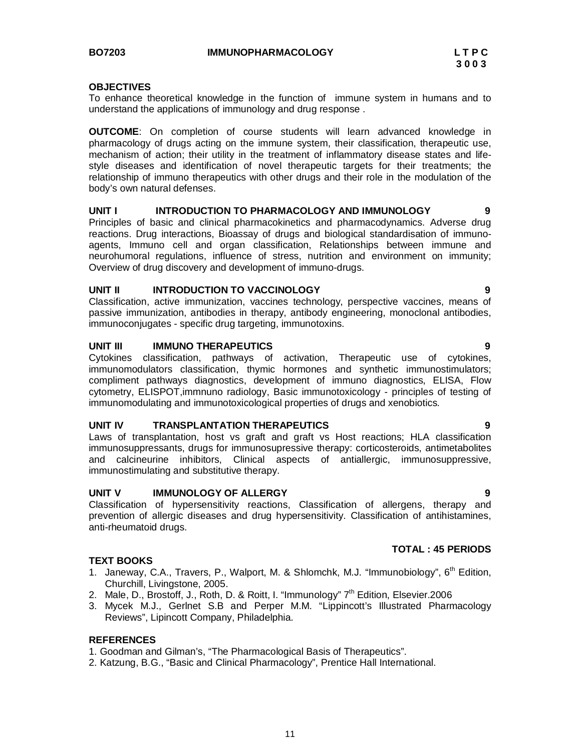**BO7203 IMMUNOPHARMACOLOGY L T P C**
**3 0 0 3**

**OBJECTIVES**
To enhance theoretical knowledge in the function of immune system in humans and to understand the applications of immunology and drug response .

**OUTCOME**: On completion of course students will learn advanced knowledge in pharmacology of drugs acting on the immune system, their classification, therapeutic use, mechanism of action; their utility in the treatment of inflammatory disease states and life-style diseases and identification of novel therapeutic targets for their treatments; the relationship of immuno therapeutics with other drugs and their role in the modulation of the body's own natural defenses.

**UNIT I INTRODUCTION TO PHARMACOLOGY AND IMMUNOLOGY 9**
Principles of basic and clinical pharmacokinetics and pharmacodynamics. Adverse drug reactions. Drug interactions, Bioassay of drugs and biological standardisation of immuno-agents, Immuno cell and organ classification, Relationships between immune and neurohumoral regulations, influence of stress, nutrition and environment on immunity; Overview of drug discovery and development of immuno-drugs.

**UNIT II INTRODUCTION TO VACCINOLOGY 9**
Classification, active immunization, vaccines technology, perspective vaccines, means of passive immunization, antibodies in therapy, antibody engineering, monoclonal antibodies, immunoconjugates - specific drug targeting, immunotoxins.

**UNIT III IMMUNO THERAPEUTICS 9**
Cytokines classification, pathways of activation, Therapeutic use of cytokines, immunomodulators classification, thymic hormones and synthetic immunostimulators; compliment pathways diagnostics, development of immuno diagnostics, ELISA, Flow cytometry, ELISPOT,immnuno radiology, Basic immunotoxicology - principles of testing of immunomodulating and immunotoxicological properties of drugs and xenobiotics.

**UNIT IV TRANSPLANTATION THERAPEUTICS 9**
Laws of transplantation, host vs graft and graft vs Host reactions; HLA classification immunosuppressants, drugs for immunosupressive therapy: corticosteroids, antimetabolites and calcineurine inhibitors, Clinical aspects of antiallergic, immunosuppressive, immunostimulating and substitutive therapy.

**UNIT V IMMUNOLOGY OF ALLERGY 9**
Classification of hypersensitivity reactions, Classification of allergens, therapy and prevention of allergic diseases and drug hypersensitivity. Classification of antihistamines, anti-rheumatoid drugs.

**TOTAL : 45 PERIODS**

**TEXT BOOKS**
1. Janeway, C.A., Travers, P., Walport, M. & Shlomchk, M.J. "Immunobiology", 6th Edition, Churchill, Livingstone, 2005.
2. Male, D., Brostoff, J., Roth, D. & Roitt, I. "Immunology" 7th Edition, Elsevier.2006
3. Mycek M.J., Gerlnet S.B and Perper M.M. "Lippincott's Illustrated Pharmacology Reviews", Lipincott Company, Philadelphia.

**REFERENCES**
1. Goodman and Gilman's, "The Pharmacological Basis of Therapeutics".
2. Katzung, B.G., "Basic and Clinical Pharmacology", Prentice Hall International.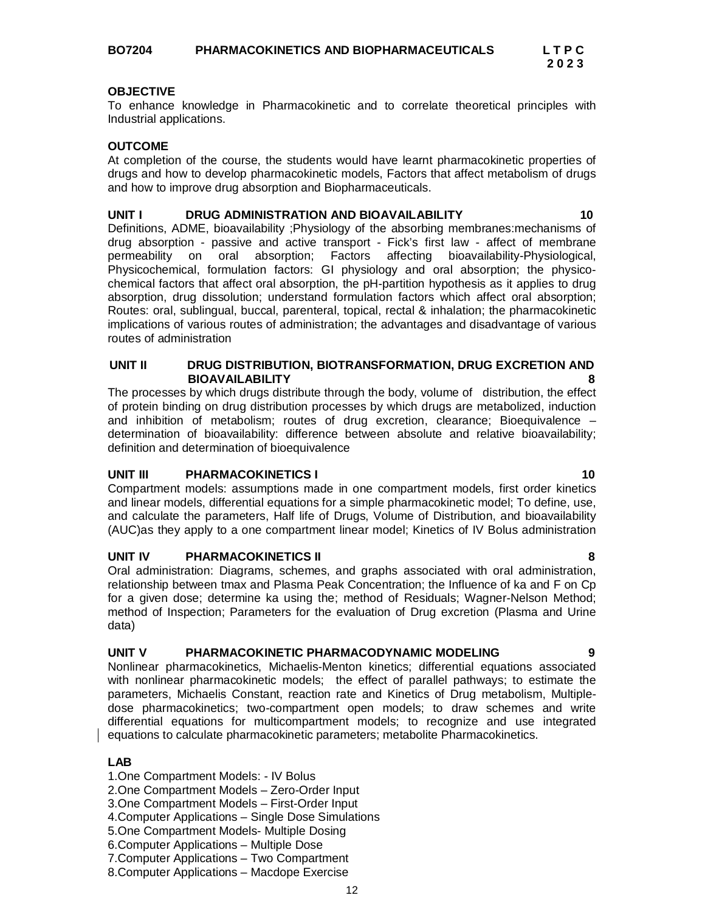**BO7204 PHARMACOKINETICS AND BIOPHARMACEUTICALS** **L T P C**
**2 0 2 3**

**OBJECTIVE**

To enhance knowledge in Pharmacokinetic and to correlate theoretical principles with Industrial applications.

**OUTCOME**

At completion of the course, the students would have learnt pharmacokinetic properties of drugs and how to develop pharmacokinetic models, Factors that affect metabolism of drugs and how to improve drug absorption and Biopharmaceuticals.

**UNIT I DRUG ADMINISTRATION AND BIOAVAILABILITY 10**

Definitions, ADME, bioavailability ;Physiology of the absorbing membranes:mechanisms of drug absorption - passive and active transport - Fick's first law - affect of membrane permeability on oral absorption; Factors affecting bioavailability-Physiological, Physicochemical, formulation factors: GI physiology and oral absorption; the physico-chemical factors that affect oral absorption, the pH-partition hypothesis as it applies to drug absorption, drug dissolution; understand formulation factors which affect oral absorption; Routes: oral, sublingual, buccal, parenteral, topical, rectal & inhalation; the pharmacokinetic implications of various routes of administration; the advantages and disadvantage of various routes of administration

**UNIT II DRUG DISTRIBUTION, BIOTRANSFORMATION, DRUG EXCRETION AND BIOAVAILABILITY 8**

The processes by which drugs distribute through the body, volume of distribution, the effect of protein binding on drug distribution processes by which drugs are metabolized, induction and inhibition of metabolism; routes of drug excretion, clearance; Bioequivalence – determination of bioavailability: difference between absolute and relative bioavailability; definition and determination of bioequivalence

**UNIT III PHARMACOKINETICS I 10**

Compartment models: assumptions made in one compartment models, first order kinetics and linear models, differential equations for a simple pharmacokinetic model; To define, use, and calculate the parameters, Half life of Drugs, Volume of Distribution, and bioavailability (AUC)as they apply to a one compartment linear model; Kinetics of IV Bolus administration

**UNIT IV PHARMACOKINETICS II 8**

Oral administration: Diagrams, schemes, and graphs associated with oral administration, relationship between tmax and Plasma Peak Concentration; the Influence of ka and F on Cp for a given dose; determine ka using the; method of Residuals; Wagner-Nelson Method; method of Inspection; Parameters for the evaluation of Drug excretion (Plasma and Urine data)

**UNIT V PHARMACOKINETIC PHARMACODYNAMIC MODELING 9**

Nonlinear pharmacokinetics, Michaelis-Menton kinetics; differential equations associated with nonlinear pharmacokinetic models; the effect of parallel pathways; to estimate the parameters, Michaelis Constant, reaction rate and Kinetics of Drug metabolism, Multiple-dose pharmacokinetics; two-compartment open models; to draw schemes and write differential equations for multicompartment models; to recognize and use integrated equations to calculate pharmacokinetic parameters; metabolite Pharmacokinetics.

**LAB**

1.One Compartment Models: - IV Bolus
2.One Compartment Models – Zero-Order Input
3.One Compartment Models – First-Order Input
4.Computer Applications – Single Dose Simulations
5.One Compartment Models- Multiple Dosing
6.Computer Applications – Multiple Dose
7.Computer Applications – Two Compartment
8.Computer Applications – Macdope Exercise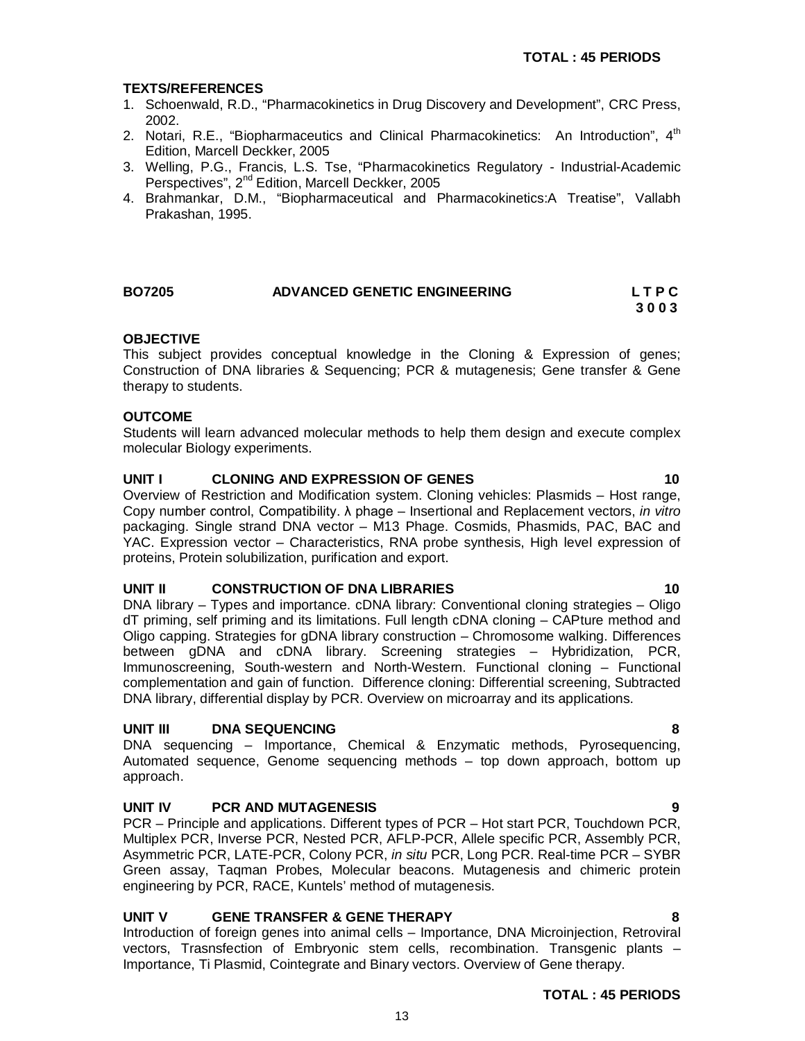**TOTAL : 45 PERIODS**

**TEXTS/REFERENCES**

1. Schoenwald, R.D., "Pharmacokinetics in Drug Discovery and Development", CRC Press, 2002.
2. Notari, R.E., "Biopharmaceutics and Clinical Pharmacokinetics: An Introduction", 4th Edition, Marcell Deckker, 2005
3. Welling, P.G., Francis, L.S. Tse, "Pharmacokinetics Regulatory - Industrial-Academic Perspectives", 2nd Edition, Marcell Deckker, 2005
4. Brahmankar, D.M., "Biopharmaceutical and Pharmacokinetics:A Treatise", Vallabh Prakashan, 1995.

## BO7205 ADVANCED GENETIC ENGINEERING

**L T P C**
**3 0 0 3**

**OBJECTIVE**

This subject provides conceptual knowledge in the Cloning & Expression of genes; Construction of DNA libraries & Sequencing; PCR & mutagenesis; Gene transfer & Gene therapy to students.

**OUTCOME**

Students will learn advanced molecular methods to help them design and execute complex molecular Biology experiments.

**UNIT I CLONING AND EXPRESSION OF GENES 10**

Overview of Restriction and Modification system. Cloning vehicles: Plasmids – Host range, Copy number control, Compatibility. λ phage – Insertional and Replacement vectors, *in vitro* packaging. Single strand DNA vector – M13 Phage. Cosmids, Phasmids, PAC, BAC and YAC. Expression vector – Characteristics, RNA probe synthesis, High level expression of proteins, Protein solubilization, purification and export.

**UNIT II CONSTRUCTION OF DNA LIBRARIES 10**

DNA library – Types and importance. cDNA library: Conventional cloning strategies – Oligo dT priming, self priming and its limitations. Full length cDNA cloning – CAPture method and Oligo capping. Strategies for gDNA library construction – Chromosome walking. Differences between gDNA and cDNA library. Screening strategies – Hybridization, PCR, Immunoscreening, South-western and North-Western. Functional cloning – Functional complementation and gain of function. Difference cloning: Differential screening, Subtracted DNA library, differential display by PCR. Overview on microarray and its applications.

**UNIT III DNA SEQUENCING 8**

DNA sequencing – Importance, Chemical & Enzymatic methods, Pyrosequencing, Automated sequence, Genome sequencing methods – top down approach, bottom up approach.

**UNIT IV PCR AND MUTAGENESIS 9**

PCR – Principle and applications. Different types of PCR – Hot start PCR, Touchdown PCR, Multiplex PCR, Inverse PCR, Nested PCR, AFLP-PCR, Allele specific PCR, Assembly PCR, Asymmetric PCR, LATE-PCR, Colony PCR, *in situ* PCR, Long PCR. Real-time PCR – SYBR Green assay, Taqman Probes, Molecular beacons. Mutagenesis and chimeric protein engineering by PCR, RACE, Kuntels' method of mutagenesis.

**UNIT V GENE TRANSFER & GENE THERAPY 8**

Introduction of foreign genes into animal cells – Importance, DNA Microinjection, Retroviral vectors, Trasnsfection of Embryonic stem cells, recombination. Transgenic plants – Importance, Ti Plasmid, Cointegrate and Binary vectors. Overview of Gene therapy.

**TOTAL : 45 PERIODS**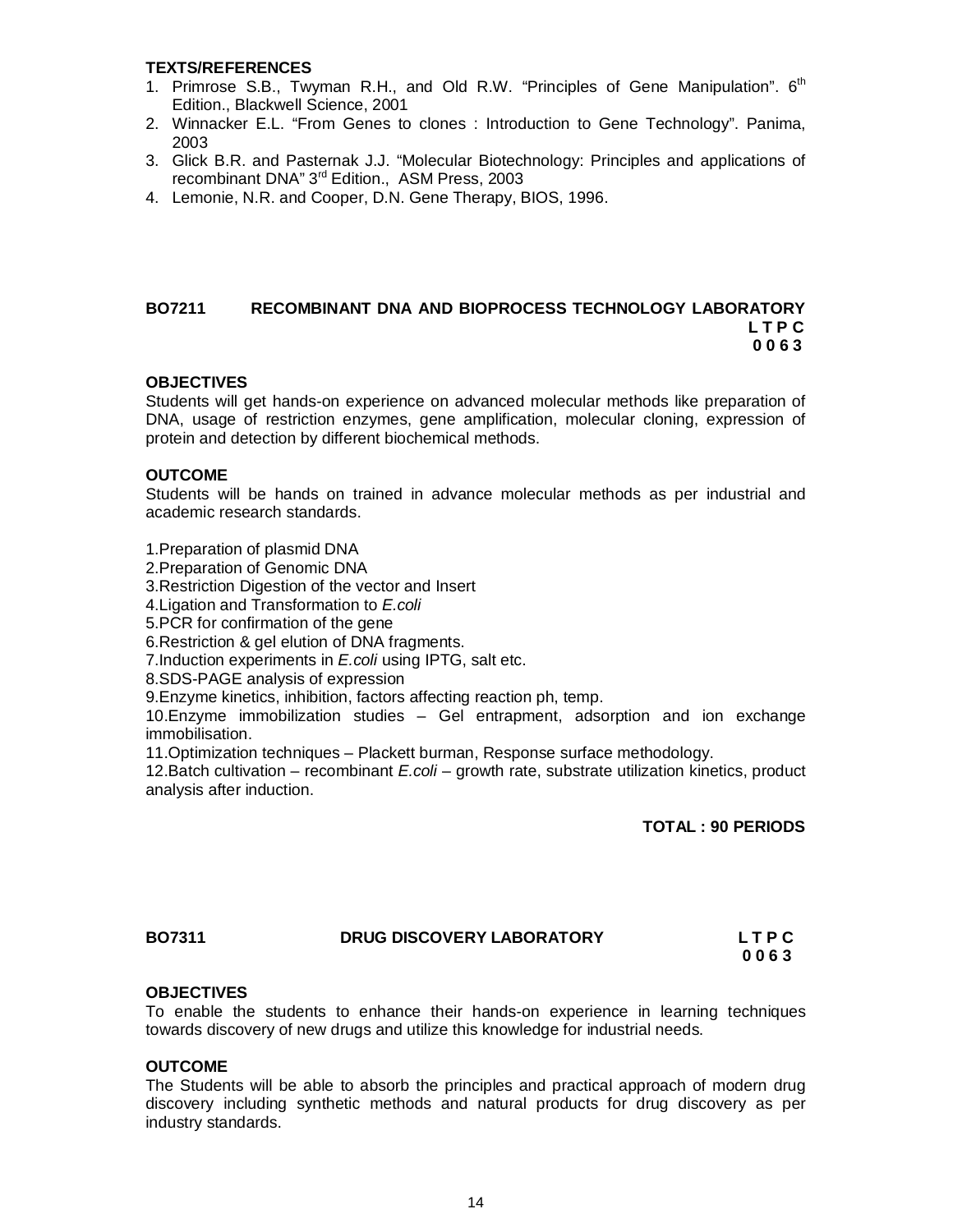### TEXTS/REFERENCES

1. Primrose S.B., Twyman R.H., and Old R.W. "Principles of Gene Manipulation". $6^{th}$ Edition., Blackwell Science, 2001
2. Winnacker E.L. "From Genes to clones : Introduction to Gene Technology". Panima, 2003
3. Glick B.R. and Pasternak J.J. "Molecular Biotechnology: Principles and applications of recombinant DNA" $3^{rd}$ Edition., ASM Press, 2003
4. Lemonie, N.R. and Cooper, D.N. Gene Therapy, BIOS, 1996.

## BO7211 RECOMBINANT DNA AND BIOPROCESS TECHNOLOGY LABORATORY

**L T P C**
**0 0 6 3**

### OBJECTIVES

Students will get hands-on experience on advanced molecular methods like preparation of DNA, usage of restriction enzymes, gene amplification, molecular cloning, expression of protein and detection by different biochemical methods.

### OUTCOME

Students will be hands on trained in advance molecular methods as per industrial and academic research standards.

1. Preparation of plasmid DNA
2. Preparation of Genomic DNA
3. Restriction Digestion of the vector and Insert
4. Ligation and Transformation to *E.coli*
5. PCR for confirmation of the gene
6. Restriction & gel elution of DNA fragments.
7. Induction experiments in *E.coli* using IPTG, salt etc.
8. SDS-PAGE analysis of expression
9. Enzyme kinetics, inhibition, factors affecting reaction ph, temp.
10. Enzyme immobilization studies – Gel entrapment, adsorption and ion exchange immobilisation.
11. Optimization techniques – Plackett burman, Response surface methodology.
12. Batch cultivation – recombinant *E.coli* – growth rate, substrate utilization kinetics, product analysis after induction.

**TOTAL : 90 PERIODS**

## BO7311 DRUG DISCOVERY LABORATORY

**L T P C**
**0 0 6 3**

### OBJECTIVES

To enable the students to enhance their hands-on experience in learning techniques towards discovery of new drugs and utilize this knowledge for industrial needs.

### OUTCOME

The Students will be able to absorb the principles and practical approach of modern drug discovery including synthetic methods and natural products for drug discovery as per industry standards.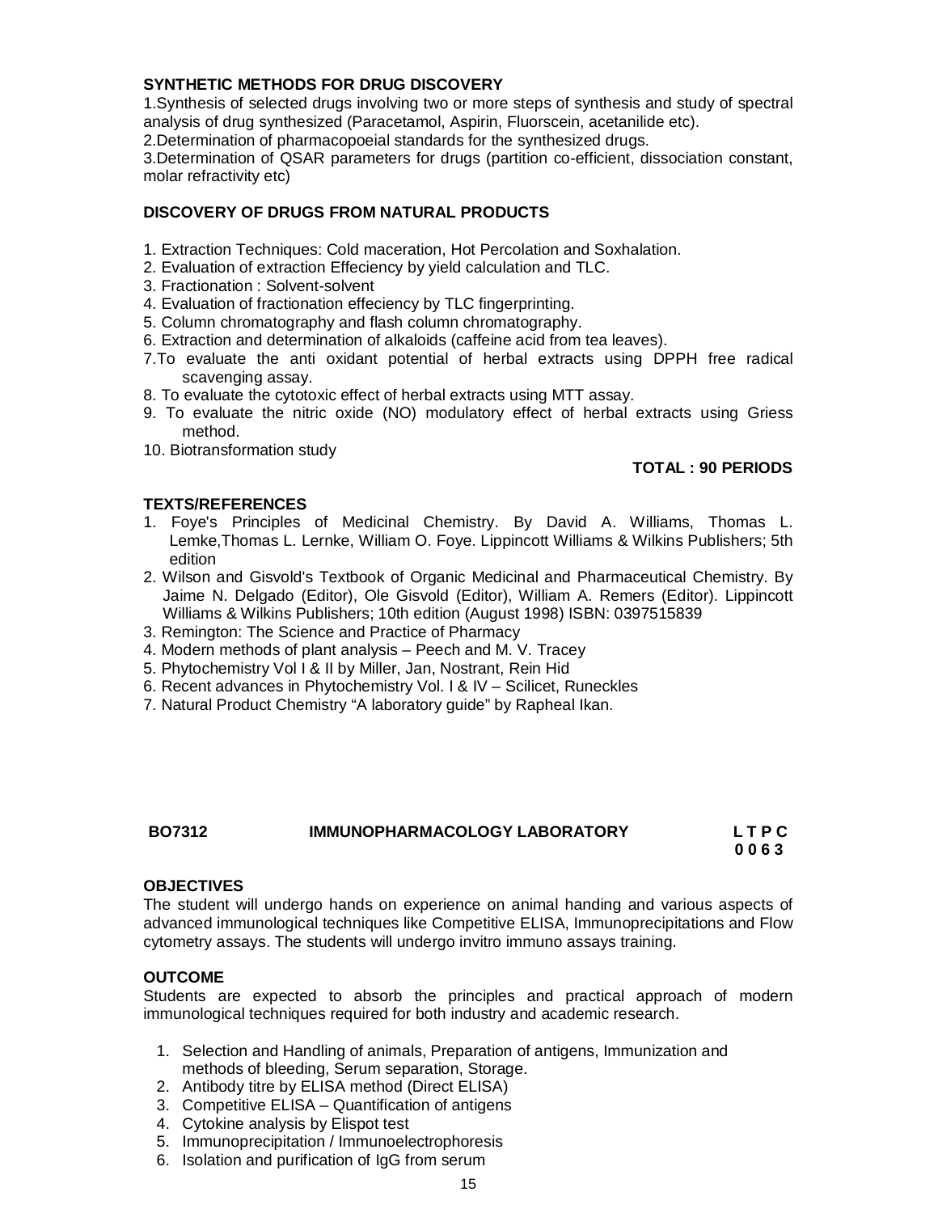**SYNTHETIC METHODS FOR DRUG DISCOVERY**

1.Synthesis of selected drugs involving two or more steps of synthesis and study of spectral analysis of drug synthesized (Paracetamol, Aspirin, Fluorscein, acetanilide etc).
2.Determination of pharmacopoeial standards for the synthesized drugs.
3.Determination of QSAR parameters for drugs (partition co-efficient, dissociation constant, molar refractivity etc)

**DISCOVERY OF DRUGS FROM NATURAL PRODUCTS**

1. Extraction Techniques: Cold maceration, Hot Percolation and Soxhalation.
2. Evaluation of extraction Effeciency by yield calculation and TLC.
3. Fractionation : Solvent-solvent
4. Evaluation of fractionation effeciency by TLC fingerprinting.
5. Column chromatography and flash column chromatography.
6. Extraction and determination of alkaloids (caffeine acid from tea leaves).
7. To evaluate the anti oxidant potential of herbal extracts using DPPH free radical scavenging assay.
8. To evaluate the cytotoxic effect of herbal extracts using MTT assay.
9. To evaluate the nitric oxide (NO) modulatory effect of herbal extracts using Griess method.
10. Biotransformation study

**TOTAL : 90 PERIODS**

**TEXTS/REFERENCES**

1. Foye's Principles of Medicinal Chemistry. By David A. Williams, Thomas L. Lemke,Thomas L. Lernke, William O. Foye. Lippincott Williams & Wilkins Publishers; 5th edition
2. Wilson and Gisvold's Textbook of Organic Medicinal and Pharmaceutical Chemistry. By Jaime N. Delgado (Editor), Ole Gisvold (Editor), William A. Remers (Editor). Lippincott Williams & Wilkins Publishers; 10th edition (August 1998) ISBN: 0397515839
3. Remington: The Science and Practice of Pharmacy
4. Modern methods of plant analysis – Peech and M. V. Tracey
5. Phytochemistry Vol I & II by Miller, Jan, Nostrant, Rein Hid
6. Recent advances in Phytochemistry Vol. I & IV – Scilicet, Runeckles
7. Natural Product Chemistry "A laboratory guide" by Rapheal Ikan.

| **BO7312** | **IMMUNOPHARMACOLOGY LABORATORY** | **L T P C** |
|---|---|---|
| | | **0 0 6 3** |

**OBJECTIVES**

The student will undergo hands on experience on animal handing and various aspects of advanced immunological techniques like Competitive ELISA, Immunoprecipitations and Flow cytometry assays. The students will undergo invitro immuno assays training.

**OUTCOME**

Students are expected to absorb the principles and practical approach of modern immunological techniques required for both industry and academic research.

1. Selection and Handling of animals, Preparation of antigens, Immunization and methods of bleeding, Serum separation, Storage.
2. Antibody titre by ELISA method (Direct ELISA)
3. Competitive ELISA – Quantification of antigens
4. Cytokine analysis by Elispot test
5. Immunoprecipitation / Immunoelectrophoresis
6. Isolation and purification of IgG from serum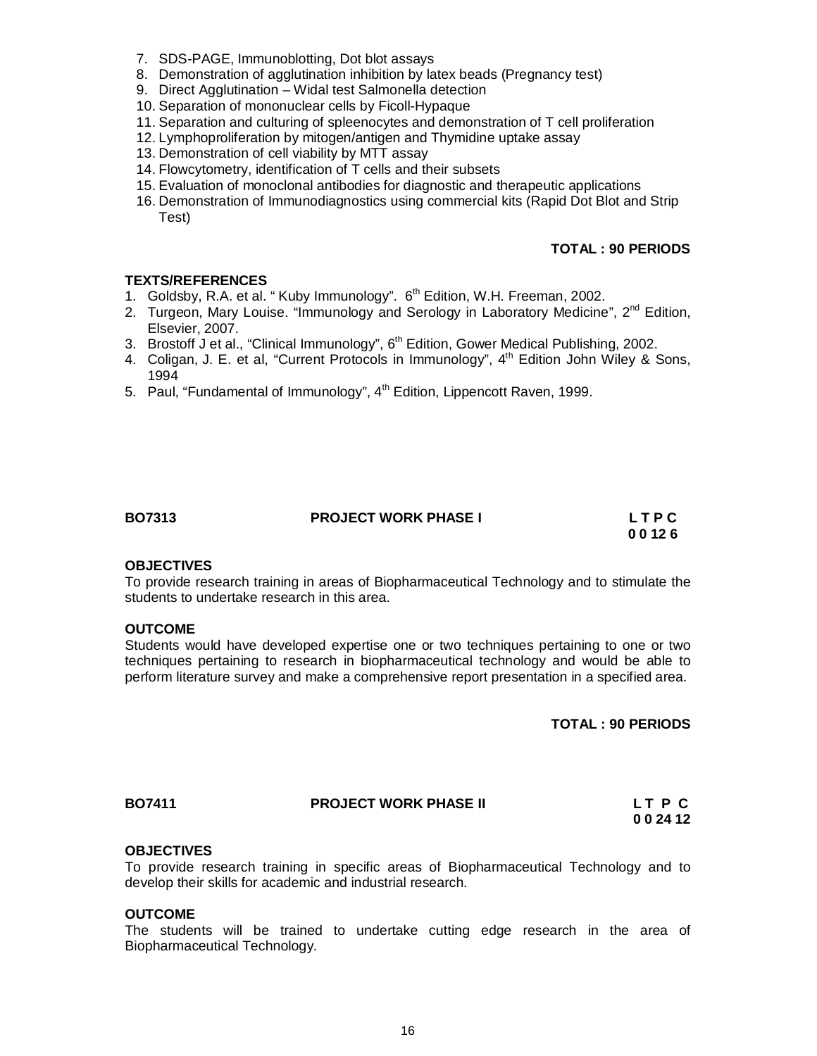7. SDS-PAGE, Immunoblotting, Dot blot assays
8. Demonstration of agglutination inhibition by latex beads (Pregnancy test)
9. Direct Agglutination – Widal test Salmonella detection
10. Separation of mononuclear cells by Ficoll-Hypaque
11. Separation and culturing of spleenocytes and demonstration of T cell proliferation
12. Lymphoproliferation by mitogen/antigen and Thymidine uptake assay
13. Demonstration of cell viability by MTT assay
14. Flowcytometry, identification of T cells and their subsets
15. Evaluation of monoclonal antibodies for diagnostic and therapeutic applications
16. Demonstration of Immunodiagnostics using commercial kits (Rapid Dot Blot and Strip Test)

**TOTAL : 90 PERIODS**

**TEXTS/REFERENCES**

1. Goldsby, R.A. et al. " Kuby Immunology". 6th Edition, W.H. Freeman, 2002.
2. Turgeon, Mary Louise. "Immunology and Serology in Laboratory Medicine", 2nd Edition, Elsevier, 2007.
3. Brostoff J et al., "Clinical Immunology", 6th Edition, Gower Medical Publishing, 2002.
4. Coligan, J. E. et al, "Current Protocols in Immunology", 4th Edition John Wiley & Sons, 1994
5. Paul, "Fundamental of Immunology", 4th Edition, Lippencott Raven, 1999.

**BO7313 PROJECT WORK PHASE I** **L T P C**
**0 0 12 6**

**OBJECTIVES**

To provide research training in areas of Biopharmaceutical Technology and to stimulate the students to undertake research in this area.

**OUTCOME**

Students would have developed expertise one or two techniques pertaining to one or two techniques pertaining to research in biopharmaceutical technology and would be able to perform literature survey and make a comprehensive report presentation in a specified area.

**TOTAL : 90 PERIODS**

**BO7411 PROJECT WORK PHASE II** **L T P C**
**0 0 24 12**

**OBJECTIVES**

To provide research training in specific areas of Biopharmaceutical Technology and to develop their skills for academic and industrial research.

**OUTCOME**

The students will be trained to undertake cutting edge research in the area of Biopharmaceutical Technology.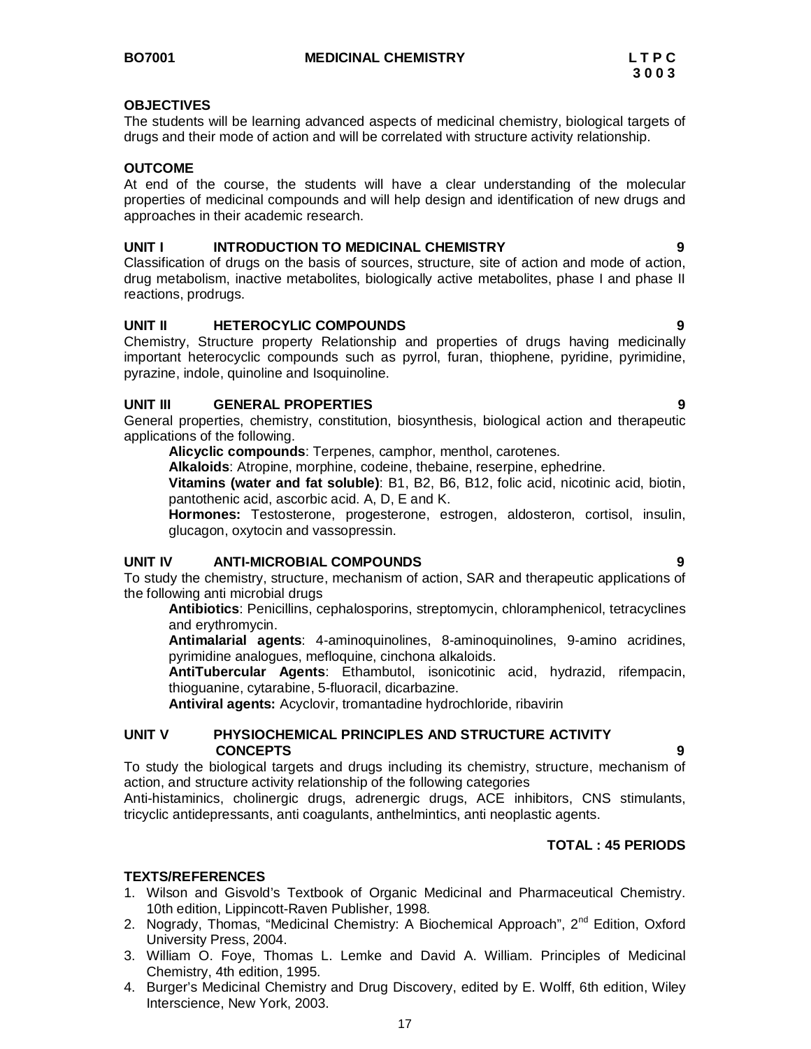**BO7001 MEDICINAL CHEMISTRY**

| L | T | P | C |
|---|---|---|---|
| 3 | 0 | 0 | 3 |

**OBJECTIVES**

The students will be learning advanced aspects of medicinal chemistry, biological targets of drugs and their mode of action and will be correlated with structure activity relationship.

**OUTCOME**

At end of the course, the students will have a clear understanding of the molecular properties of medicinal compounds and will help design and identification of new drugs and approaches in their academic research.

**UNIT I INTRODUCTION TO MEDICINAL CHEMISTRY 9**

Classification of drugs on the basis of sources, structure, site of action and mode of action, drug metabolism, inactive metabolites, biologically active metabolites, phase I and phase II reactions, prodrugs.

**UNIT II HETEROCYLIC COMPOUNDS 9**

Chemistry, Structure property Relationship and properties of drugs having medicinally important heterocyclic compounds such as pyrrol, furan, thiophene, pyridine, pyrimidine, pyrazine, indole, quinoline and Isoquinoline.

**UNIT III GENERAL PROPERTIES 9**

General properties, chemistry, constitution, biosynthesis, biological action and therapeutic applications of the following.

**Alicyclic compounds**: Terpenes, camphor, menthol, carotenes.
**Alkaloids**: Atropine, morphine, codeine, thebaine, reserpine, ephedrine.
**Vitamins (water and fat soluble)**: B1, B2, B6, B12, folic acid, nicotinic acid, biotin, pantothenic acid, ascorbic acid. A, D, E and K.
**Hormones:** Testosterone, progesterone, estrogen, aldosteron, cortisol, insulin, glucagon, oxytocin and vassopressin.

**UNIT IV ANTI-MICROBIAL COMPOUNDS 9**

To study the chemistry, structure, mechanism of action, SAR and therapeutic applications of the following anti microbial drugs

**Antibiotics**: Penicillins, cephalosporins, streptomycin, chloramphenicol, tetracyclines and erythromycin.
**Antimalarial agents**: 4-aminoquinolines, 8-aminoquinolines, 9-amino acridines, pyrimidine analogues, mefloquine, cinchona alkaloids.
**AntiTubercular Agents**: Ethambutol, isonicotinic acid, hydrazid, rifempacin, thioguanine, cytarabine, 5-fluoracil, dicarbazine.
**Antiviral agents:** Acyclovir, tromantadine hydrochloride, ribavirin

**UNIT V PHYSIOCHEMICAL PRINCIPLES AND STRUCTURE ACTIVITY CONCEPTS 9**

To study the biological targets and drugs including its chemistry, structure, mechanism of action, and structure activity relationship of the following categories

Anti-histaminics, cholinergic drugs, adrenergic drugs, ACE inhibitors, CNS stimulants, tricyclic antidepressants, anti coagulants, anthelmintics, anti neoplastic agents.

**TOTAL : 45 PERIODS**

**TEXTS/REFERENCES**

1. Wilson and Gisvold's Textbook of Organic Medicinal and Pharmaceutical Chemistry. 10th edition, Lippincott-Raven Publisher, 1998.
2. Nogrady, Thomas, "Medicinal Chemistry: A Biochemical Approach", 2nd Edition, Oxford University Press, 2004.
3. William O. Foye, Thomas L. Lemke and David A. William. Principles of Medicinal Chemistry, 4th edition, 1995.
4. Burger's Medicinal Chemistry and Drug Discovery, edited by E. Wolff, 6th edition, Wiley Interscience, New York, 2003.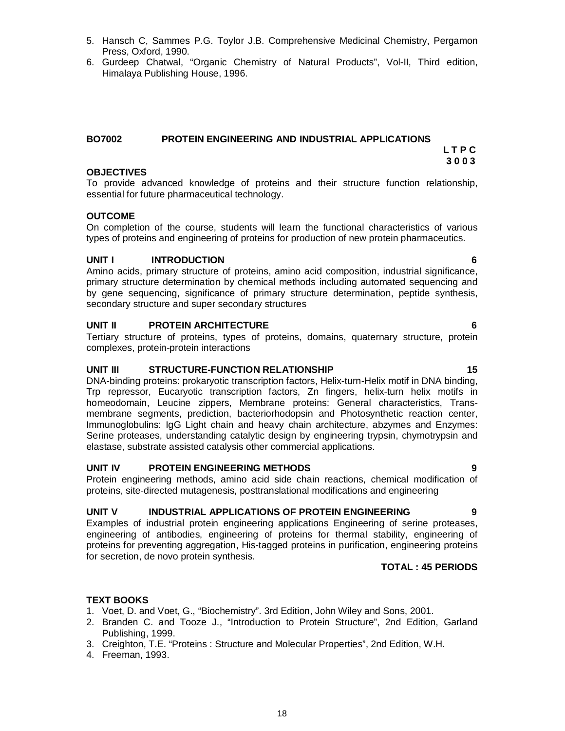5. Hansch C, Sammes P.G. Toylor J.B. Comprehensive Medicinal Chemistry, Pergamon Press, Oxford, 1990.
6. Gurdeep Chatwal, "Organic Chemistry of Natural Products", Vol-II, Third edition, Himalaya Publishing House, 1996.

## BO7002 PROTEIN ENGINEERING AND INDUSTRIAL APPLICATIONS

**L T P C**
**3 0 0 3**

### OBJECTIVES

To provide advanced knowledge of proteins and their structure function relationship, essential for future pharmaceutical technology.

### OUTCOME

On completion of the course, students will learn the functional characteristics of various types of proteins and engineering of proteins for production of new protein pharmaceutics.

### UNIT I INTRODUCTION 6

Amino acids, primary structure of proteins, amino acid composition, industrial significance, primary structure determination by chemical methods including automated sequencing and by gene sequencing, significance of primary structure determination, peptide synthesis, secondary structure and super secondary structures

### UNIT II PROTEIN ARCHITECTURE 6

Tertiary structure of proteins, types of proteins, domains, quaternary structure, protein complexes, protein-protein interactions

### UNIT III STRUCTURE-FUNCTION RELATIONSHIP 15

DNA-binding proteins: prokaryotic transcription factors, Helix-turn-Helix motif in DNA binding, Trp repressor, Eucaryotic transcription factors, Zn fingers, helix-turn helix motifs in homeodomain, Leucine zippers, Membrane proteins: General characteristics, Trans-membrane segments, prediction, bacteriorhodopsin and Photosynthetic reaction center, Immunoglobulins: IgG Light chain and heavy chain architecture, abzymes and Enzymes: Serine proteases, understanding catalytic design by engineering trypsin, chymotrypsin and elastase, substrate assisted catalysis other commercial applications.

### UNIT IV PROTEIN ENGINEERING METHODS 9

Protein engineering methods, amino acid side chain reactions, chemical modification of proteins, site-directed mutagenesis, posttranslational modifications and engineering

### UNIT V INDUSTRIAL APPLICATIONS OF PROTEIN ENGINEERING 9

Examples of industrial protein engineering applications Engineering of serine proteases, engineering of antibodies, engineering of proteins for thermal stability, engineering of proteins for preventing aggregation, His-tagged proteins in purification, engineering proteins for secretion, de novo protein synthesis.

**TOTAL : 45 PERIODS**

### TEXT BOOKS

1. Voet, D. and Voet, G., "Biochemistry". 3rd Edition, John Wiley and Sons, 2001.
2. Branden C. and Tooze J., "Introduction to Protein Structure", 2nd Edition, Garland Publishing, 1999.
3. Creighton, T.E. "Proteins : Structure and Molecular Properties", 2nd Edition, W.H.
4. Freeman, 1993.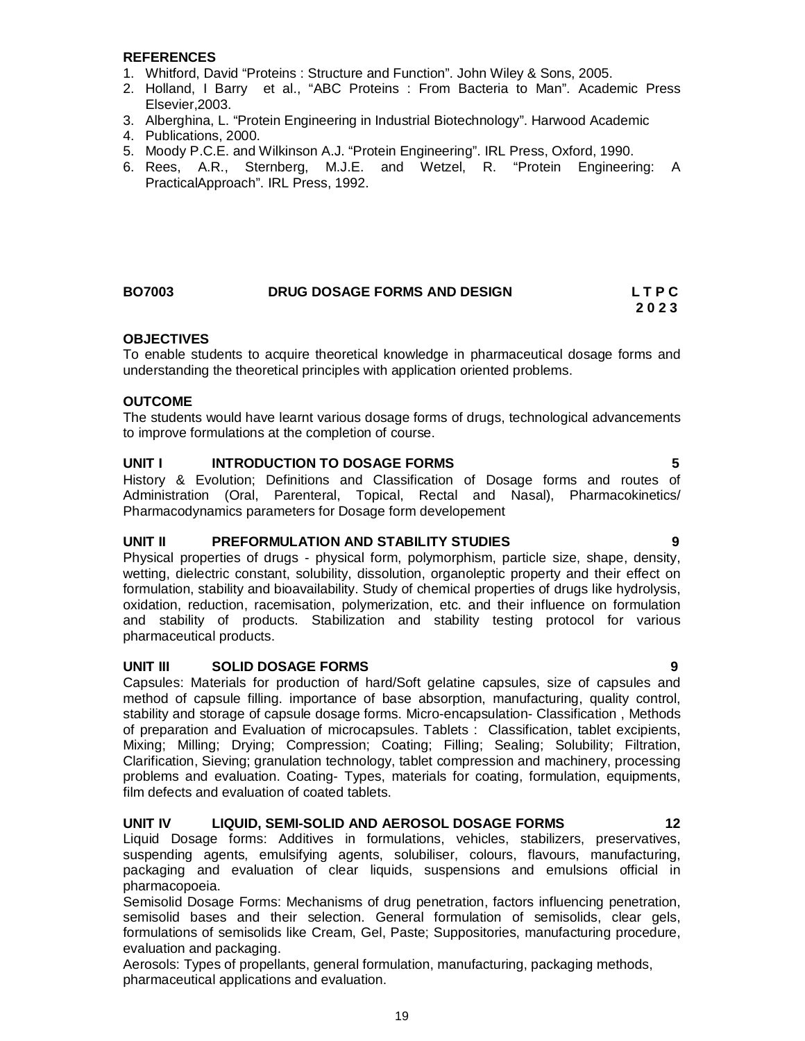**REFERENCES**

1. Whitford, David "Proteins : Structure and Function". John Wiley & Sons, 2005.
2. Holland, I Barry et al., "ABC Proteins : From Bacteria to Man". Academic Press Elsevier,2003.
3. Alberghina, L. "Protein Engineering in Industrial Biotechnology". Harwood Academic
4. Publications, 2000.
5. Moody P.C.E. and Wilkinson A.J. "Protein Engineering". IRL Press, Oxford, 1990.
6. Rees, A.R., Sternberg, M.J.E. and Wetzel, R. "Protein Engineering: A PracticalApproach". IRL Press, 1992.

## BO7003 DRUG DOSAGE FORMS AND DESIGN

**L T P C**
**2 0 2 3**

**OBJECTIVES**

To enable students to acquire theoretical knowledge in pharmaceutical dosage forms and understanding the theoretical principles with application oriented problems.

**OUTCOME**

The students would have learnt various dosage forms of drugs, technological advancements to improve formulations at the completion of course.

**UNIT I INTRODUCTION TO DOSAGE FORMS 5**

History & Evolution; Definitions and Classification of Dosage forms and routes of Administration (Oral, Parenteral, Topical, Rectal and Nasal), Pharmacokinetics/ Pharmacodynamics parameters for Dosage form developement

**UNIT II PREFORMULATION AND STABILITY STUDIES 9**

Physical properties of drugs - physical form, polymorphism, particle size, shape, density, wetting, dielectric constant, solubility, dissolution, organoleptic property and their effect on formulation, stability and bioavailability. Study of chemical properties of drugs like hydrolysis, oxidation, reduction, racemisation, polymerization, etc. and their influence on formulation and stability of products. Stabilization and stability testing protocol for various pharmaceutical products.

**UNIT III SOLID DOSAGE FORMS 9**

Capsules: Materials for production of hard/Soft gelatine capsules, size of capsules and method of capsule filling. importance of base absorption, manufacturing, quality control, stability and storage of capsule dosage forms. Micro-encapsulation- Classification , Methods of preparation and Evaluation of microcapsules. Tablets : Classification, tablet excipients, Mixing; Milling; Drying; Compression; Coating; Filling; Sealing; Solubility; Filtration, Clarification, Sieving; granulation technology, tablet compression and machinery, processing problems and evaluation. Coating- Types, materials for coating, formulation, equipments, film defects and evaluation of coated tablets.

**UNIT IV LIQUID, SEMI-SOLID AND AEROSOL DOSAGE FORMS 12**

Liquid Dosage forms: Additives in formulations, vehicles, stabilizers, preservatives, suspending agents, emulsifying agents, solubiliser, colours, flavours, manufacturing, packaging and evaluation of clear liquids, suspensions and emulsions official in pharmacopoeia.

Semisolid Dosage Forms: Mechanisms of drug penetration, factors influencing penetration, semisolid bases and their selection. General formulation of semisolids, clear gels, formulations of semisolids like Cream, Gel, Paste; Suppositories, manufacturing procedure, evaluation and packaging.

Aerosols: Types of propellants, general formulation, manufacturing, packaging methods, pharmaceutical applications and evaluation.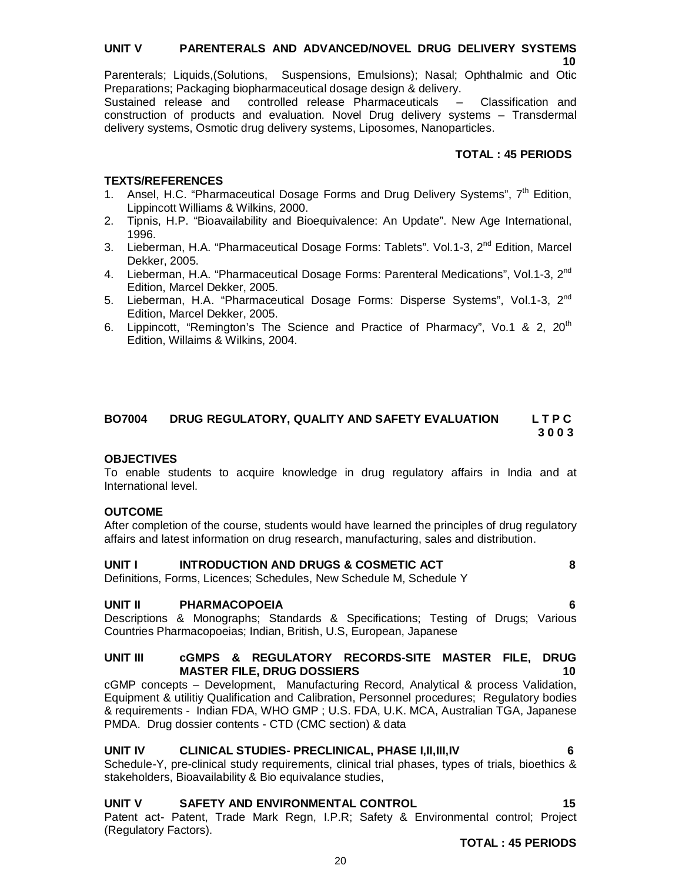**UNIT V PARENTERALS AND ADVANCED/NOVEL DRUG DELIVERY SYSTEMS 10**

Parenterals; Liquids,(Solutions, Suspensions, Emulsions); Nasal; Ophthalmic and Otic Preparations; Packaging biopharmaceutical dosage design & delivery.
Sustained release and controlled release Pharmaceuticals – Classification and construction of products and evaluation. Novel Drug delivery systems – Transdermal delivery systems, Osmotic drug delivery systems, Liposomes, Nanoparticles.

**TOTAL : 45 PERIODS**

**TEXTS/REFERENCES**

1. Ansel, H.C. "Pharmaceutical Dosage Forms and Drug Delivery Systems", 7th Edition, Lippincott Williams & Wilkins, 2000.
2. Tipnis, H.P. "Bioavailability and Bioequivalence: An Update". New Age International, 1996.
3. Lieberman, H.A. "Pharmaceutical Dosage Forms: Tablets". Vol.1-3, 2nd Edition, Marcel Dekker, 2005.
4. Lieberman, H.A. "Pharmaceutical Dosage Forms: Parenteral Medications", Vol.1-3, 2nd Edition, Marcel Dekker, 2005.
5. Lieberman, H.A. "Pharmaceutical Dosage Forms: Disperse Systems", Vol.1-3, 2nd Edition, Marcel Dekker, 2005.
6. Lippincott, "Remington's The Science and Practice of Pharmacy", Vo.1 & 2, 20th Edition, Willaims & Wilkins, 2004.

## BO7004 DRUG REGULATORY, QUALITY AND SAFETY EVALUATION

**L T P C**
**3 0 0 3**

**OBJECTIVES**

To enable students to acquire knowledge in drug regulatory affairs in India and at International level.

**OUTCOME**

After completion of the course, students would have learned the principles of drug regulatory affairs and latest information on drug research, manufacturing, sales and distribution.

**UNIT I INTRODUCTION AND DRUGS & COSMETIC ACT 8**

Definitions, Forms, Licences; Schedules, New Schedule M, Schedule Y

**UNIT II PHARMACOPOEIA 6**

Descriptions & Monographs; Standards & Specifications; Testing of Drugs; Various Countries Pharmacopoeias; Indian, British, U.S, European, Japanese

**UNIT III cGMPS & REGULATORY RECORDS-SITE MASTER FILE, DRUG MASTER FILE, DRUG DOSSIERS 10**

cGMP concepts – Development, Manufacturing Record, Analytical & process Validation, Equipment & utilitiy Qualification and Calibration, Personnel procedures; Regulatory bodies & requirements - Indian FDA, WHO GMP ; U.S. FDA, U.K. MCA, Australian TGA, Japanese PMDA. Drug dossier contents - CTD (CMC section) & data

**UNIT IV CLINICAL STUDIES- PRECLINICAL, PHASE I,II,III,IV 6**

Schedule-Y, pre-clinical study requirements, clinical trial phases, types of trials, bioethics & stakeholders, Bioavailability & Bio equivalance studies,

**UNIT V SAFETY AND ENVIRONMENTAL CONTROL 15**

Patent act- Patent, Trade Mark Regn, I.P.R; Safety & Environmental control; Project (Regulatory Factors).

**TOTAL : 45 PERIODS**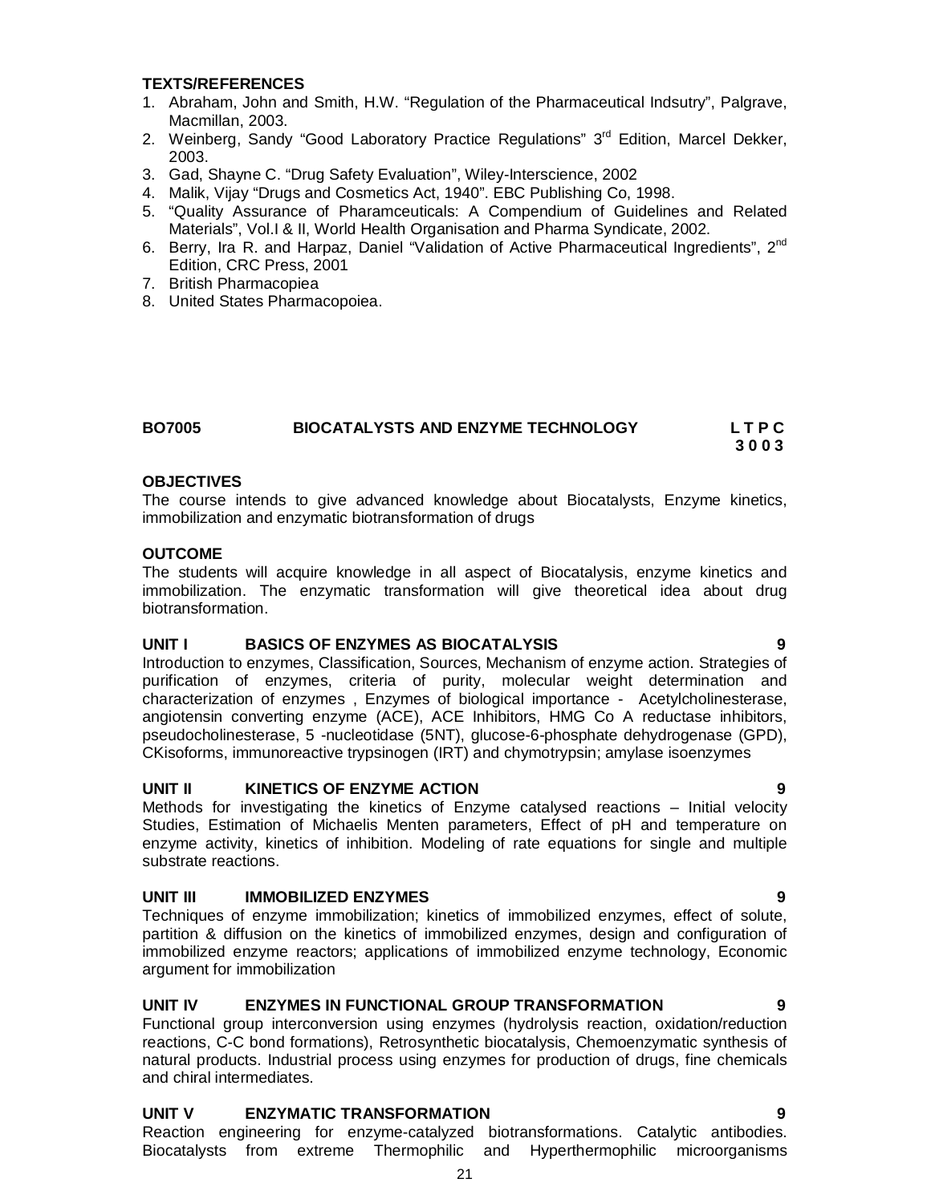**TEXTS/REFERENCES**

1. Abraham, John and Smith, H.W. "Regulation of the Pharmaceutical Indsutry", Palgrave, Macmillan, 2003.
2. Weinberg, Sandy "Good Laboratory Practice Regulations" 3rd Edition, Marcel Dekker, 2003.
3. Gad, Shayne C. "Drug Safety Evaluation", Wiley-Interscience, 2002
4. Malik, Vijay "Drugs and Cosmetics Act, 1940". EBC Publishing Co, 1998.
5. "Quality Assurance of Pharamceuticals: A Compendium of Guidelines and Related Materials", Vol.I & II, World Health Organisation and Pharma Syndicate, 2002.
6. Berry, Ira R. and Harpaz, Daniel "Validation of Active Pharmaceutical Ingredients", 2nd Edition, CRC Press, 2001
7. British Pharmacopiea
8. United States Pharmacopoiea.

## BO7005 BIOCATALYSTS AND ENZYME TECHNOLOGY

**L T P C**
**3 0 0 3**

**OBJECTIVES**

The course intends to give advanced knowledge about Biocatalysts, Enzyme kinetics, immobilization and enzymatic biotransformation of drugs

**OUTCOME**

The students will acquire knowledge in all aspect of Biocatalysis, enzyme kinetics and immobilization. The enzymatic transformation will give theoretical idea about drug biotransformation.

**UNIT I BASICS OF ENZYMES AS BIOCATALYSIS 9**

Introduction to enzymes, Classification, Sources, Mechanism of enzyme action. Strategies of purification of enzymes, criteria of purity, molecular weight determination and characterization of enzymes , Enzymes of biological importance - Acetylcholinesterase, angiotensin converting enzyme (ACE), ACE Inhibitors, HMG Co A reductase inhibitors, pseudocholinesterase, 5 -nucleotidase (5NT), glucose-6-phosphate dehydrogenase (GPD), CKisoforms, immunoreactive trypsinogen (IRT) and chymotrypsin; amylase isoenzymes

**UNIT II KINETICS OF ENZYME ACTION 9**

Methods for investigating the kinetics of Enzyme catalysed reactions – Initial velocity Studies, Estimation of Michaelis Menten parameters, Effect of pH and temperature on enzyme activity, kinetics of inhibition. Modeling of rate equations for single and multiple substrate reactions.

**UNIT III IMMOBILIZED ENZYMES 9**

Techniques of enzyme immobilization; kinetics of immobilized enzymes, effect of solute, partition & diffusion on the kinetics of immobilized enzymes, design and configuration of immobilized enzyme reactors; applications of immobilized enzyme technology, Economic argument for immobilization

**UNIT IV ENZYMES IN FUNCTIONAL GROUP TRANSFORMATION 9**

Functional group interconversion using enzymes (hydrolysis reaction, oxidation/reduction reactions, C-C bond formations), Retrosynthetic biocatalysis, Chemoenzymatic synthesis of natural products. Industrial process using enzymes for production of drugs, fine chemicals and chiral intermediates.

**UNIT V ENZYMATIC TRANSFORMATION 9**

Reaction engineering for enzyme-catalyzed biotransformations. Catalytic antibodies. Biocatalysts from extreme Thermophilic and Hyperthermophilic microorganisms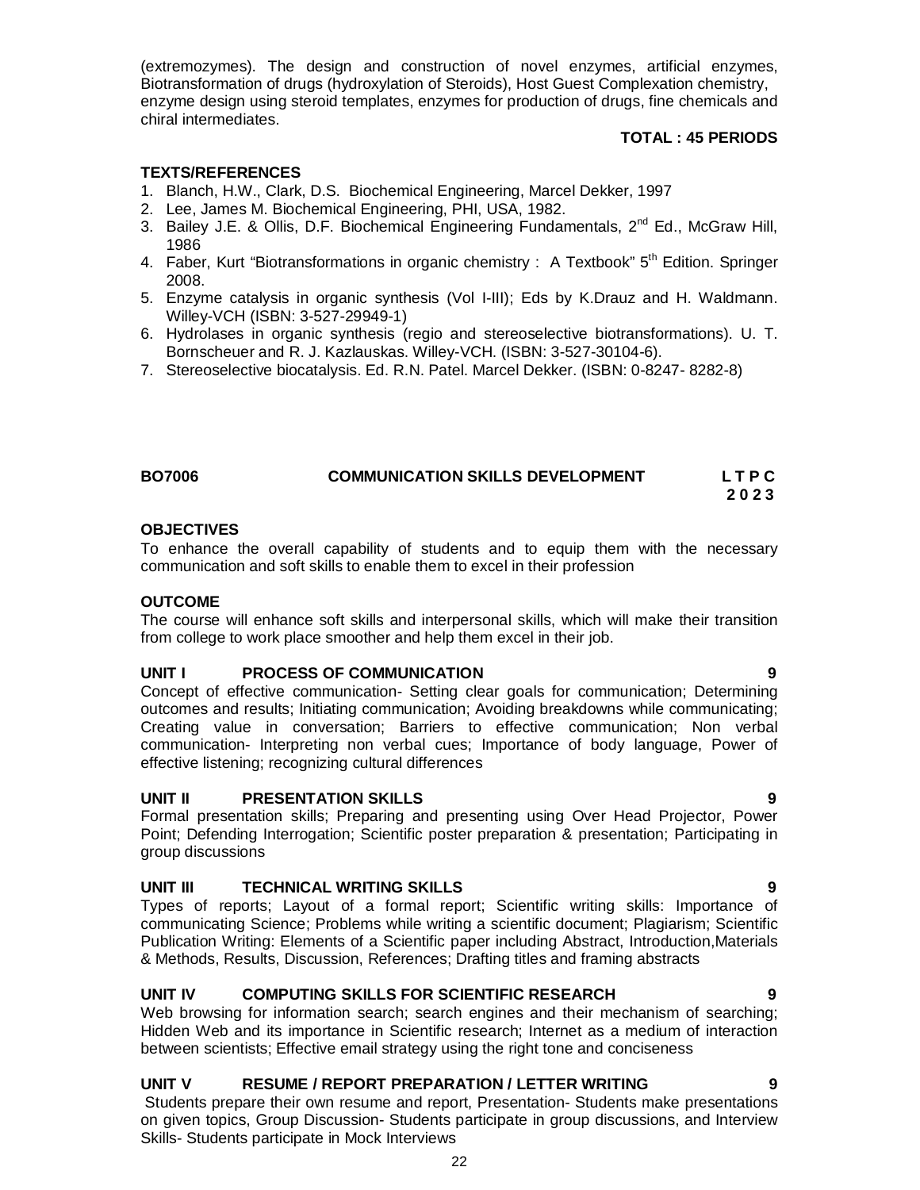(extremozymes). The design and construction of novel enzymes, artificial enzymes, Biotransformation of drugs (hydroxylation of Steroids), Host Guest Complexation chemistry, enzyme design using steroid templates, enzymes for production of drugs, fine chemicals and chiral intermediates.

**TOTAL : 45 PERIODS**

**TEXTS/REFERENCES**

1. Blanch, H.W., Clark, D.S. Biochemical Engineering, Marcel Dekker, 1997
2. Lee, James M. Biochemical Engineering, PHI, USA, 1982.
3. Bailey J.E. & Ollis, D.F. Biochemical Engineering Fundamentals, 2nd Ed., McGraw Hill, 1986
4. Faber, Kurt "Biotransformations in organic chemistry : A Textbook" 5th Edition. Springer 2008.
5. Enzyme catalysis in organic synthesis (Vol I-III); Eds by K.Drauz and H. Waldmann. Willey-VCH (ISBN: 3-527-29949-1)
6. Hydrolases in organic synthesis (regio and stereoselective biotransformations). U. T. Bornscheuer and R. J. Kazlauskas. Willey-VCH. (ISBN: 3-527-30104-6).
7. Stereoselective biocatalysis. Ed. R.N. Patel. Marcel Dekker. (ISBN: 0-8247- 8282-8)

## BO7006 COMMUNICATION SKILLS DEVELOPMENT

**L T P C**
**2 0 2 3**

**OBJECTIVES**

To enhance the overall capability of students and to equip them with the necessary communication and soft skills to enable them to excel in their profession

**OUTCOME**

The course will enhance soft skills and interpersonal skills, which will make their transition from college to work place smoother and help them excel in their job.

**UNIT I PROCESS OF COMMUNICATION 9**

Concept of effective communication- Setting clear goals for communication; Determining outcomes and results; Initiating communication; Avoiding breakdowns while communicating; Creating value in conversation; Barriers to effective communication; Non verbal communication- Interpreting non verbal cues; Importance of body language, Power of effective listening; recognizing cultural differences

**UNIT II PRESENTATION SKILLS 9**

Formal presentation skills; Preparing and presenting using Over Head Projector, Power Point; Defending Interrogation; Scientific poster preparation & presentation; Participating in group discussions

**UNIT III TECHNICAL WRITING SKILLS 9**

Types of reports; Layout of a formal report; Scientific writing skills: Importance of communicating Science; Problems while writing a scientific document; Plagiarism; Scientific Publication Writing: Elements of a Scientific paper including Abstract, Introduction,Materials & Methods, Results, Discussion, References; Drafting titles and framing abstracts

**UNIT IV COMPUTING SKILLS FOR SCIENTIFIC RESEARCH 9**

Web browsing for information search; search engines and their mechanism of searching; Hidden Web and its importance in Scientific research; Internet as a medium of interaction between scientists; Effective email strategy using the right tone and conciseness

**UNIT V RESUME / REPORT PREPARATION / LETTER WRITING 9**

Students prepare their own resume and report, Presentation- Students make presentations on given topics, Group Discussion- Students participate in group discussions, and Interview Skills- Students participate in Mock Interviews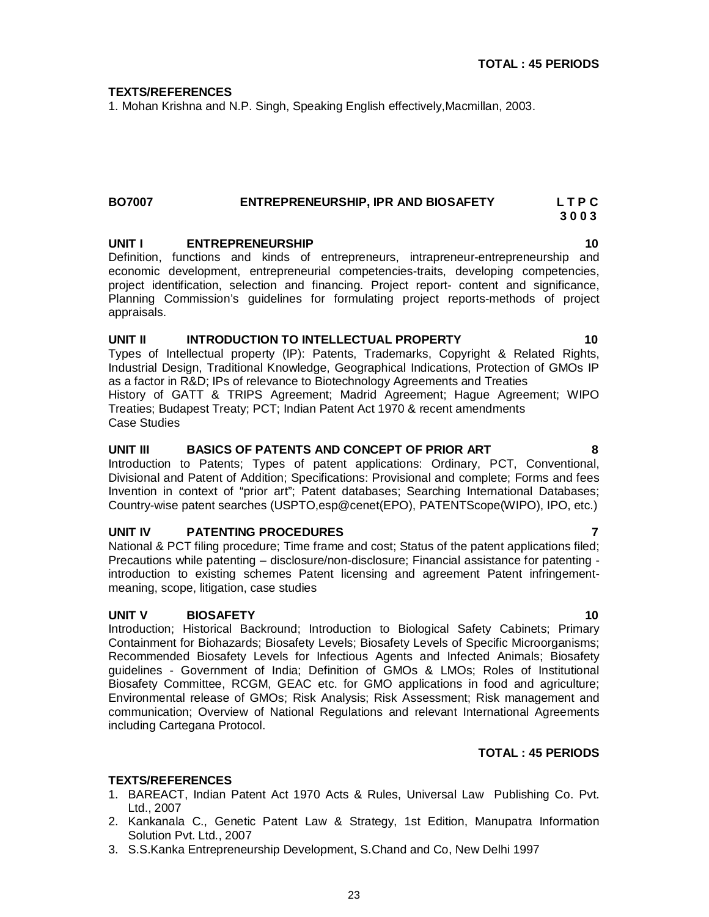**TOTAL : 45 PERIODS**

**TEXTS/REFERENCES**

1. Mohan Krishna and N.P. Singh, Speaking English effectively,Macmillan, 2003.

## BO7007 ENTREPRENEURSHIP, IPR AND BIOSAFETY

**L T P C**
**3 0 0 3**

### UNIT I ENTREPRENEURSHIP 10

Definition, functions and kinds of entrepreneurs, intrapreneur-entrepreneurship and economic development, entrepreneurial competencies-traits, developing competencies, project identification, selection and financing. Project report- content and significance, Planning Commission's guidelines for formulating project reports-methods of project appraisals.

### UNIT II INTRODUCTION TO INTELLECTUAL PROPERTY 10

Types of Intellectual property (IP): Patents, Trademarks, Copyright & Related Rights, Industrial Design, Traditional Knowledge, Geographical Indications, Protection of GMOs IP as a factor in R&D; IPs of relevance to Biotechnology Agreements and Treaties
History of GATT & TRIPS Agreement; Madrid Agreement; Hague Agreement; WIPO Treaties; Budapest Treaty; PCT; Indian Patent Act 1970 & recent amendments
Case Studies

### UNIT III BASICS OF PATENTS AND CONCEPT OF PRIOR ART 8

Introduction to Patents; Types of patent applications: Ordinary, PCT, Conventional, Divisional and Patent of Addition; Specifications: Provisional and complete; Forms and fees Invention in context of "prior art"; Patent databases; Searching International Databases; Country-wise patent searches (USPTO,esp@cenet(EPO), PATENTScope(WIPO), IPO, etc.)

### UNIT IV PATENTING PROCEDURES 7

National & PCT filing procedure; Time frame and cost; Status of the patent applications filed; Precautions while patenting – disclosure/non-disclosure; Financial assistance for patenting - introduction to existing schemes Patent licensing and agreement Patent infringement- meaning, scope, litigation, case studies

### UNIT V BIOSAFETY 10

Introduction; Historical Backround; Introduction to Biological Safety Cabinets; Primary Containment for Biohazards; Biosafety Levels; Biosafety Levels of Specific Microorganisms; Recommended Biosafety Levels for Infectious Agents and Infected Animals; Biosafety guidelines - Government of India; Definition of GMOs & LMOs; Roles of Institutional Biosafety Committee, RCGM, GEAC etc. for GMO applications in food and agriculture; Environmental release of GMOs; Risk Analysis; Risk Assessment; Risk management and communication; Overview of National Regulations and relevant International Agreements including Cartegana Protocol.

**TOTAL : 45 PERIODS**

**TEXTS/REFERENCES**

1. BAREACT, Indian Patent Act 1970 Acts & Rules, Universal Law Publishing Co. Pvt. Ltd., 2007
2. Kankanala C., Genetic Patent Law & Strategy, 1st Edition, Manupatra Information Solution Pvt. Ltd., 2007
3. S.S.Kanka Entrepreneurship Development, S.Chand and Co, New Delhi 1997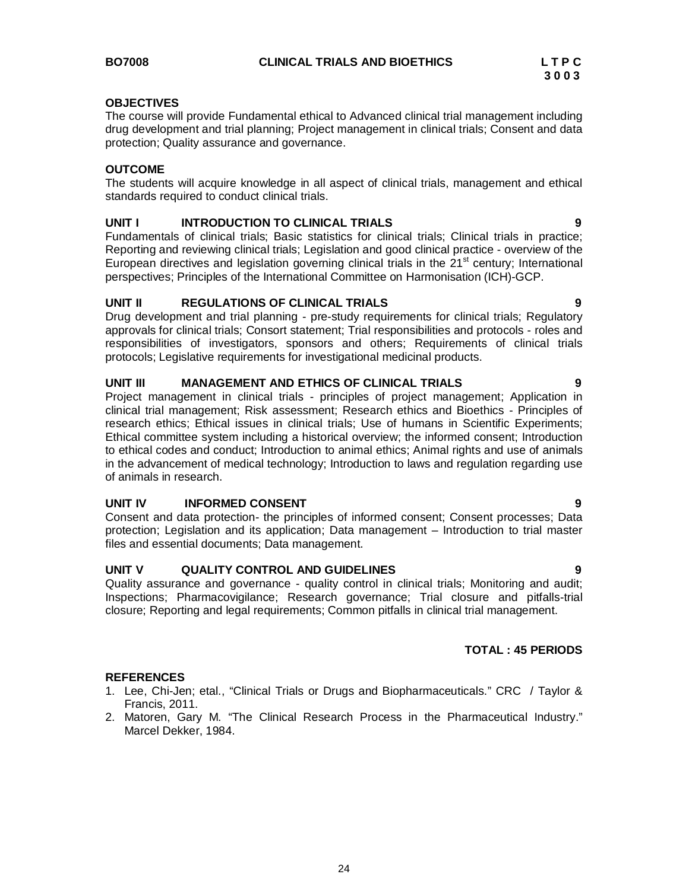**BO7008 CLINICAL TRIALS AND BIOETHICS**

| L | T | P | C |
|---|---|---|---|
| 3 | 0 | 0 | 3 |

**OBJECTIVES**

The course will provide Fundamental ethical to Advanced clinical trial management including drug development and trial planning; Project management in clinical trials; Consent and data protection; Quality assurance and governance.

**OUTCOME**

The students will acquire knowledge in all aspect of clinical trials, management and ethical standards required to conduct clinical trials.

**UNIT I INTRODUCTION TO CLINICAL TRIALS 9**

Fundamentals of clinical trials; Basic statistics for clinical trials; Clinical trials in practice; Reporting and reviewing clinical trials; Legislation and good clinical practice - overview of the European directives and legislation governing clinical trials in the $21^{st}$ century; International perspectives; Principles of the International Committee on Harmonisation (ICH)-GCP.

**UNIT II REGULATIONS OF CLINICAL TRIALS 9**

Drug development and trial planning - pre-study requirements for clinical trials; Regulatory approvals for clinical trials; Consort statement; Trial responsibilities and protocols - roles and responsibilities of investigators, sponsors and others; Requirements of clinical trials protocols; Legislative requirements for investigational medicinal products.

**UNIT III MANAGEMENT AND ETHICS OF CLINICAL TRIALS 9**

Project management in clinical trials - principles of project management; Application in clinical trial management; Risk assessment; Research ethics and Bioethics - Principles of research ethics; Ethical issues in clinical trials; Use of humans in Scientific Experiments; Ethical committee system including a historical overview; the informed consent; Introduction to ethical codes and conduct; Introduction to animal ethics; Animal rights and use of animals in the advancement of medical technology; Introduction to laws and regulation regarding use of animals in research.

**UNIT IV INFORMED CONSENT 9**

Consent and data protection- the principles of informed consent; Consent processes; Data protection; Legislation and its application; Data management – Introduction to trial master files and essential documents; Data management.

**UNIT V QUALITY CONTROL AND GUIDELINES 9**

Quality assurance and governance - quality control in clinical trials; Monitoring and audit; Inspections; Pharmacovigilance; Research governance; Trial closure and pitfalls-trial closure; Reporting and legal requirements; Common pitfalls in clinical trial management.

**TOTAL : 45 PERIODS**

**REFERENCES**

1. Lee, Chi-Jen; etal., "Clinical Trials or Drugs and Biopharmaceuticals." CRC / Taylor & Francis, 2011.
2. Matoren, Gary M. "The Clinical Research Process in the Pharmaceutical Industry." Marcel Dekker, 1984.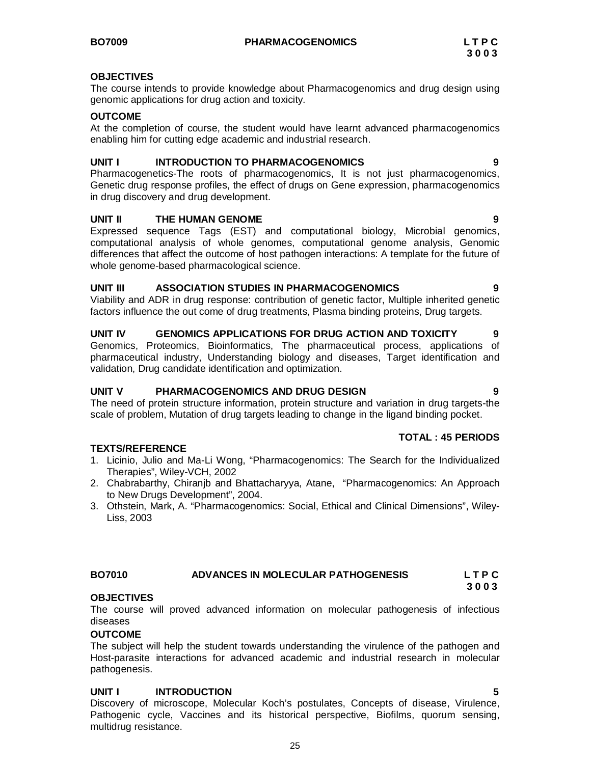## BO7009 PHARMACOGENOMICS

**L T P C**
**3 0 0 3**

**OBJECTIVES**

The course intends to provide knowledge about Pharmacogenomics and drug design using genomic applications for drug action and toxicity.

**OUTCOME**

At the completion of course, the student would have learnt advanced pharmacogenomics enabling him for cutting edge academic and industrial research.

**UNIT I INTRODUCTION TO PHARMACOGENOMICS 9**

Pharmacogenetics-The roots of pharmacogenomics, It is not just pharmacogenomics, Genetic drug response profiles, the effect of drugs on Gene expression, pharmacogenomics in drug discovery and drug development.

**UNIT II THE HUMAN GENOME 9**

Expressed sequence Tags (EST) and computational biology, Microbial genomics, computational analysis of whole genomes, computational genome analysis, Genomic differences that affect the outcome of host pathogen interactions: A template for the future of whole genome-based pharmacological science.

**UNIT III ASSOCIATION STUDIES IN PHARMACOGENOMICS 9**

Viability and ADR in drug response: contribution of genetic factor, Multiple inherited genetic factors influence the out come of drug treatments, Plasma binding proteins, Drug targets.

**UNIT IV GENOMICS APPLICATIONS FOR DRUG ACTION AND TOXICITY 9**

Genomics, Proteomics, Bioinformatics, The pharmaceutical process, applications of pharmaceutical industry, Understanding biology and diseases, Target identification and validation, Drug candidate identification and optimization.

**UNIT V PHARMACOGENOMICS AND DRUG DESIGN 9**

The need of protein structure information, protein structure and variation in drug targets-the scale of problem, Mutation of drug targets leading to change in the ligand binding pocket.

**TOTAL : 45 PERIODS**

**TEXTS/REFERENCE**

1. Licinio, Julio and Ma-Li Wong, “Pharmacogenomics: The Search for the Individualized Therapies”, Wiley-VCH, 2002
2. Chabrabarthy, Chiranjb and Bhattacharyya, Atane, “Pharmacogenomics: An Approach to New Drugs Development”, 2004.
3. Othstein, Mark, A. “Pharmacogenomics: Social, Ethical and Clinical Dimensions”, Wiley-Liss, 2003

## BO7010 ADVANCES IN MOLECULAR PATHOGENESIS

**L T P C**
**3 0 0 3**

**OBJECTIVES**

The course will proved advanced information on molecular pathogenesis of infectious diseases

**OUTCOME**

The subject will help the student towards understanding the virulence of the pathogen and Host-parasite interactions for advanced academic and industrial research in molecular pathogenesis.

**UNIT I INTRODUCTION 5**

Discovery of microscope, Molecular Koch’s postulates, Concepts of disease, Virulence, Pathogenic cycle, Vaccines and its historical perspective, Biofilms, quorum sensing, multidrug resistance.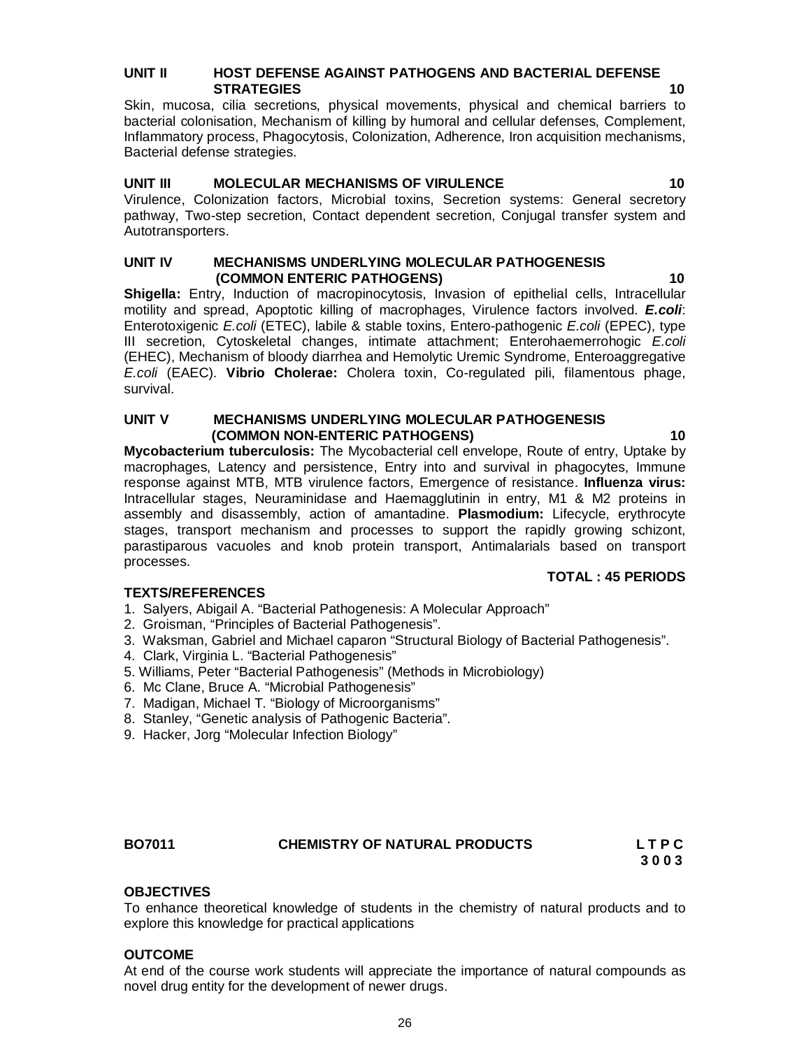### UNIT II HOST DEFENSE AGAINST PATHOGENS AND BACTERIAL DEFENSE STRATEGIES 10

Skin, mucosa, cilia secretions, physical movements, physical and chemical barriers to bacterial colonisation, Mechanism of killing by humoral and cellular defenses, Complement, Inflammatory process, Phagocytosis, Colonization, Adherence, Iron acquisition mechanisms, Bacterial defense strategies.

### UNIT III MOLECULAR MECHANISMS OF VIRULENCE 10

Virulence, Colonization factors, Microbial toxins, Secretion systems: General secretory pathway, Two-step secretion, Contact dependent secretion, Conjugal transfer system and Autotransporters.

### UNIT IV MECHANISMS UNDERLYING MOLECULAR PATHOGENESIS (COMMON ENTERIC PATHOGENS) 10

**Shigella:** Entry, Induction of macropinocytosis, Invasion of epithelial cells, Intracellular motility and spread, Apoptotic killing of macrophages, Virulence factors involved. ***E.coli***: Enterotoxigenic *E.coli* (ETEC), labile & stable toxins, Entero-pathogenic *E.coli* (EPEC), type III secretion, Cytoskeletal changes, intimate attachment; Enterohaemerrohogic *E.coli* (EHEC), Mechanism of bloody diarrhea and Hemolytic Uremic Syndrome, Enteroaggregative *E.coli* (EAEC). **Vibrio Cholerae:** Cholera toxin, Co-regulated pili, filamentous phage, survival.

### UNIT V MECHANISMS UNDERLYING MOLECULAR PATHOGENESIS (COMMON NON-ENTERIC PATHOGENS) 10

**Mycobacterium tuberculosis:** The Mycobacterial cell envelope, Route of entry, Uptake by macrophages, Latency and persistence, Entry into and survival in phagocytes, Immune response against MTB, MTB virulence factors, Emergence of resistance. **Influenza virus:** Intracellular stages, Neuraminidase and Haemagglutinin in entry, M1 & M2 proteins in assembly and disassembly, action of amantadine. **Plasmodium:** Lifecycle, erythrocyte stages, transport mechanism and processes to support the rapidly growing schizont, parastiparous vacuoles and knob protein transport, Antimalarials based on transport processes.

**TOTAL : 45 PERIODS**

### TEXTS/REFERENCES

1. Salyers, Abigail A. "Bacterial Pathogenesis: A Molecular Approach"
2. Groisman, "Principles of Bacterial Pathogenesis".
3. Waksman, Gabriel and Michael caparon "Structural Biology of Bacterial Pathogenesis".
4. Clark, Virginia L. "Bacterial Pathogenesis"
5. Williams, Peter "Bacterial Pathogenesis" (Methods in Microbiology)
6. Mc Clane, Bruce A. "Microbial Pathogenesis"
7. Madigan, Michael T. "Biology of Microorganisms"
8. Stanley, "Genetic analysis of Pathogenic Bacteria".
9. Hacker, Jorg "Molecular Infection Biology"

## BO7011 CHEMISTRY OF NATURAL PRODUCTS

| L | T | P | C |
|---|---|---|---|
| 3 | 0 | 0 | 3 |

### OBJECTIVES

To enhance theoretical knowledge of students in the chemistry of natural products and to explore this knowledge for practical applications

### OUTCOME

At end of the course work students will appreciate the importance of natural compounds as novel drug entity for the development of newer drugs.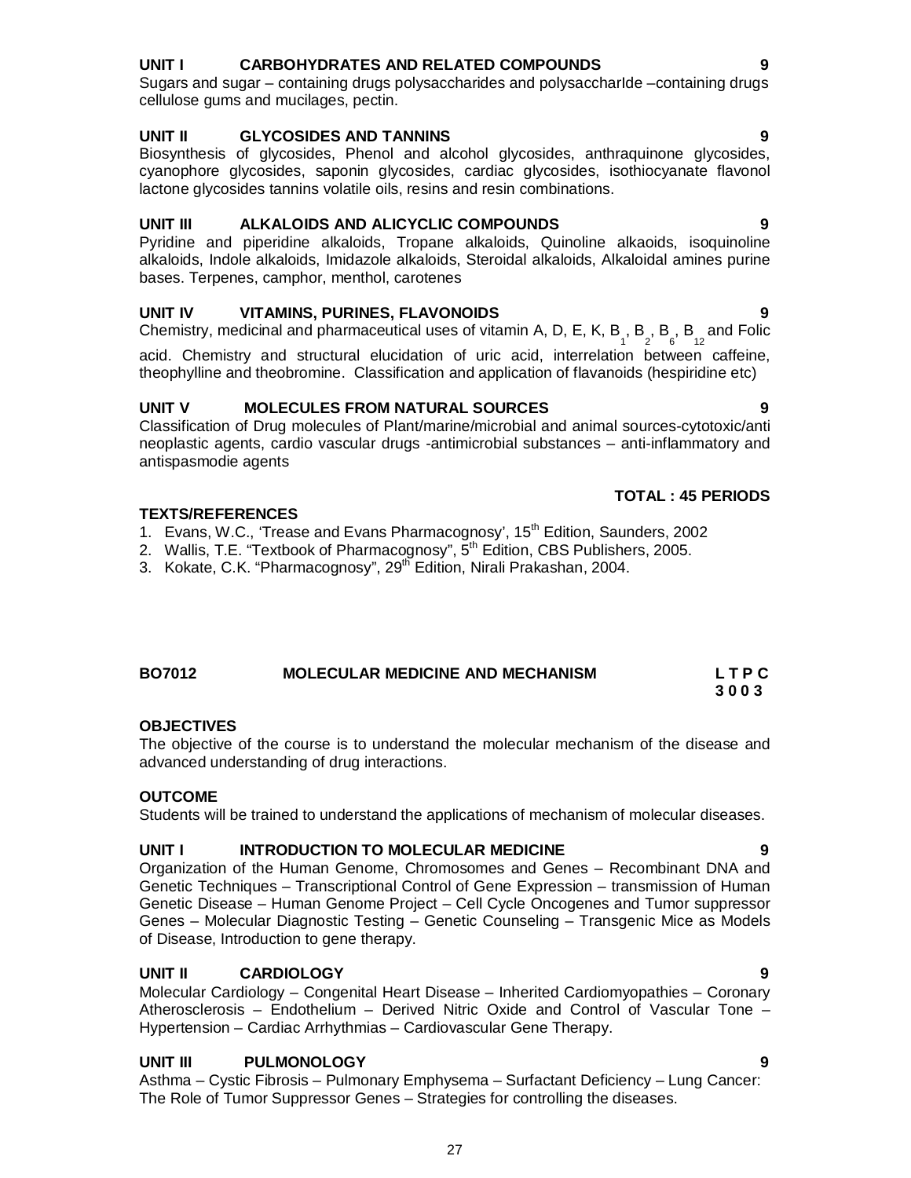**UNIT I CARBOHYDRATES AND RELATED COMPOUNDS 9**

Sugars and sugar – containing drugs polysaccharides and polysaccharIde –containing drugs cellulose gums and mucilages, pectin.

**UNIT II GLYCOSIDES AND TANNINS 9**

Biosynthesis of glycosides, Phenol and alcohol glycosides, anthraquinone glycosides, cyanophore glycosides, saponin glycosides, cardiac glycosides, isothiocyanate flavonol lactone glycosides tannins volatile oils, resins and resin combinations.

**UNIT III ALKALOIDS AND ALICYCLIC COMPOUNDS 9**

Pyridine and piperidine alkaloids, Tropane alkaloids, Quinoline alkaoids, isoquinoline alkaloids, Indole alkaloids, Imidazole alkaloids, Steroidal alkaloids, Alkaloidal amines purine bases. Terpenes, camphor, menthol, carotenes

**UNIT IV VITAMINS, PURINES, FLAVONOIDS 9**

Chemistry, medicinal and pharmaceutical uses of vitamin A, D, E, K, $B_1$, $B_2$, $B_6$, $B_{12}$ and Folic acid. Chemistry and structural elucidation of uric acid, interrelation between caffeine, theophylline and theobromine. Classification and application of flavanoids (hespiridine etc)

**UNIT V MOLECULES FROM NATURAL SOURCES 9**

Classification of Drug molecules of Plant/marine/microbial and animal sources-cytotoxic/anti neoplastic agents, cardio vascular drugs -antimicrobial substances – anti-inflammatory and antispasmodie agents

**TOTAL : 45 PERIODS**

**TEXTS/REFERENCES**

1. Evans, W.C., 'Trease and Evans Pharmacognosy', 15th Edition, Saunders, 2002
2. Wallis, T.E. "Textbook of Pharmacognosy", 5th Edition, CBS Publishers, 2005.
3. Kokate, C.K. "Pharmacognosy", 29th Edition, Nirali Prakashan, 2004.

## BO7012 MOLECULAR MEDICINE AND MECHANISM

**L T P C**
**3 0 0 3**

**OBJECTIVES**

The objective of the course is to understand the molecular mechanism of the disease and advanced understanding of drug interactions.

**OUTCOME**

Students will be trained to understand the applications of mechanism of molecular diseases.

**UNIT I INTRODUCTION TO MOLECULAR MEDICINE 9**

Organization of the Human Genome, Chromosomes and Genes – Recombinant DNA and Genetic Techniques – Transcriptional Control of Gene Expression – transmission of Human Genetic Disease – Human Genome Project – Cell Cycle Oncogenes and Tumor suppressor Genes – Molecular Diagnostic Testing – Genetic Counseling – Transgenic Mice as Models of Disease, Introduction to gene therapy.

**UNIT II CARDIOLOGY 9**

Molecular Cardiology – Congenital Heart Disease – Inherited Cardiomyopathies – Coronary Atherosclerosis – Endothelium – Derived Nitric Oxide and Control of Vascular Tone – Hypertension – Cardiac Arrhythmias – Cardiovascular Gene Therapy.

**UNIT III PULMONOLOGY 9**

Asthma – Cystic Fibrosis – Pulmonary Emphysema – Surfactant Deficiency – Lung Cancer: The Role of Tumor Suppressor Genes – Strategies for controlling the diseases.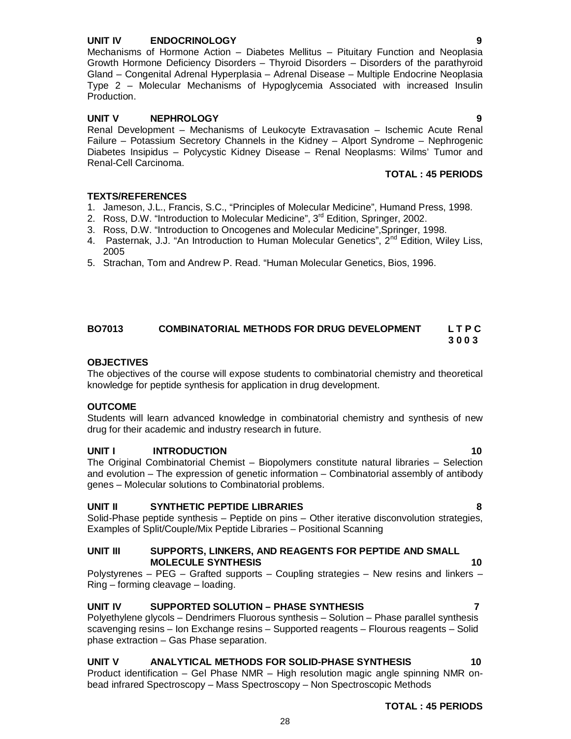**UNIT IV ENDOCRINOLOGY 9**

Mechanisms of Hormone Action – Diabetes Mellitus – Pituitary Function and Neoplasia Growth Hormone Deficiency Disorders – Thyroid Disorders – Disorders of the parathyroid Gland – Congenital Adrenal Hyperplasia – Adrenal Disease – Multiple Endocrine Neoplasia Type 2 – Molecular Mechanisms of Hypoglycemia Associated with increased Insulin Production.

**UNIT V NEPHROLOGY 9**

Renal Development – Mechanisms of Leukocyte Extravasation – Ischemic Acute Renal Failure – Potassium Secretory Channels in the Kidney – Alport Syndrome – Nephrogenic Diabetes Insipidus – Polycystic Kidney Disease – Renal Neoplasms: Wilms' Tumor and Renal-Cell Carcinoma.

**TOTAL : 45 PERIODS**

**TEXTS/REFERENCES**

1. Jameson, J.L., Francis, S.C., "Principles of Molecular Medicine", Humand Press, 1998.
2. Ross, D.W. "Introduction to Molecular Medicine", 3rd Edition, Springer, 2002.
3. Ross, D.W. "Introduction to Oncogenes and Molecular Medicine",Springer, 1998.
4. Pasternak, J.J. "An Introduction to Human Molecular Genetics", 2nd Edition, Wiley Liss, 2005
5. Strachan, Tom and Andrew P. Read. "Human Molecular Genetics, Bios, 1996.

## BO7013 COMBINATORIAL METHODS FOR DRUG DEVELOPMENT

**L T P C**
**3 0 0 3**

**OBJECTIVES**

The objectives of the course will expose students to combinatorial chemistry and theoretical knowledge for peptide synthesis for application in drug development.

**OUTCOME**

Students will learn advanced knowledge in combinatorial chemistry and synthesis of new drug for their academic and industry research in future.

**UNIT I INTRODUCTION 10**

The Original Combinatorial Chemist – Biopolymers constitute natural libraries – Selection and evolution – The expression of genetic information – Combinatorial assembly of antibody genes – Molecular solutions to Combinatorial problems.

**UNIT II SYNTHETIC PEPTIDE LIBRARIES 8**

Solid-Phase peptide synthesis – Peptide on pins – Other iterative disconvolution strategies, Examples of Split/Couple/Mix Peptide Libraries – Positional Scanning

**UNIT III SUPPORTS, LINKERS, AND REAGENTS FOR PEPTIDE AND SMALL MOLECULE SYNTHESIS 10**

Polystyrenes – PEG – Grafted supports – Coupling strategies – New resins and linkers – Ring – forming cleavage – loading.

**UNIT IV SUPPORTED SOLUTION – PHASE SYNTHESIS 7**

Polyethylene glycols – Dendrimers Fluorous synthesis – Solution – Phase parallel synthesis scavenging resins – Ion Exchange resins – Supported reagents – Flourous reagents – Solid phase extraction – Gas Phase separation.

**UNIT V ANALYTICAL METHODS FOR SOLID-PHASE SYNTHESIS 10**

Product identification – Gel Phase NMR – High resolution magic angle spinning NMR on-bead infrared Spectroscopy – Mass Spectroscopy – Non Spectroscopic Methods

**TOTAL : 45 PERIODS**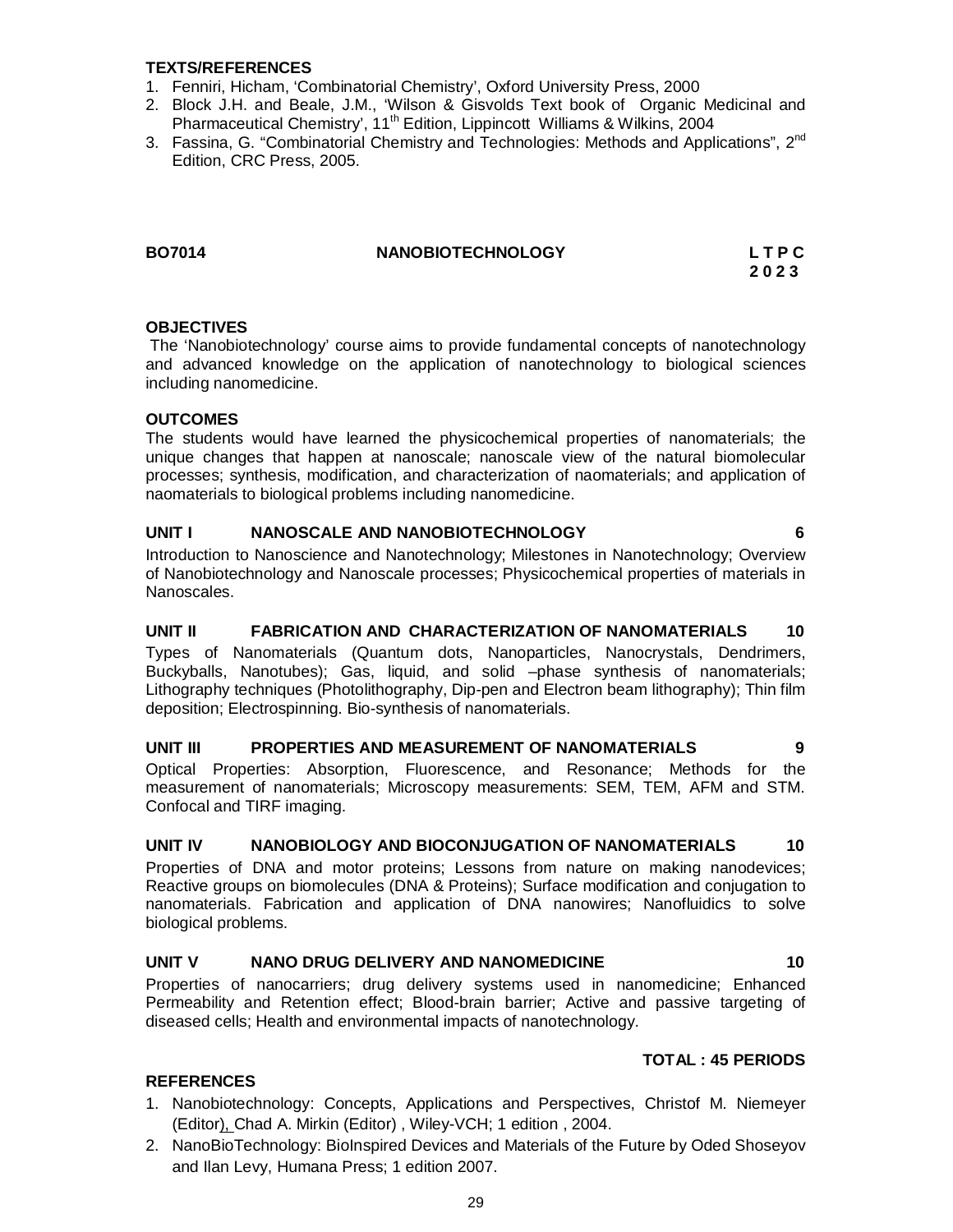**TEXTS/REFERENCES**

1. Fenniri, Hicham, 'Combinatorial Chemistry', Oxford University Press, 2000
2. Block J.H. and Beale, J.M., 'Wilson & Gisvolds Text book of Organic Medicinal and Pharmaceutical Chemistry', 11th Edition, Lippincott Williams & Wilkins, 2004
3. Fassina, G. "Combinatorial Chemistry and Technologies: Methods and Applications", 2nd Edition, CRC Press, 2005.

**BO7014　　NANOBIOTECHNOLOGY　　L T P C**
**2 0 2 3**

**OBJECTIVES**

The 'Nanobiotechnology' course aims to provide fundamental concepts of nanotechnology and advanced knowledge on the application of nanotechnology to biological sciences including nanomedicine.

**OUTCOMES**

The students would have learned the physicochemical properties of nanomaterials; the unique changes that happen at nanoscale; nanoscale view of the natural biomolecular processes; synthesis, modification, and characterization of naomaterials; and application of naomaterials to biological problems including nanomedicine.

**UNIT I　　NANOSCALE AND NANOBIOTECHNOLOGY　　6**

Introduction to Nanoscience and Nanotechnology; Milestones in Nanotechnology; Overview of Nanobiotechnology and Nanoscale processes; Physicochemical properties of materials in Nanoscales.

**UNIT II　　FABRICATION AND CHARACTERIZATION OF NANOMATERIALS　　10**

Types of Nanomaterials (Quantum dots, Nanoparticles, Nanocrystals, Dendrimers, Buckyballs, Nanotubes); Gas, liquid, and solid –phase synthesis of nanomaterials; Lithography techniques (Photolithography, Dip-pen and Electron beam lithography); Thin film deposition; Electrospinning. Bio-synthesis of nanomaterials.

**UNIT III　　PROPERTIES AND MEASUREMENT OF NANOMATERIALS　　9**

Optical Properties: Absorption, Fluorescence, and Resonance; Methods for the measurement of nanomaterials; Microscopy measurements: SEM, TEM, AFM and STM. Confocal and TIRF imaging.

**UNIT IV　　NANOBIOLOGY AND BIOCONJUGATION OF NANOMATERIALS　　10**

Properties of DNA and motor proteins; Lessons from nature on making nanodevices; Reactive groups on biomolecules (DNA & Proteins); Surface modification and conjugation to nanomaterials. Fabrication and application of DNA nanowires; Nanofluidics to solve biological problems.

**UNIT V　　NANO DRUG DELIVERY AND NANOMEDICINE　　10**

Properties of nanocarriers; drug delivery systems used in nanomedicine; Enhanced Permeability and Retention effect; Blood-brain barrier; Active and passive targeting of diseased cells; Health and environmental impacts of nanotechnology.

**TOTAL : 45 PERIODS**

**REFERENCES**

1. Nanobiotechnology: Concepts, Applications and Perspectives, Christof M. Niemeyer (Editor), Chad A. Mirkin (Editor) , Wiley-VCH; 1 edition , 2004.
2. NanoBioTechnology: BioInspired Devices and Materials of the Future by Oded Shoseyov and Ilan Levy, Humana Press; 1 edition 2007.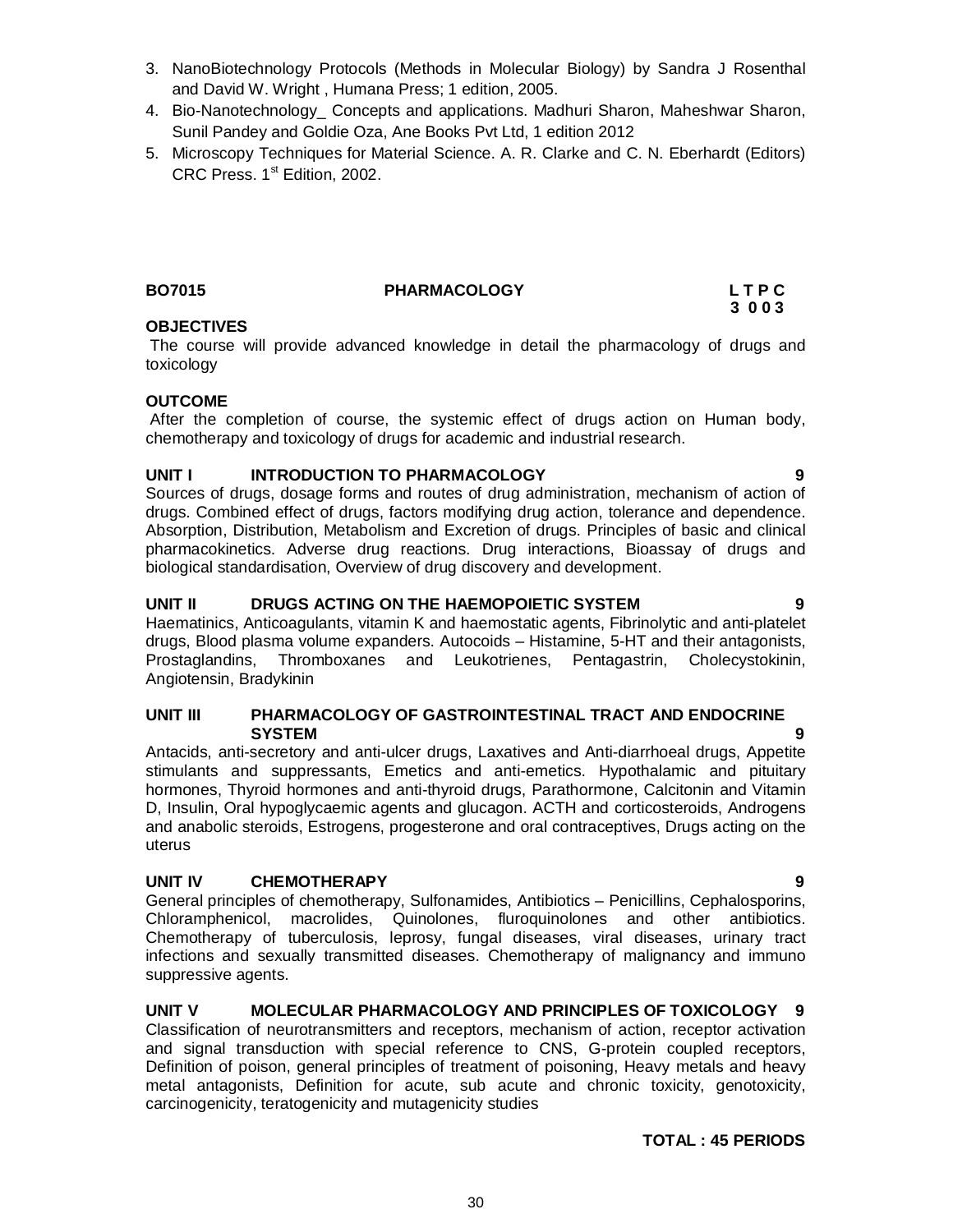3. NanoBiotechnology Protocols (Methods in Molecular Biology) by Sandra J Rosenthal and David W. Wright , Humana Press; 1 edition, 2005.
4. Bio-Nanotechnology_ Concepts and applications. Madhuri Sharon, Maheshwar Sharon, Sunil Pandey and Goldie Oza, Ane Books Pvt Ltd, 1 edition 2012
5. Microscopy Techniques for Material Science. A. R. Clarke and C. N. Eberhardt (Editors) CRC Press. 1st Edition, 2002.

**BO7015 PHARMACOLOGY L T P C**
**3 0 0 3**

**OBJECTIVES**

The course will provide advanced knowledge in detail the pharmacology of drugs and toxicology

**OUTCOME**

After the completion of course, the systemic effect of drugs action on Human body, chemotherapy and toxicology of drugs for academic and industrial research.

**UNIT I INTRODUCTION TO PHARMACOLOGY 9**

Sources of drugs, dosage forms and routes of drug administration, mechanism of action of drugs. Combined effect of drugs, factors modifying drug action, tolerance and dependence. Absorption, Distribution, Metabolism and Excretion of drugs. Principles of basic and clinical pharmacokinetics. Adverse drug reactions. Drug interactions, Bioassay of drugs and biological standardisation, Overview of drug discovery and development.

**UNIT II DRUGS ACTING ON THE HAEMOPOIETIC SYSTEM 9**

Haematinics, Anticoagulants, vitamin K and haemostatic agents, Fibrinolytic and anti-platelet drugs, Blood plasma volume expanders. Autocoids – Histamine, 5-HT and their antagonists, Prostaglandins, Thromboxanes and Leukotrienes, Pentagastrin, Cholecystokinin, Angiotensin, Bradykinin

**UNIT III PHARMACOLOGY OF GASTROINTESTINAL TRACT AND ENDOCRINE SYSTEM 9**

Antacids, anti-secretory and anti-ulcer drugs, Laxatives and Anti-diarrhoeal drugs, Appetite stimulants and suppressants, Emetics and anti-emetics. Hypothalamic and pituitary hormones, Thyroid hormones and anti-thyroid drugs, Parathormone, Calcitonin and Vitamin D, Insulin, Oral hypoglycaemic agents and glucagon. ACTH and corticosteroids, Androgens and anabolic steroids, Estrogens, progesterone and oral contraceptives, Drugs acting on the uterus

**UNIT IV CHEMOTHERAPY 9**

General principles of chemotherapy, Sulfonamides, Antibiotics – Penicillins, Cephalosporins, Chloramphenicol, macrolides, Quinolones, fluroquinolones and other antibiotics. Chemotherapy of tuberculosis, leprosy, fungal diseases, viral diseases, urinary tract infections and sexually transmitted diseases. Chemotherapy of malignancy and immuno suppressive agents.

**UNIT V MOLECULAR PHARMACOLOGY AND PRINCIPLES OF TOXICOLOGY 9**

Classification of neurotransmitters and receptors, mechanism of action, receptor activation and signal transduction with special reference to CNS, G-protein coupled receptors, Definition of poison, general principles of treatment of poisoning, Heavy metals and heavy metal antagonists, Definition for acute, sub acute and chronic toxicity, genotoxicity, carcinogenicity, teratogenicity and mutagenicity studies

**TOTAL : 45 PERIODS**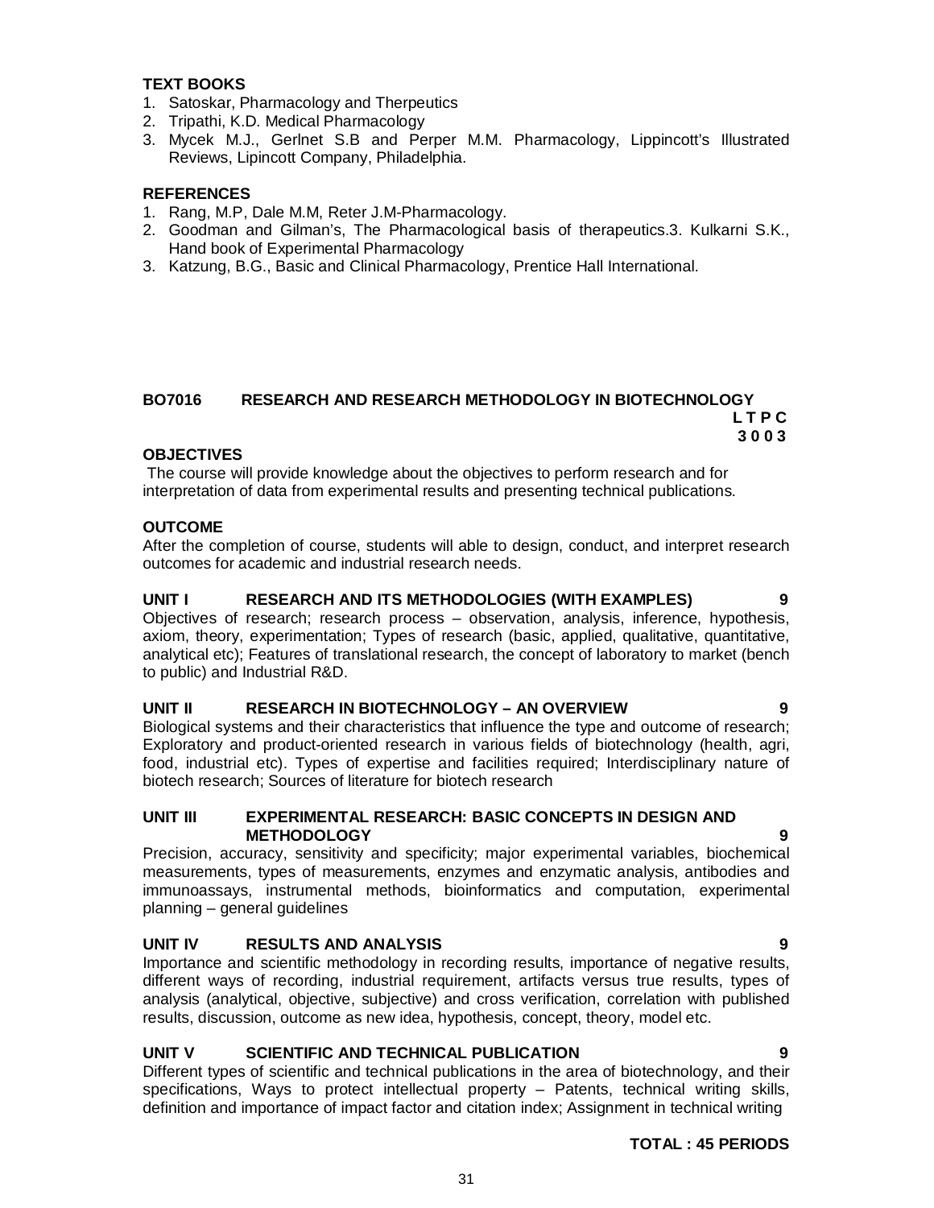**TEXT BOOKS**

1. Satoskar, Pharmacology and Therpeutics
2. Tripathi, K.D. Medical Pharmacology
3. Mycek M.J., Gerlnet S.B and Perper M.M. Pharmacology, Lippincott's Illustrated Reviews, Lipincott Company, Philadelphia.

**REFERENCES**

1. Rang, M.P, Dale M.M, Reter J.M-Pharmacology.
2. Goodman and Gilman's, The Pharmacological basis of therapeutics.3. Kulkarni S.K., Hand book of Experimental Pharmacology
3. Katzung, B.G., Basic and Clinical Pharmacology, Prentice Hall International.

## BO7016 RESEARCH AND RESEARCH METHODOLOGY IN BIOTECHNOLOGY

**L T P C**
**3 0 0 3**

**OBJECTIVES**

The course will provide knowledge about the objectives to perform research and for interpretation of data from experimental results and presenting technical publications.

**OUTCOME**

After the completion of course, students will able to design, conduct, and interpret research outcomes for academic and industrial research needs.

**UNIT I RESEARCH AND ITS METHODOLOGIES (WITH EXAMPLES) 9**

Objectives of research; research process – observation, analysis, inference, hypothesis, axiom, theory, experimentation; Types of research (basic, applied, qualitative, quantitative, analytical etc); Features of translational research, the concept of laboratory to market (bench to public) and Industrial R&D.

**UNIT II RESEARCH IN BIOTECHNOLOGY – AN OVERVIEW 9**

Biological systems and their characteristics that influence the type and outcome of research; Exploratory and product-oriented research in various fields of biotechnology (health, agri, food, industrial etc). Types of expertise and facilities required; Interdisciplinary nature of biotech research; Sources of literature for biotech research

**UNIT III EXPERIMENTAL RESEARCH: BASIC CONCEPTS IN DESIGN AND METHODOLOGY 9**

Precision, accuracy, sensitivity and specificity; major experimental variables, biochemical measurements, types of measurements, enzymes and enzymatic analysis, antibodies and immunoassays, instrumental methods, bioinformatics and computation, experimental planning – general guidelines

**UNIT IV RESULTS AND ANALYSIS 9**

Importance and scientific methodology in recording results, importance of negative results, different ways of recording, industrial requirement, artifacts versus true results, types of analysis (analytical, objective, subjective) and cross verification, correlation with published results, discussion, outcome as new idea, hypothesis, concept, theory, model etc.

**UNIT V SCIENTIFIC AND TECHNICAL PUBLICATION 9**

Different types of scientific and technical publications in the area of biotechnology, and their specifications, Ways to protect intellectual property – Patents, technical writing skills, definition and importance of impact factor and citation index; Assignment in technical writing

**TOTAL : 45 PERIODS**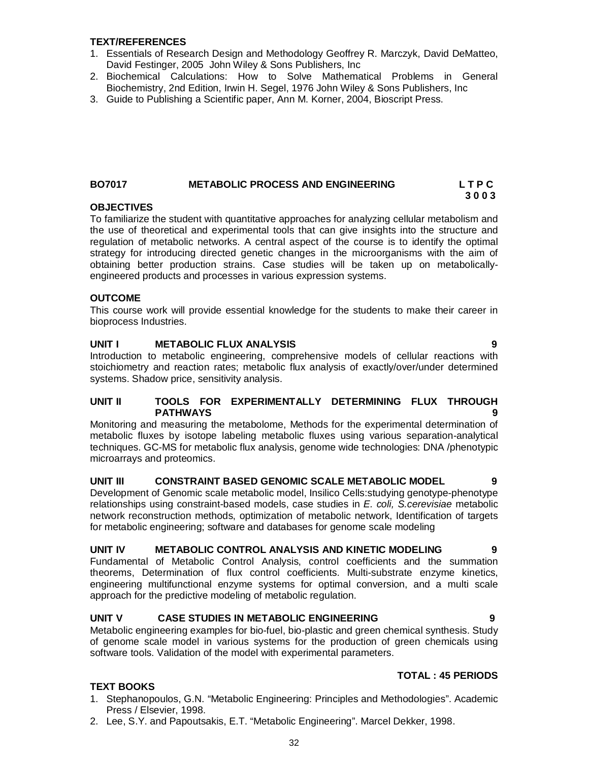**TEXT/REFERENCES**

1. Essentials of Research Design and Methodology Geoffrey R. Marczyk, David DeMatteo, David Festinger, 2005 John Wiley & Sons Publishers, Inc
2. Biochemical Calculations: How to Solve Mathematical Problems in General Biochemistry, 2nd Edition, Irwin H. Segel, 1976 John Wiley & Sons Publishers, Inc
3. Guide to Publishing a Scientific paper, Ann M. Korner, 2004, Bioscript Press.

## BO7017 METABOLIC PROCESS AND ENGINEERING

**L T P C**
**3 0 0 3**

**OBJECTIVES**

To familiarize the student with quantitative approaches for analyzing cellular metabolism and the use of theoretical and experimental tools that can give insights into the structure and regulation of metabolic networks. A central aspect of the course is to identify the optimal strategy for introducing directed genetic changes in the microorganisms with the aim of obtaining better production strains. Case studies will be taken up on metabolically-engineered products and processes in various expression systems.

**OUTCOME**

This course work will provide essential knowledge for the students to make their career in bioprocess Industries.

**UNIT I METABOLIC FLUX ANALYSIS 9**

Introduction to metabolic engineering, comprehensive models of cellular reactions with stoichiometry and reaction rates; metabolic flux analysis of exactly/over/under determined systems. Shadow price, sensitivity analysis.

**UNIT II TOOLS FOR EXPERIMENTALLY DETERMINING FLUX THROUGH PATHWAYS 9**

Monitoring and measuring the metabolome, Methods for the experimental determination of metabolic fluxes by isotope labeling metabolic fluxes using various separation-analytical techniques. GC-MS for metabolic flux analysis, genome wide technologies: DNA /phenotypic microarrays and proteomics.

**UNIT III CONSTRAINT BASED GENOMIC SCALE METABOLIC MODEL 9**

Development of Genomic scale metabolic model, Insilico Cells:studying genotype-phenotype relationships using constraint-based models, case studies in *E. coli, S.cerevisiae* metabolic network reconstruction methods, optimization of metabolic network, Identification of targets for metabolic engineering; software and databases for genome scale modeling

**UNIT IV METABOLIC CONTROL ANALYSIS AND KINETIC MODELING 9**

Fundamental of Metabolic Control Analysis, control coefficients and the summation theorems, Determination of flux control coefficients. Multi-substrate enzyme kinetics, engineering multifunctional enzyme systems for optimal conversion, and a multi scale approach for the predictive modeling of metabolic regulation.

**UNIT V CASE STUDIES IN METABOLIC ENGINEERING 9**

Metabolic engineering examples for bio-fuel, bio-plastic and green chemical synthesis. Study of genome scale model in various systems for the production of green chemicals using software tools. Validation of the model with experimental parameters.

**TOTAL : 45 PERIODS**

**TEXT BOOKS**

1. Stephanopoulos, G.N. “Metabolic Engineering: Principles and Methodologies”. Academic Press / Elsevier, 1998.
2. Lee, S.Y. and Papoutsakis, E.T. “Metabolic Engineering”. Marcel Dekker, 1998.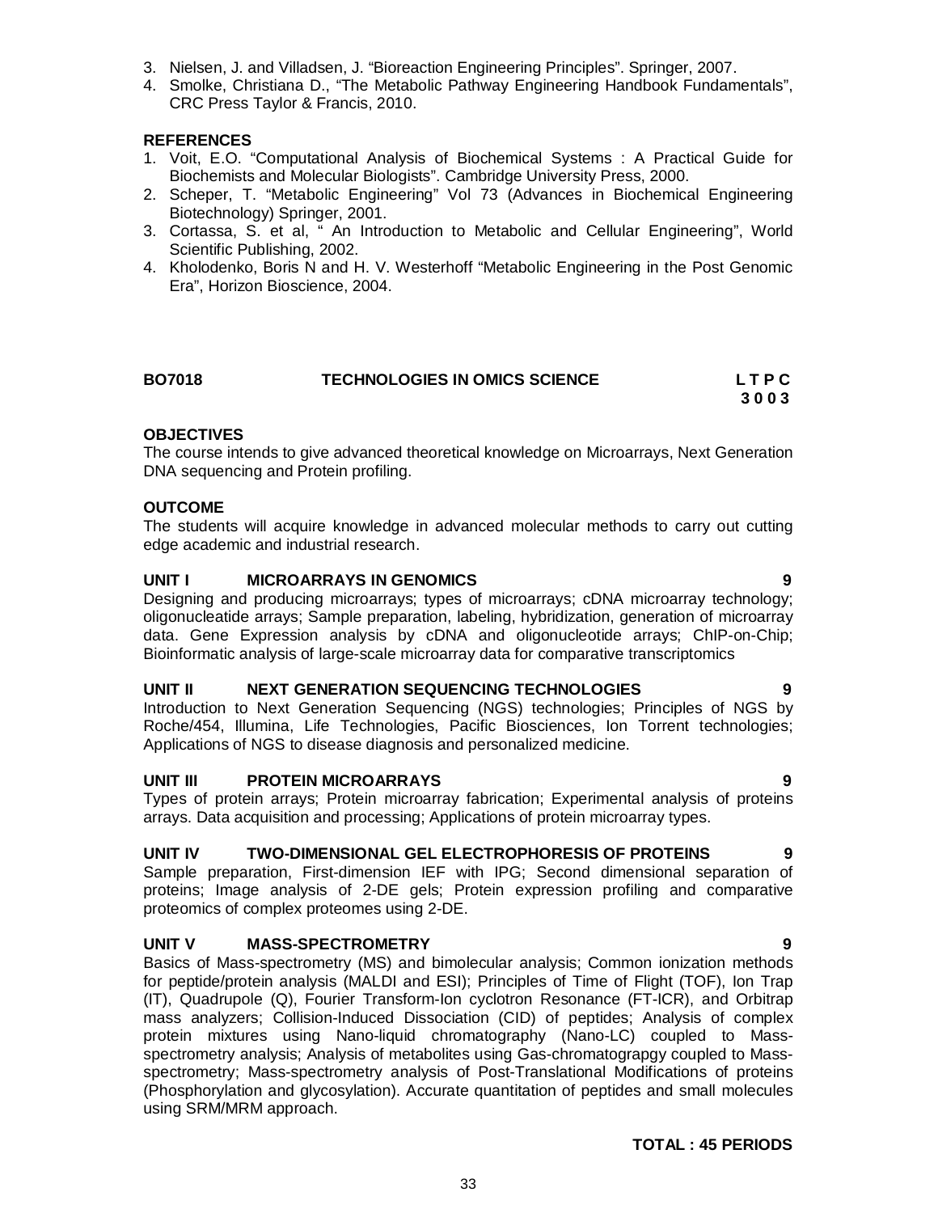3. Nielsen, J. and Villadsen, J. "Bioreaction Engineering Principles". Springer, 2007.
4. Smolke, Christiana D., "The Metabolic Pathway Engineering Handbook Fundamentals", CRC Press Taylor & Francis, 2010.

**REFERENCES**

1. Voit, E.O. "Computational Analysis of Biochemical Systems : A Practical Guide for Biochemists and Molecular Biologists". Cambridge University Press, 2000.
2. Scheper, T. "Metabolic Engineering" Vol 73 (Advances in Biochemical Engineering Biotechnology) Springer, 2001.
3. Cortassa, S. et al, " An Introduction to Metabolic and Cellular Engineering", World Scientific Publishing, 2002.
4. Kholodenko, Boris N and H. V. Westerhoff "Metabolic Engineering in the Post Genomic Era", Horizon Bioscience, 2004.

## BO7018 TECHNOLOGIES IN OMICS SCIENCE

**L T P C**
**3 0 0 3**

**OBJECTIVES**

The course intends to give advanced theoretical knowledge on Microarrays, Next Generation DNA sequencing and Protein profiling.

**OUTCOME**

The students will acquire knowledge in advanced molecular methods to carry out cutting edge academic and industrial research.

**UNIT I MICROARRAYS IN GENOMICS 9**

Designing and producing microarrays; types of microarrays; cDNA microarray technology; oligonucleatide arrays; Sample preparation, labeling, hybridization, generation of microarray data. Gene Expression analysis by cDNA and oligonucleotide arrays; ChIP-on-Chip; Bioinformatic analysis of large-scale microarray data for comparative transcriptomics

**UNIT II NEXT GENERATION SEQUENCING TECHNOLOGIES 9**

Introduction to Next Generation Sequencing (NGS) technologies; Principles of NGS by Roche/454, Illumina, Life Technologies, Pacific Biosciences, Ion Torrent technologies; Applications of NGS to disease diagnosis and personalized medicine.

**UNIT III PROTEIN MICROARRAYS 9**

Types of protein arrays; Protein microarray fabrication; Experimental analysis of proteins arrays. Data acquisition and processing; Applications of protein microarray types.

**UNIT IV TWO-DIMENSIONAL GEL ELECTROPHORESIS OF PROTEINS 9**

Sample preparation, First-dimension IEF with IPG; Second dimensional separation of proteins; Image analysis of 2-DE gels; Protein expression profiling and comparative proteomics of complex proteomes using 2-DE.

**UNIT V MASS-SPECTROMETRY 9**

Basics of Mass-spectrometry (MS) and bimolecular analysis; Common ionization methods for peptide/protein analysis (MALDI and ESI); Principles of Time of Flight (TOF), Ion Trap (IT), Quadrupole (Q), Fourier Transform-Ion cyclotron Resonance (FT-ICR), and Orbitrap mass analyzers; Collision-Induced Dissociation (CID) of peptides; Analysis of complex protein mixtures using Nano-liquid chromatography (Nano-LC) coupled to Mass-spectrometry analysis; Analysis of metabolites using Gas-chromatograpgy coupled to Mass-spectrometry; Mass-spectrometry analysis of Post-Translational Modifications of proteins (Phosphorylation and glycosylation). Accurate quantitation of peptides and small molecules using SRM/MRM approach.

**TOTAL : 45 PERIODS**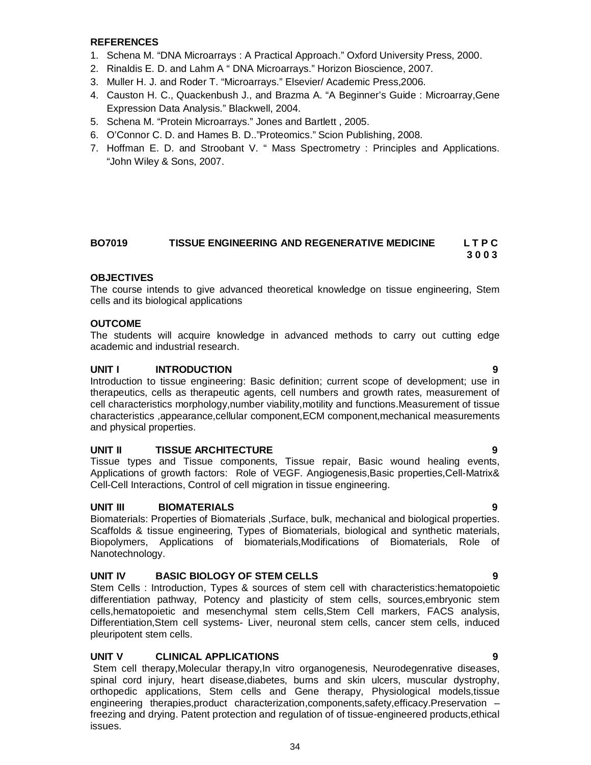**REFERENCES**

1. Schena M. “DNA Microarrays : A Practical Approach.” Oxford University Press, 2000.
2. Rinaldis E. D. and Lahm A “ DNA Microarrays.” Horizon Bioscience, 2007.
3. Muller H. J. and Roder T. “Microarrays.” Elsevier/ Academic Press,2006.
4. Causton H. C., Quackenbush J., and Brazma A. “A Beginner’s Guide : Microarray,Gene Expression Data Analysis.” Blackwell, 2004.
5. Schena M. “Protein Microarrays.” Jones and Bartlett , 2005.
6. O’Connor C. D. and Hames B. D..”Proteomics.” Scion Publishing, 2008.
7. Hoffman E. D. and Stroobant V. “ Mass Spectrometry : Principles and Applications. “John Wiley & Sons, 2007.

## BO7019 TISSUE ENGINEERING AND REGENERATIVE MEDICINE

| L | T | P | C |
|---|---|---|---|
| 3 | 0 | 0 | 3 |

**OBJECTIVES**

The course intends to give advanced theoretical knowledge on tissue engineering, Stem cells and its biological applications

**OUTCOME**

The students will acquire knowledge in advanced methods to carry out cutting edge academic and industrial research.

**UNIT I INTRODUCTION 9**

Introduction to tissue engineering: Basic definition; current scope of development; use in therapeutics, cells as therapeutic agents, cell numbers and growth rates, measurement of cell characteristics morphology,number viability,motility and functions.Measurement of tissue characteristics ,appearance,cellular component,ECM component,mechanical measurements and physical properties.

**UNIT II TISSUE ARCHITECTURE 9**

Tissue types and Tissue components, Tissue repair, Basic wound healing events, Applications of growth factors: Role of VEGF. Angiogenesis,Basic properties,Cell-Matrix& Cell-Cell Interactions, Control of cell migration in tissue engineering.

**UNIT III BIOMATERIALS 9**

Biomaterials: Properties of Biomaterials ,Surface, bulk, mechanical and biological properties. Scaffolds & tissue engineering, Types of Biomaterials, biological and synthetic materials, Biopolymers, Applications of biomaterials,Modifications of Biomaterials, Role of Nanotechnology.

**UNIT IV BASIC BIOLOGY OF STEM CELLS 9**

Stem Cells : Introduction, Types & sources of stem cell with characteristics:hematopoietic differentiation pathway, Potency and plasticity of stem cells, sources,embryonic stem cells,hematopoietic and mesenchymal stem cells,Stem Cell markers, FACS analysis, Differentiation,Stem cell systems- Liver, neuronal stem cells, cancer stem cells, induced pleuripotent stem cells.

**UNIT V CLINICAL APPLICATIONS 9**

Stem cell therapy,Molecular therapy,In vitro organogenesis, Neurodegenrative diseases, spinal cord injury, heart disease,diabetes, burns and skin ulcers, muscular dystrophy, orthopedic applications, Stem cells and Gene therapy, Physiological models,tissue engineering therapies,product characterization,components,safety,efficacy.Preservation – freezing and drying. Patent protection and regulation of of tissue-engineered products,ethical issues.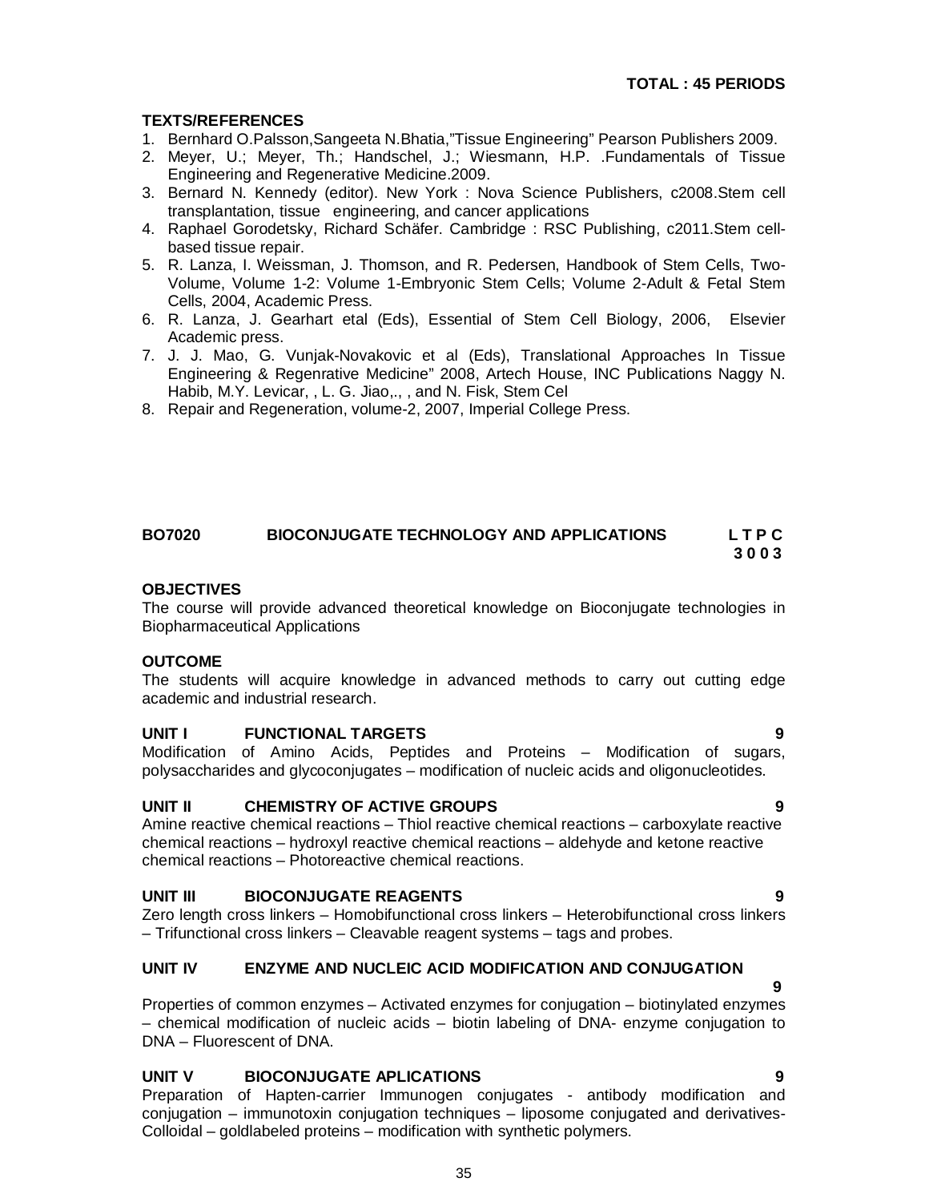**TOTAL : 45 PERIODS**

**TEXTS/REFERENCES**

1. Bernhard O.Palsson,Sangeeta N.Bhatia,"Tissue Engineering" Pearson Publishers 2009.
2. Meyer, U.; Meyer, Th.; Handschel, J.; Wiesmann, H.P. .Fundamentals of Tissue Engineering and Regenerative Medicine.2009.
3. Bernard N. Kennedy (editor). New York : Nova Science Publishers, c2008.Stem cell transplantation, tissue engineering, and cancer applications
4. Raphael Gorodetsky, Richard Schäfer. Cambridge : RSC Publishing, c2011.Stem cell-based tissue repair.
5. R. Lanza, I. Weissman, J. Thomson, and R. Pedersen, Handbook of Stem Cells, Two-Volume, Volume 1-2: Volume 1-Embryonic Stem Cells; Volume 2-Adult & Fetal Stem Cells, 2004, Academic Press.
6. R. Lanza, J. Gearhart etal (Eds), Essential of Stem Cell Biology, 2006, Elsevier Academic press.
7. J. J. Mao, G. Vunjak-Novakovic et al (Eds), Translational Approaches In Tissue Engineering & Regenrative Medicine" 2008, Artech House, INC Publications Naggy N. Habib, M.Y. Levicar, , L. G. Jiao,., , and N. Fisk, Stem Cel
8. Repair and Regeneration, volume-2, 2007, Imperial College Press.

## BO7020 BIOCONJUGATE TECHNOLOGY AND APPLICATIONS

**L T P C**
**3 0 0 3**

**OBJECTIVES**

The course will provide advanced theoretical knowledge on Bioconjugate technologies in Biopharmaceutical Applications

**OUTCOME**

The students will acquire knowledge in advanced methods to carry out cutting edge academic and industrial research.

**UNIT I FUNCTIONAL TARGETS 9**

Modification of Amino Acids, Peptides and Proteins – Modification of sugars, polysaccharides and glycoconjugates – modification of nucleic acids and oligonucleotides.

**UNIT II CHEMISTRY OF ACTIVE GROUPS 9**

Amine reactive chemical reactions – Thiol reactive chemical reactions – carboxylate reactive chemical reactions – hydroxyl reactive chemical reactions – aldehyde and ketone reactive chemical reactions – Photoreactive chemical reactions.

**UNIT III BIOCONJUGATE REAGENTS 9**

Zero length cross linkers – Homobifunctional cross linkers – Heterobifunctional cross linkers – Trifunctional cross linkers – Cleavable reagent systems – tags and probes.

**UNIT IV ENZYME AND NUCLEIC ACID MODIFICATION AND CONJUGATION 9**

Properties of common enzymes – Activated enzymes for conjugation – biotinylated enzymes – chemical modification of nucleic acids – biotin labeling of DNA- enzyme conjugation to DNA – Fluorescent of DNA.

**UNIT V BIOCONJUGATE APLICATIONS 9**

Preparation of Hapten-carrier Immunogen conjugates - antibody modification and conjugation – immunotoxin conjugation techniques – liposome conjugated and derivatives-Colloidal – goldlabeled proteins – modification with synthetic polymers.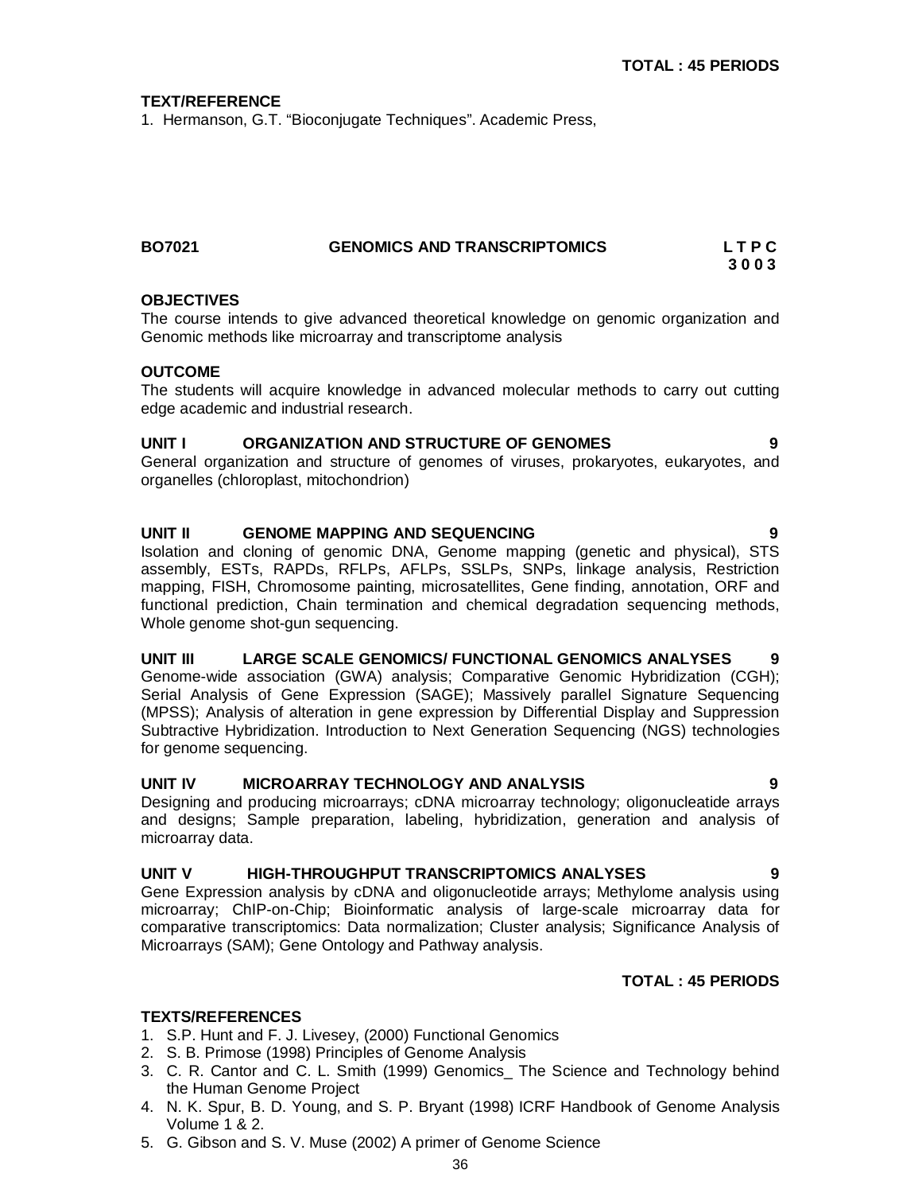**TOTAL : 45 PERIODS**

**TEXT/REFERENCE**

1. Hermanson, G.T. "Bioconjugate Techniques". Academic Press,

## BO7021 GENOMICS AND TRANSCRIPTOMICS

**L T P C**
**3 0 0 3**

**OBJECTIVES**

The course intends to give advanced theoretical knowledge on genomic organization and Genomic methods like microarray and transcriptome analysis

**OUTCOME**

The students will acquire knowledge in advanced molecular methods to carry out cutting edge academic and industrial research.

**UNIT I ORGANIZATION AND STRUCTURE OF GENOMES 9**

General organization and structure of genomes of viruses, prokaryotes, eukaryotes, and organelles (chloroplast, mitochondrion)

**UNIT II GENOME MAPPING AND SEQUENCING 9**

Isolation and cloning of genomic DNA, Genome mapping (genetic and physical), STS assembly, ESTs, RAPDs, RFLPs, AFLPs, SSLPs, SNPs, linkage analysis, Restriction mapping, FISH, Chromosome painting, microsatellites, Gene finding, annotation, ORF and functional prediction, Chain termination and chemical degradation sequencing methods, Whole genome shot-gun sequencing.

**UNIT III LARGE SCALE GENOMICS/ FUNCTIONAL GENOMICS ANALYSES 9**

Genome-wide association (GWA) analysis; Comparative Genomic Hybridization (CGH); Serial Analysis of Gene Expression (SAGE); Massively parallel Signature Sequencing (MPSS); Analysis of alteration in gene expression by Differential Display and Suppression Subtractive Hybridization. Introduction to Next Generation Sequencing (NGS) technologies for genome sequencing.

**UNIT IV MICROARRAY TECHNOLOGY AND ANALYSIS 9**

Designing and producing microarrays; cDNA microarray technology; oligonucleatide arrays and designs; Sample preparation, labeling, hybridization, generation and analysis of microarray data.

**UNIT V HIGH-THROUGHPUT TRANSCRIPTOMICS ANALYSES 9**

Gene Expression analysis by cDNA and oligonucleotide arrays; Methylome analysis using microarray; ChIP-on-Chip; Bioinformatic analysis of large-scale microarray data for comparative transcriptomics: Data normalization; Cluster analysis; Significance Analysis of Microarrays (SAM); Gene Ontology and Pathway analysis.

**TOTAL : 45 PERIODS**

**TEXTS/REFERENCES**

1. S.P. Hunt and F. J. Livesey, (2000) Functional Genomics
2. S. B. Primose (1998) Principles of Genome Analysis
3. C. R. Cantor and C. L. Smith (1999) Genomics_ The Science and Technology behind the Human Genome Project
4. N. K. Spur, B. D. Young, and S. P. Bryant (1998) ICRF Handbook of Genome Analysis Volume 1 & 2.
5. G. Gibson and S. V. Muse (2002) A primer of Genome Science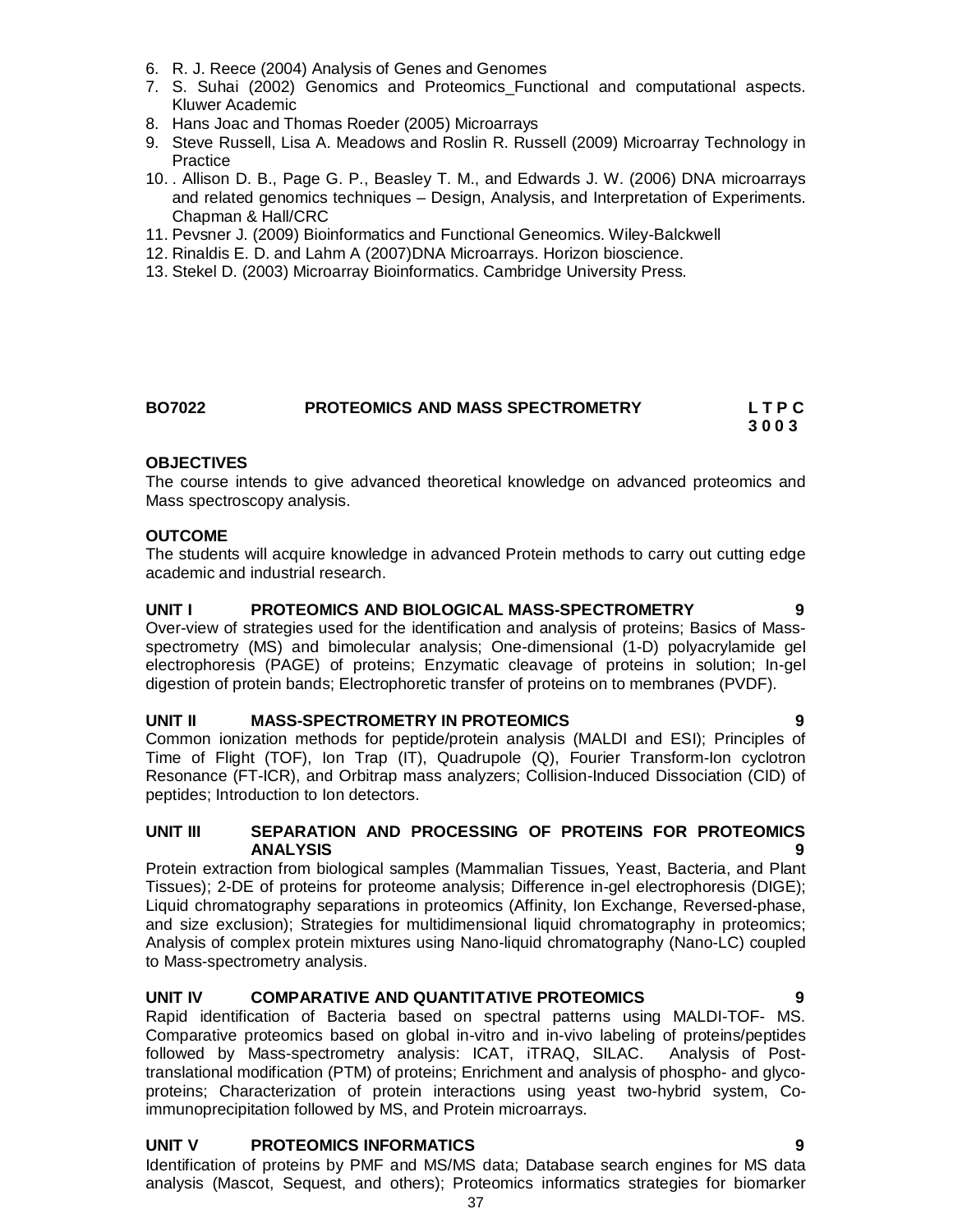6. R. J. Reece (2004) Analysis of Genes and Genomes
7. S. Suhai (2002) Genomics and Proteomics_Functional and computational aspects. Kluwer Academic
8. Hans Joac and Thomas Roeder (2005) Microarrays
9. Steve Russell, Lisa A. Meadows and Roslin R. Russell (2009) Microarray Technology in Practice
10. . Allison D. B., Page G. P., Beasley T. M., and Edwards J. W. (2006) DNA microarrays and related genomics techniques – Design, Analysis, and Interpretation of Experiments. Chapman & Hall/CRC
11. Pevsner J. (2009) Bioinformatics and Functional Geneomics. Wiley-Balckwell
12. Rinaldis E. D. and Lahm A (2007)DNA Microarrays. Horizon bioscience.
13. Stekel D. (2003) Microarray Bioinformatics. Cambridge University Press.

## BO7022 PROTEOMICS AND MASS SPECTROMETRY

**L T P C**
**3 0 0 3**

**OBJECTIVES**

The course intends to give advanced theoretical knowledge on advanced proteomics and Mass spectroscopy analysis.

**OUTCOME**

The students will acquire knowledge in advanced Protein methods to carry out cutting edge academic and industrial research.

**UNIT I PROTEOMICS AND BIOLOGICAL MASS-SPECTROMETRY 9**

Over-view of strategies used for the identification and analysis of proteins; Basics of Mass-spectrometry (MS) and bimolecular analysis; One-dimensional (1-D) polyacrylamide gel electrophoresis (PAGE) of proteins; Enzymatic cleavage of proteins in solution; In-gel digestion of protein bands; Electrophoretic transfer of proteins on to membranes (PVDF).

**UNIT II MASS-SPECTROMETRY IN PROTEOMICS 9**

Common ionization methods for peptide/protein analysis (MALDI and ESI); Principles of Time of Flight (TOF), Ion Trap (IT), Quadrupole (Q), Fourier Transform-Ion cyclotron Resonance (FT-ICR), and Orbitrap mass analyzers; Collision-Induced Dissociation (CID) of peptides; Introduction to Ion detectors.

**UNIT III SEPARATION AND PROCESSING OF PROTEINS FOR PROTEOMICS ANALYSIS 9**

Protein extraction from biological samples (Mammalian Tissues, Yeast, Bacteria, and Plant Tissues); 2-DE of proteins for proteome analysis; Difference in-gel electrophoresis (DIGE); Liquid chromatography separations in proteomics (Affinity, Ion Exchange, Reversed-phase, and size exclusion); Strategies for multidimensional liquid chromatography in proteomics; Analysis of complex protein mixtures using Nano-liquid chromatography (Nano-LC) coupled to Mass-spectrometry analysis.

**UNIT IV COMPARATIVE AND QUANTITATIVE PROTEOMICS 9**

Rapid identification of Bacteria based on spectral patterns using MALDI-TOF- MS. Comparative proteomics based on global in-vitro and in-vivo labeling of proteins/peptides followed by Mass-spectrometry analysis: ICAT, iTRAQ, SILAC. Analysis of Post-translational modification (PTM) of proteins; Enrichment and analysis of phospho- and glyco-proteins; Characterization of protein interactions using yeast two-hybrid system, Co-immunoprecipitation followed by MS, and Protein microarrays.

**UNIT V PROTEOMICS INFORMATICS 9**

Identification of proteins by PMF and MS/MS data; Database search engines for MS data analysis (Mascot, Sequest, and others); Proteomics informatics strategies for biomarker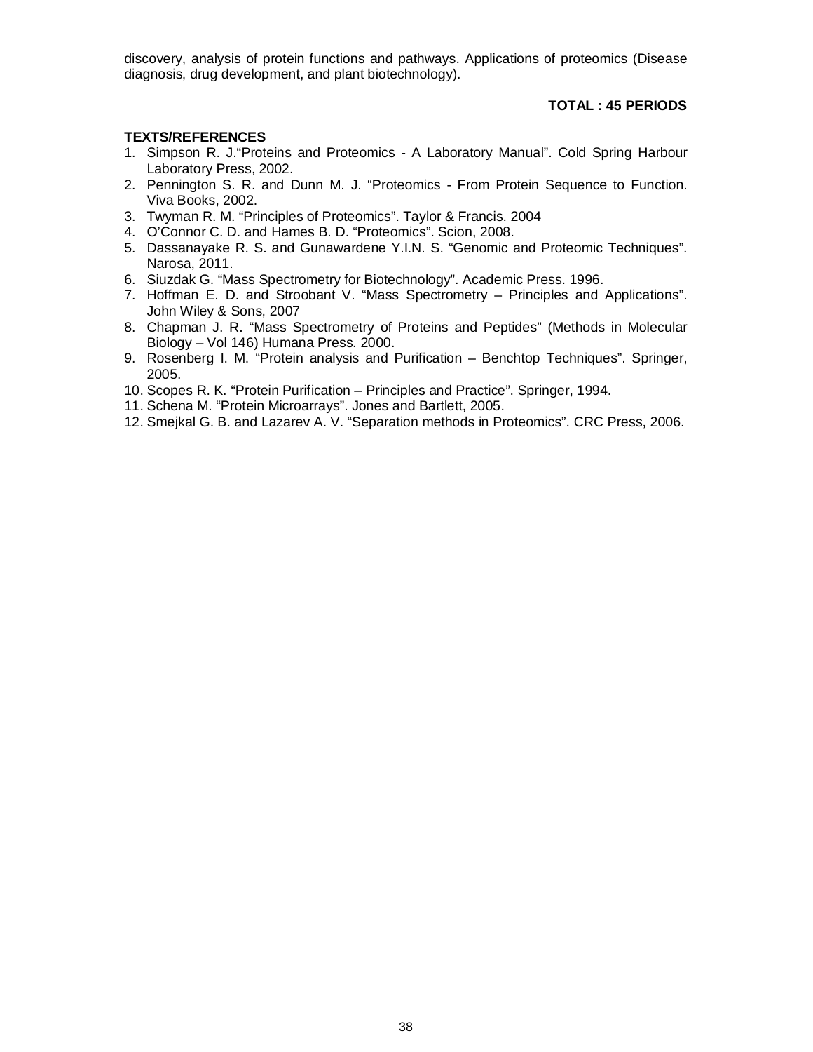discovery, analysis of protein functions and pathways. Applications of proteomics (Disease diagnosis, drug development, and plant biotechnology).

**TOTAL : 45 PERIODS**

**TEXTS/REFERENCES**

1. Simpson R. J.“Proteins and Proteomics - A Laboratory Manual”. Cold Spring Harbour Laboratory Press, 2002.
2. Pennington S. R. and Dunn M. J. “Proteomics - From Protein Sequence to Function. Viva Books, 2002.
3. Twyman R. M. “Principles of Proteomics”. Taylor & Francis. 2004
4. O’Connor C. D. and Hames B. D. “Proteomics”. Scion, 2008.
5. Dassanayake R. S. and Gunawardene Y.I.N. S. “Genomic and Proteomic Techniques”. Narosa, 2011.
6. Siuzdak G. “Mass Spectrometry for Biotechnology”. Academic Press. 1996.
7. Hoffman E. D. and Stroobant V. “Mass Spectrometry – Principles and Applications”. John Wiley & Sons, 2007
8. Chapman J. R. “Mass Spectrometry of Proteins and Peptides” (Methods in Molecular Biology – Vol 146) Humana Press. 2000.
9. Rosenberg I. M. “Protein analysis and Purification – Benchtop Techniques”. Springer, 2005.
10. Scopes R. K. “Protein Purification – Principles and Practice”. Springer, 1994.
11. Schena M. “Protein Microarrays”. Jones and Bartlett, 2005.
12. Smejkal G. B. and Lazarev A. V. “Separation methods in Proteomics”. CRC Press, 2006.